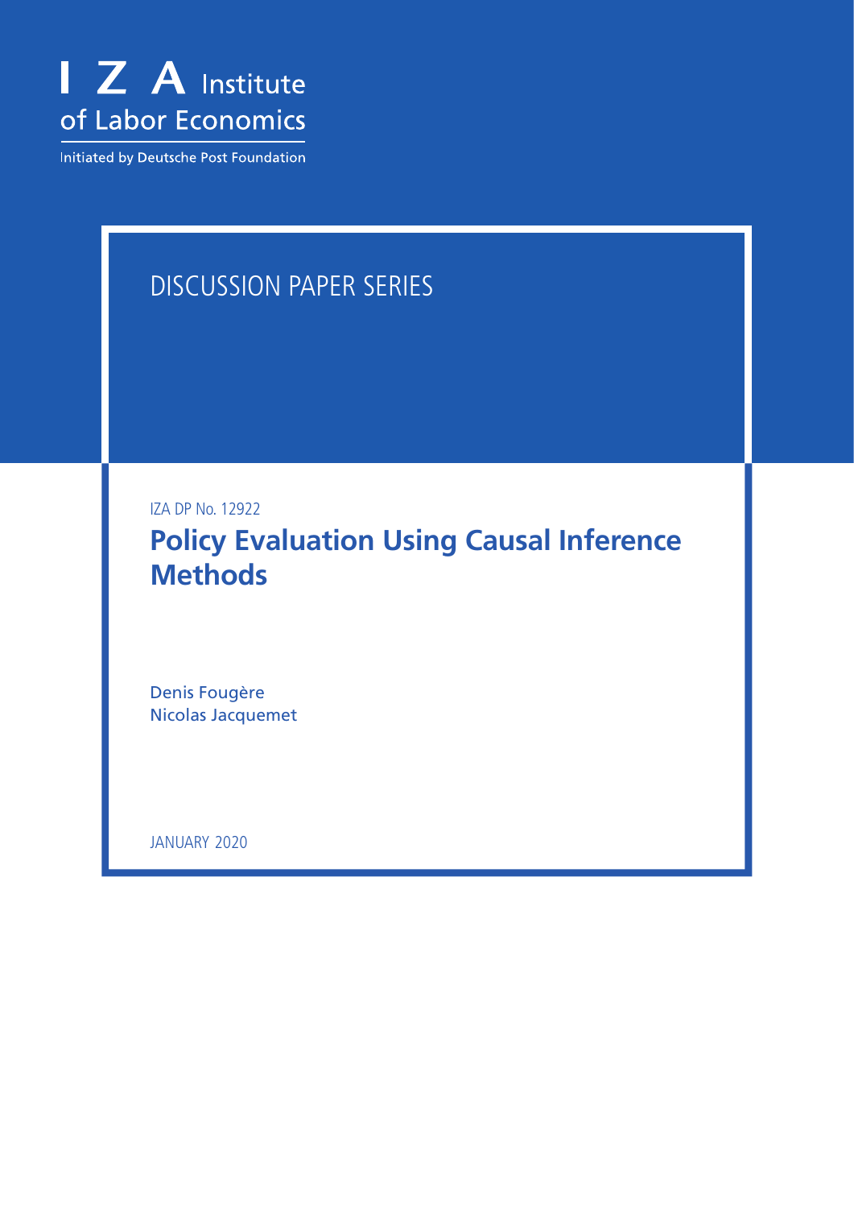I Z A Institute of Labor Economics

Initiated by Deutsche Post Foundation

DISCUSSION PAPER SERIES

IZA DP No. 12922

# Policy Evaluation Using Causal Inference Methods

Denis Fougère
Nicolas Jacquemet

JANUARY 2020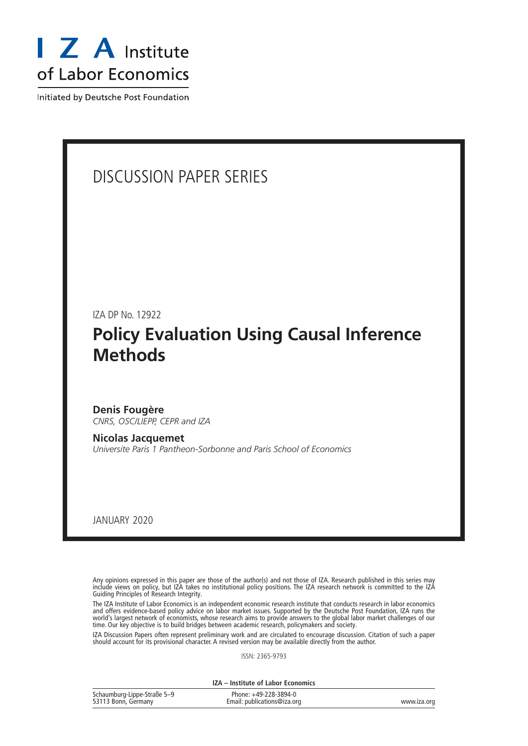I Z A Institute of Labor Economics

Initiated by Deutsche Post Foundation

DISCUSSION PAPER SERIES

IZA DP No. 12922

# Policy Evaluation Using Causal Inference Methods

**Denis Fougère**
*CNRS, OSC/LIEPP, CEPR and IZA*

**Nicolas Jacquemet**
*Universite Paris 1 Pantheon-Sorbonne and Paris School of Economics*

JANUARY 2020

Any opinions expressed in this paper are those of the author(s) and not those of IZA. Research published in this series may include views on policy, but IZA takes no institutional policy positions. The IZA research network is committed to the IZA Guiding Principles of Research Integrity.

The IZA Institute of Labor Economics is an independent economic research institute that conducts research in labor economics and offers evidence-based policy advice on labor market issues. Supported by the Deutsche Post Foundation, IZA runs the world's largest network of economists, whose research aims to provide answers to the global labor market challenges of our time. Our key objective is to build bridges between academic research, policymakers and society.

IZA Discussion Papers often represent preliminary work and are circulated to encourage discussion. Citation of such a paper should account for its provisional character. A revised version may be available directly from the author.

ISSN: 2365-9793

**IZA – Institute of Labor Economics**

| Schaumburg-Lippe-Straße 5–9 53113 Bonn, Germany | Phone: +49-228-3894-0 Email: publications@iza.org | www.iza.org |
|---|---|---|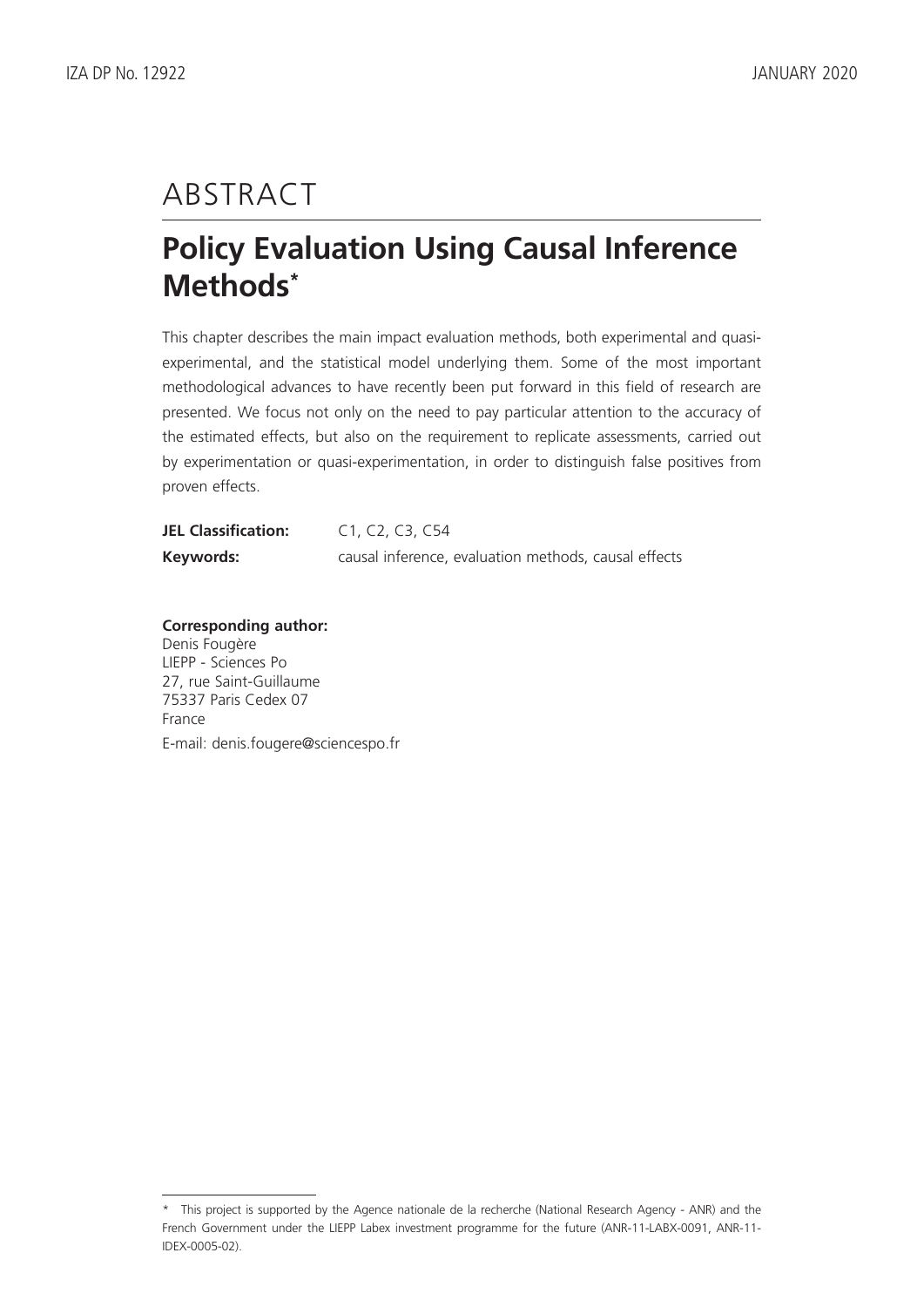# ABSTRACT

## Policy Evaluation Using Causal Inference Methods*

This chapter describes the main impact evaluation methods, both experimental and quasi-experimental, and the statistical model underlying them. Some of the most important methodological advances to have recently been put forward in this field of research are presented. We focus not only on the need to pay particular attention to the accuracy of the estimated effects, but also on the requirement to replicate assessments, carried out by experimentation or quasi-experimentation, in order to distinguish false positives from proven effects.

**JEL Classification:** C1, C2, C3, C54

**Keywords:** causal inference, evaluation methods, causal effects

**Corresponding author:**
Denis Fougère
LIEPP - Sciences Po
27, rue Saint-Guillaume
75337 Paris Cedex 07
France
E-mail: denis.fougere@sciencespo.fr

---

* This project is supported by the Agence nationale de la recherche (National Research Agency - ANR) and the French Government under the LIEPP Labex investment programme for the future (ANR-11-LABX-0091, ANR-11-IDEX-0005-02).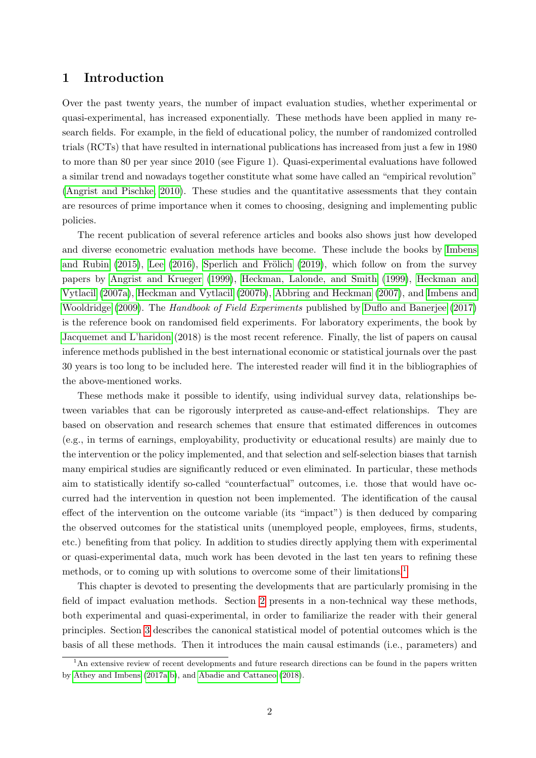# 1 Introduction

Over the past twenty years, the number of impact evaluation studies, whether experimental or quasi-experimental, has increased exponentially. These methods have been applied in many research fields. For example, in the field of educational policy, the number of randomized controlled trials (RCTs) that have resulted in international publications has increased from just a few in 1980 to more than 80 per year since 2010 (see Figure 1). Quasi-experimental evaluations have followed a similar trend and nowadays together constitute what some have called an "empirical revolution" (Angrist and Pischke, 2010). These studies and the quantitative assessments that they contain are resources of prime importance when it comes to choosing, designing and implementing public policies.

The recent publication of several reference articles and books also shows just how developed and diverse econometric evaluation methods have become. These include the books by Imbens and Rubin (2015), Lee (2016), Sperlich and Frölich (2019), which follow on from the survey papers by Angrist and Krueger (1999), Heckman, Lalonde, and Smith (1999), Heckman and Vytlacil (2007a), Heckman and Vytlacil (2007b), Abbring and Heckman (2007), and Imbens and Wooldridge (2009). The *Handbook of Field Experiments* published by Duflo and Banerjee (2017) is the reference book on randomised field experiments. For laboratory experiments, the book by Jacquemet and L'haridon (2018) is the most recent reference. Finally, the list of papers on causal inference methods published in the best international economic or statistical journals over the past 30 years is too long to be included here. The interested reader will find it in the bibliographies of the above-mentioned works.

These methods make it possible to identify, using individual survey data, relationships between variables that can be rigorously interpreted as cause-and-effect relationships. They are based on observation and research schemes that ensure that estimated differences in outcomes (e.g., in terms of earnings, employability, productivity or educational results) are mainly due to the intervention or the policy implemented, and that selection and self-selection biases that tarnish many empirical studies are significantly reduced or even eliminated. In particular, these methods aim to statistically identify so-called "counterfactual" outcomes, i.e. those that would have occurred had the intervention in question not been implemented. The identification of the causal effect of the intervention on the outcome variable (its "impact") is then deduced by comparing the observed outcomes for the statistical units (unemployed people, employees, firms, students, etc.) benefiting from that policy. In addition to studies directly applying them with experimental or quasi-experimental data, much work has been devoted in the last ten years to refining these methods, or to coming up with solutions to overcome some of their limitations.[1]

This chapter is devoted to presenting the developments that are particularly promising in the field of impact evaluation methods. Section 2 presents in a non-technical way these methods, both experimental and quasi-experimental, in order to familiarize the reader with their general principles. Section 3 describes the canonical statistical model of potential outcomes which is the basis of all these methods. Then it introduces the main causal estimands (i.e., parameters) and

[1] An extensive review of recent developments and future research directions can be found in the papers written by Athey and Imbens (2017a,b), and Abadie and Cattaneo (2018).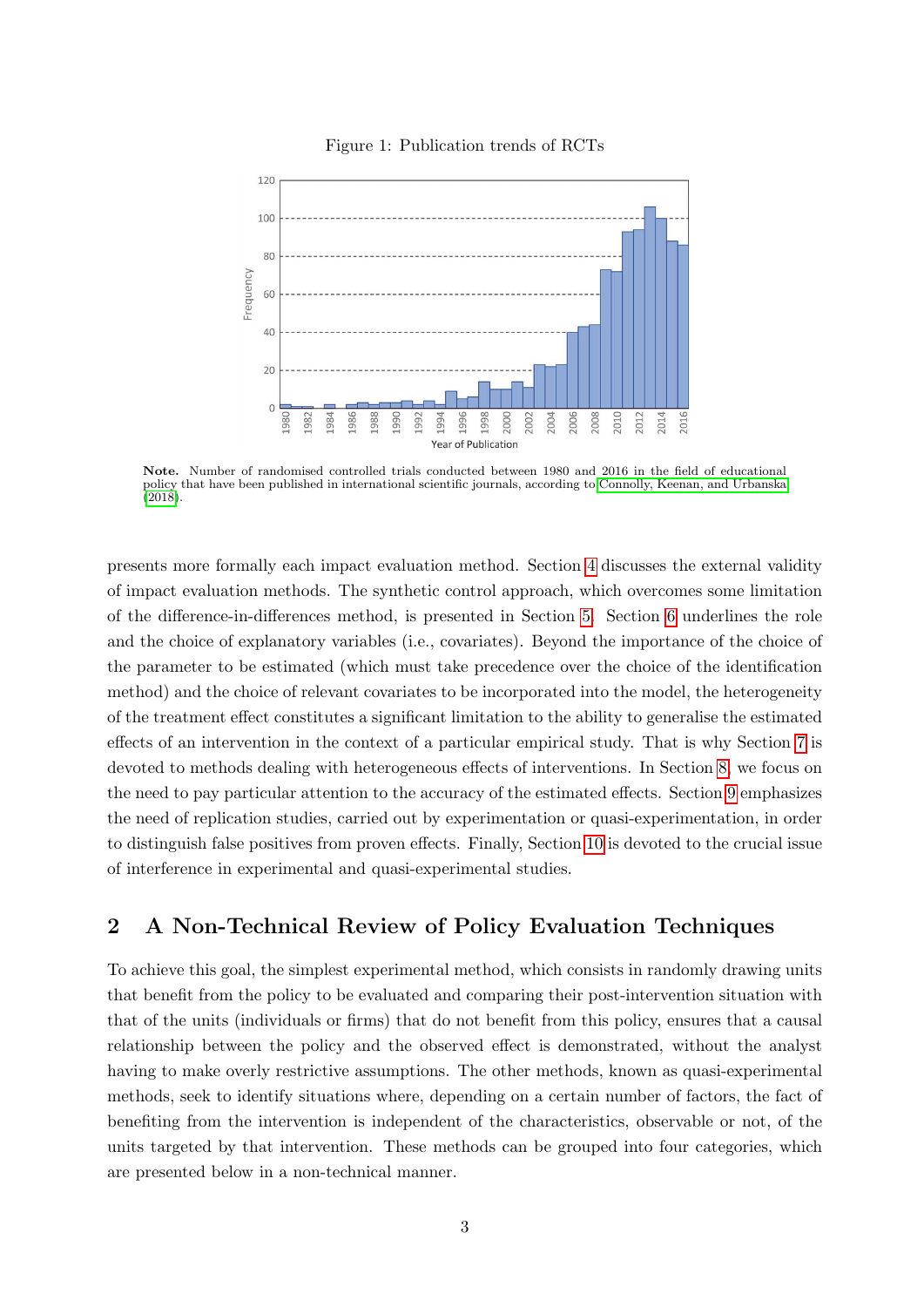Figure 1: Publication trends of RCTs

**Note.** Number of randomised controlled trials conducted between 1980 and 2016 in the field of educational policy that have been published in international scientific journals, according to Connolly, Keenan, and Urbanska (2018).

presents more formally each impact evaluation method. Section 4 discusses the external validity of impact evaluation methods. The synthetic control approach, which overcomes some limitation of the difference-in-differences method, is presented in Section 5. Section 6 underlines the role and the choice of explanatory variables (i.e., covariates). Beyond the importance of the choice of the parameter to be estimated (which must take precedence over the choice of the identification method) and the choice of relevant covariates to be incorporated into the model, the heterogeneity of the treatment effect constitutes a significant limitation to the ability to generalise the estimated effects of an intervention in the context of a particular empirical study. That is why Section 7 is devoted to methods dealing with heterogeneous effects of interventions. In Section 8, we focus on the need to pay particular attention to the accuracy of the estimated effects. Section 9 emphasizes the need of replication studies, carried out by experimentation or quasi-experimentation, in order to distinguish false positives from proven effects. Finally, Section 10 is devoted to the crucial issue of interference in experimental and quasi-experimental studies.

## 2 A Non-Technical Review of Policy Evaluation Techniques

To achieve this goal, the simplest experimental method, which consists in randomly drawing units that benefit from the policy to be evaluated and comparing their post-intervention situation with that of the units (individuals or firms) that do not benefit from this policy, ensures that a causal relationship between the policy and the observed effect is demonstrated, without the analyst having to make overly restrictive assumptions. The other methods, known as quasi-experimental methods, seek to identify situations where, depending on a certain number of factors, the fact of benefiting from the intervention is independent of the characteristics, observable or not, of the units targeted by that intervention. These methods can be grouped into four categories, which are presented below in a non-technical manner.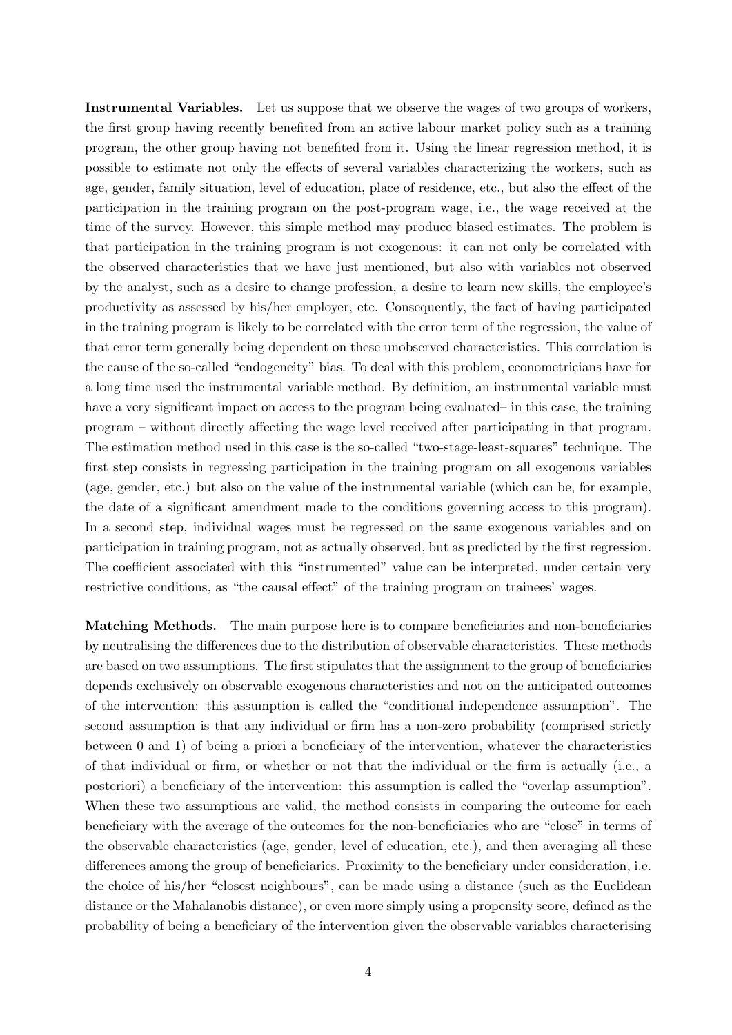**Instrumental Variables.** Let us suppose that we observe the wages of two groups of workers, the first group having recently benefited from an active labour market policy such as a training program, the other group having not benefited from it. Using the linear regression method, it is possible to estimate not only the effects of several variables characterizing the workers, such as age, gender, family situation, level of education, place of residence, etc., but also the effect of the participation in the training program on the post-program wage, i.e., the wage received at the time of the survey. However, this simple method may produce biased estimates. The problem is that participation in the training program is not exogenous: it can not only be correlated with the observed characteristics that we have just mentioned, but also with variables not observed by the analyst, such as a desire to change profession, a desire to learn new skills, the employee's productivity as assessed by his/her employer, etc. Consequently, the fact of having participated in the training program is likely to be correlated with the error term of the regression, the value of that error term generally being dependent on these unobserved characteristics. This correlation is the cause of the so-called "endogeneity" bias. To deal with this problem, econometricians have for a long time used the instrumental variable method. By definition, an instrumental variable must have a very significant impact on access to the program being evaluated– in this case, the training program – without directly affecting the wage level received after participating in that program. The estimation method used in this case is the so-called "two-stage-least-squares" technique. The first step consists in regressing participation in the training program on all exogenous variables (age, gender, etc.) but also on the value of the instrumental variable (which can be, for example, the date of a significant amendment made to the conditions governing access to this program). In a second step, individual wages must be regressed on the same exogenous variables and on participation in training program, not as actually observed, but as predicted by the first regression. The coefficient associated with this "instrumented" value can be interpreted, under certain very restrictive conditions, as "the causal effect" of the training program on trainees' wages.

**Matching Methods.** The main purpose here is to compare beneficiaries and non-beneficiaries by neutralising the differences due to the distribution of observable characteristics. These methods are based on two assumptions. The first stipulates that the assignment to the group of beneficiaries depends exclusively on observable exogenous characteristics and not on the anticipated outcomes of the intervention: this assumption is called the "conditional independence assumption". The second assumption is that any individual or firm has a non-zero probability (comprised strictly between 0 and 1) of being a priori a beneficiary of the intervention, whatever the characteristics of that individual or firm, or whether or not that the individual or the firm is actually (i.e., a posteriori) a beneficiary of the intervention: this assumption is called the "overlap assumption". When these two assumptions are valid, the method consists in comparing the outcome for each beneficiary with the average of the outcomes for the non-beneficiaries who are "close" in terms of the observable characteristics (age, gender, level of education, etc.), and then averaging all these differences among the group of beneficiaries. Proximity to the beneficiary under consideration, i.e. the choice of his/her "closest neighbours", can be made using a distance (such as the Euclidean distance or the Mahalanobis distance), or even more simply using a propensity score, defined as the probability of being a beneficiary of the intervention given the observable variables characterising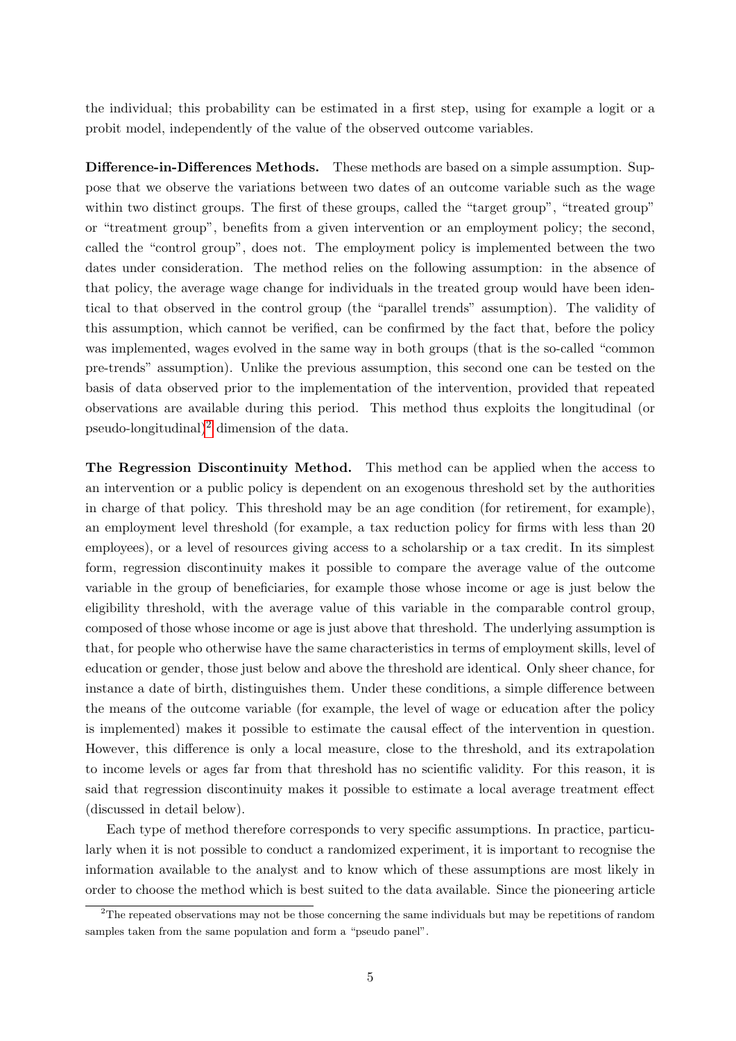the individual; this probability can be estimated in a first step, using for example a logit or a probit model, independently of the value of the observed outcome variables.

**Difference-in-Differences Methods.** These methods are based on a simple assumption. Suppose that we observe the variations between two dates of an outcome variable such as the wage within two distinct groups. The first of these groups, called the "target group", "treated group" or "treatment group", benefits from a given intervention or an employment policy; the second, called the "control group", does not. The employment policy is implemented between the two dates under consideration. The method relies on the following assumption: in the absence of that policy, the average wage change for individuals in the treated group would have been identical to that observed in the control group (the "parallel trends" assumption). The validity of this assumption, which cannot be verified, can be confirmed by the fact that, before the policy was implemented, wages evolved in the same way in both groups (that is the so-called "common pre-trends" assumption). Unlike the previous assumption, this second one can be tested on the basis of data observed prior to the implementation of the intervention, provided that repeated observations are available during this period. This method thus exploits the longitudinal (or pseudo-longitudinal)[2] dimension of the data.

**The Regression Discontinuity Method.** This method can be applied when the access to an intervention or a public policy is dependent on an exogenous threshold set by the authorities in charge of that policy. This threshold may be an age condition (for retirement, for example), an employment level threshold (for example, a tax reduction policy for firms with less than 20 employees), or a level of resources giving access to a scholarship or a tax credit. In its simplest form, regression discontinuity makes it possible to compare the average value of the outcome variable in the group of beneficiaries, for example those whose income or age is just below the eligibility threshold, with the average value of this variable in the comparable control group, composed of those whose income or age is just above that threshold. The underlying assumption is that, for people who otherwise have the same characteristics in terms of employment skills, level of education or gender, those just below and above the threshold are identical. Only sheer chance, for instance a date of birth, distinguishes them. Under these conditions, a simple difference between the means of the outcome variable (for example, the level of wage or education after the policy is implemented) makes it possible to estimate the causal effect of the intervention in question. However, this difference is only a local measure, close to the threshold, and its extrapolation to income levels or ages far from that threshold has no scientific validity. For this reason, it is said that regression discontinuity makes it possible to estimate a local average treatment effect (discussed in detail below).

Each type of method therefore corresponds to very specific assumptions. In practice, particularly when it is not possible to conduct a randomized experiment, it is important to recognise the information available to the analyst and to know which of these assumptions are most likely in order to choose the method which is best suited to the data available. Since the pioneering article

[2] The repeated observations may not be those concerning the same individuals but may be repetitions of random samples taken from the same population and form a "pseudo panel".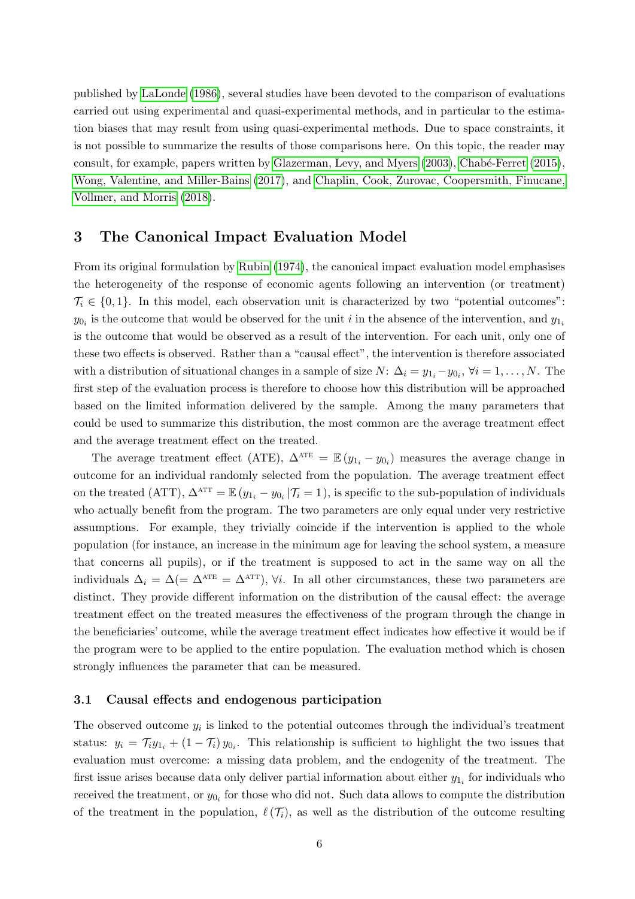published by LaLonde (1986), several studies have been devoted to the comparison of evaluations carried out using experimental and quasi-experimental methods, and in particular to the estimation biases that may result from using quasi-experimental methods. Due to space constraints, it is not possible to summarize the results of those comparisons here. On this topic, the reader may consult, for example, papers written by Glazerman, Levy, and Myers (2003), Chabé-Ferret (2015), Wong, Valentine, and Miller-Bains (2017), and Chaplin, Cook, Zurovac, Coopersmith, Finucane, Vollmer, and Morris (2018).

## 3 The Canonical Impact Evaluation Model

From its original formulation by Rubin (1974), the canonical impact evaluation model emphasises the heterogeneity of the response of economic agents following an intervention (or treatment) $\mathcal{T}_i \in \{0, 1\}$. In this model, each observation unit is characterized by two "potential outcomes": $y_{0_i}$ is the outcome that would be observed for the unit $i$ in the absence of the intervention, and $y_{1_i}$ is the outcome that would be observed as a result of the intervention. For each unit, only one of these two effects is observed. Rather than a "causal effect", the intervention is therefore associated with a distribution of situational changes in a sample of size $N$: $\Delta_i = y_{1_i} - y_{0_i}$, $\forall i = 1, \ldots, N$. The first step of the evaluation process is therefore to choose how this distribution will be approached based on the limited information delivered by the sample. Among the many parameters that could be used to summarize this distribution, the most common are the average treatment effect and the average treatment effect on the treated.

The average treatment effect (ATE), $\Delta^{\text{ATE}} = \mathbb{E}\left(y_{1_i} - y_{0_i}\right)$ measures the average change in outcome for an individual randomly selected from the population. The average treatment effect on the treated (ATT), $\Delta^{\text{ATT}} = \mathbb{E}\left(y_{1_i} - y_{0_i} \,|\mathcal{T}_i = 1\right)$, is specific to the sub-population of individuals who actually benefit from the program. The two parameters are only equal under very restrictive assumptions. For example, they trivially coincide if the intervention is applied to the whole population (for instance, an increase in the minimum age for leaving the school system, a measure that concerns all pupils), or if the treatment is supposed to act in the same way on all the individuals $\Delta_i = \Delta (= \Delta^{\text{ATE}} = \Delta^{\text{ATT}})$, $\forall i$. In all other circumstances, these two parameters are distinct. They provide different information on the distribution of the causal effect: the average treatment effect on the treated measures the effectiveness of the program through the change in the beneficiaries' outcome, while the average treatment effect indicates how effective it would be if the program were to be applied to the entire population. The evaluation method which is chosen strongly influences the parameter that can be measured.

### 3.1 Causal effects and endogenous participation

The observed outcome $y_i$ is linked to the potential outcomes through the individual's treatment status: $y_i = \mathcal{T}_i y_{1_i} + (1 - \mathcal{T}_i)\, y_{0_i}$. This relationship is sufficient to highlight the two issues that evaluation must overcome: a missing data problem, and the endogenity of the treatment. The first issue arises because data only deliver partial information about either $y_{1_i}$ for individuals who received the treatment, or $y_{0_i}$ for those who did not. Such data allows to compute the distribution of the treatment in the population, $\ell\left(\mathcal{T}_i\right)$, as well as the distribution of the outcome resulting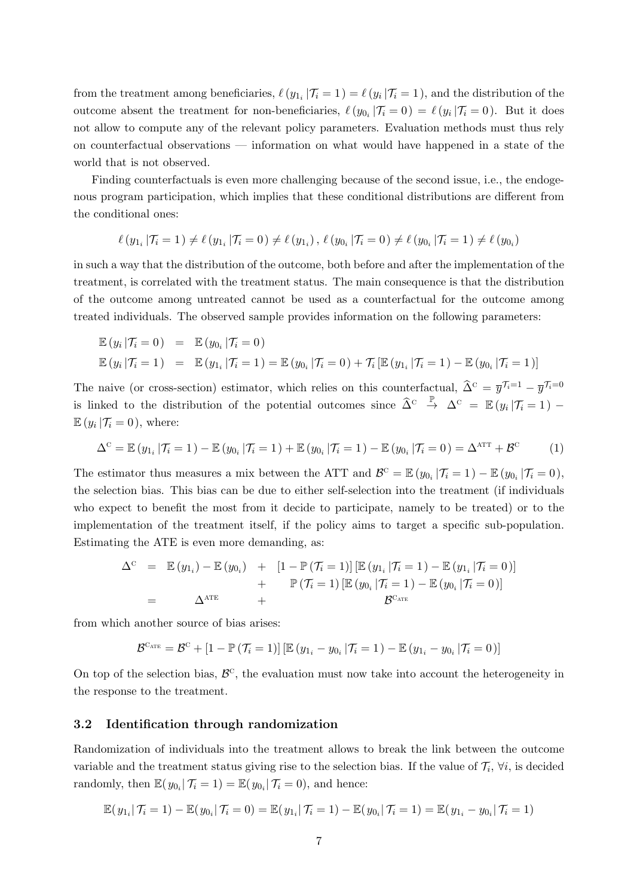from the treatment among beneficiaries, $\ell\left(y_{1_i} \,|\mathcal{T}_i = 1\right) = \ell\left(y_i \,|\mathcal{T}_i = 1\right)$, and the distribution of the outcome absent the treatment for non-beneficiaries, $\ell\left(y_{0_i} \,|\mathcal{T}_i = 0\right) = \ell\left(y_i \,|\mathcal{T}_i = 0\right)$. But it does not allow to compute any of the relevant policy parameters. Evaluation methods must thus rely on counterfactual observations — information on what would have happened in a state of the world that is not observed.

Finding counterfactuals is even more challenging because of the second issue, i.e., the endogenous program participation, which implies that these conditional distributions are different from the conditional ones:

$$\ell\left(y_{1_i} \,|\mathcal{T}_i = 1\right) \neq \ell\left(y_{1_i} \,|\mathcal{T}_i = 0\right) \neq \ell\left(y_{1_i}\right), \, \ell\left(y_{0_i} \,|\mathcal{T}_i = 0\right) \neq \ell\left(y_{0_i} \,|\mathcal{T}_i = 1\right) \neq \ell\left(y_{0_i}\right)$$

in such a way that the distribution of the outcome, both before and after the implementation of the treatment, is correlated with the treatment status. The main consequence is that the distribution of the outcome among untreated cannot be used as a counterfactual for the outcome among treated individuals. The observed sample provides information on the following parameters:

$$\begin{aligned}
\mathbb{E}\left(y_i \,|\mathcal{T}_i = 0\right) &= \mathbb{E}\left(y_{0_i} \,|\mathcal{T}_i = 0\right) \\
\mathbb{E}\left(y_i \,|\mathcal{T}_i = 1\right) &= \mathbb{E}\left(y_{1_i} \,|\mathcal{T}_i = 1\right) = \mathbb{E}\left(y_{0_i} \,|\mathcal{T}_i = 0\right) + \mathcal{T}_i \left[\mathbb{E}\left(y_{1_i} \,|\mathcal{T}_i = 1\right) - \mathbb{E}\left(y_{0_i} \,|\mathcal{T}_i = 1\right)\right]
\end{aligned}$$

The naive (or cross-section) estimator, which relies on this counterfactual, $\widehat{\Delta}^{\text{C}} = \overline{y}^{\mathcal{T}_i=1} - \overline{y}^{\mathcal{T}_i=0}$ is linked to the distribution of the potential outcomes since $\widehat{\Delta}^{\text{C}} \overset{\mathbb{P}}{\rightarrow} \Delta^{\text{C}} = \mathbb{E}\left(y_i \,|\mathcal{T}_i = 1\right) - \mathbb{E}\left(y_i \,|\mathcal{T}_i = 0\right)$, where:

$$\Delta^{\text{C}} = \mathbb{E}\left(y_{1_i} \,|\mathcal{T}_i = 1\right) - \mathbb{E}\left(y_{0_i} \,|\mathcal{T}_i = 1\right) + \mathbb{E}\left(y_{0_i} \,|\mathcal{T}_i = 1\right) - \mathbb{E}\left(y_{0_i} \,|\mathcal{T}_i = 0\right) = \Delta^{\text{ATT}} + \mathcal{B}^{\text{C}} \tag{1}$$

The estimator thus measures a mix between the ATT and $\mathcal{B}^{\text{C}} = \mathbb{E}\left(y_{0_i} \,|\mathcal{T}_i = 1\right) - \mathbb{E}\left(y_{0_i} \,|\mathcal{T}_i = 0\right)$, the selection bias. This bias can be due to either self-selection into the treatment (if individuals who expect to benefit the most from it decide to participate, namely to be treated) or to the implementation of the treatment itself, if the policy aims to target a specific sub-population. Estimating the ATE is even more demanding, as:

$$\begin{aligned}
\Delta^{\text{C}} &= \mathbb{E}\left(y_{1_i}\right) - \mathbb{E}\left(y_{0_i}\right) + \left[1 - \mathbb{P}\left(\mathcal{T}_i = 1\right)\right]\left[\mathbb{E}\left(y_{1_i} \,|\mathcal{T}_i = 1\right) - \mathbb{E}\left(y_{1_i} \,|\mathcal{T}_i = 0\right)\right] \\
&\qquad + \mathbb{P}\left(\mathcal{T}_i = 1\right)\left[\mathbb{E}\left(y_{0_i} \,|\mathcal{T}_i = 1\right) - \mathbb{E}\left(y_{0_i} \,|\mathcal{T}_i = 0\right)\right] \\
&= \Delta^{\text{ATE}} + \mathcal{B}^{\text{C}_{\text{ATE}}}
\end{aligned}$$

from which another source of bias arises:

$$\mathcal{B}^{\text{C}_{\text{ATE}}} = \mathcal{B}^{\text{C}} + \left[1 - \mathbb{P}\left(\mathcal{T}_i = 1\right)\right]\left[\mathbb{E}\left(y_{1_i} - y_{0_i} \,|\mathcal{T}_i = 1\right) - \mathbb{E}\left(y_{1_i} - y_{0_i} \,|\mathcal{T}_i = 0\right)\right]$$

On top of the selection bias, $\mathcal{B}^{\text{C}}$, the evaluation must now take into account the heterogeneity in the response to the treatment.

### 3.2 Identification through randomization

Randomization of individuals into the treatment allows to break the link between the outcome variable and the treatment status giving rise to the selection bias. If the value of $\mathcal{T}_i$, $\forall i$, is decided randomly, then $\mathbb{E}(y_{0_i} | \mathcal{T}_i = 1) = \mathbb{E}(y_{0_i} | \mathcal{T}_i = 0)$, and hence:

$$\mathbb{E}(y_{1_i} | \mathcal{T}_i = 1) - \mathbb{E}(y_{0_i} | \mathcal{T}_i = 0) = \mathbb{E}(y_{1_i} | \mathcal{T}_i = 1) - \mathbb{E}(y_{0_i} | \mathcal{T}_i = 1) = \mathbb{E}(y_{1_i} - y_{0_i} | \mathcal{T}_i = 1)$$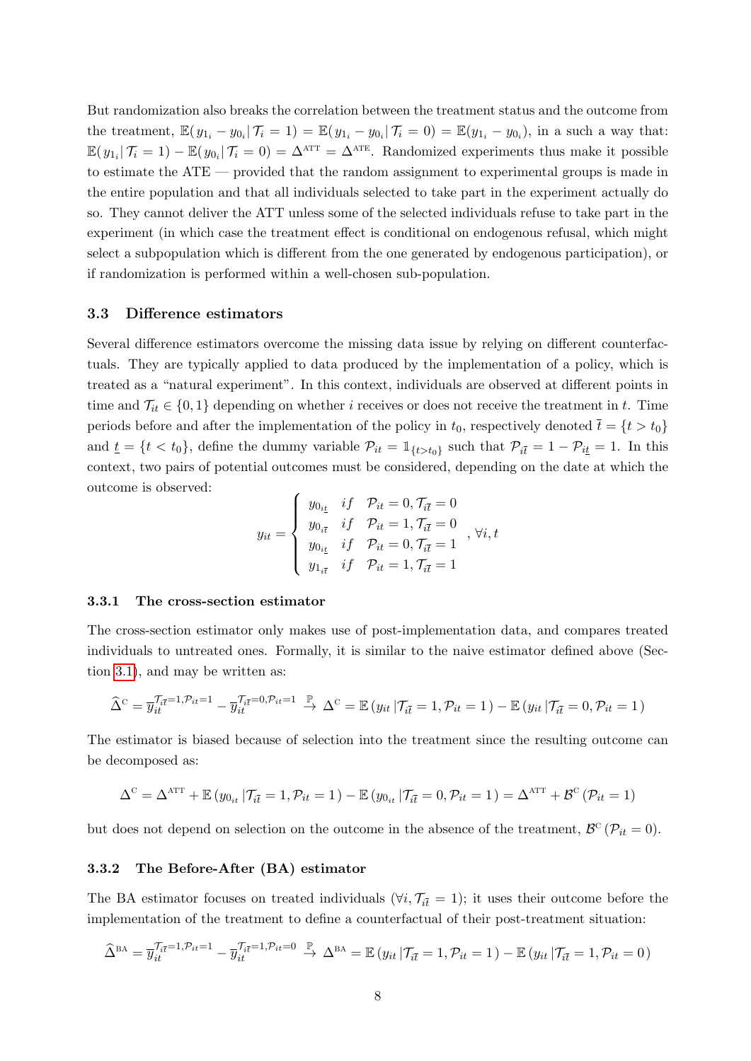But randomization also breaks the correlation between the treatment status and the outcome from the treatment, $\mathbb{E}(y_{1_i} - y_{0_i} | \mathcal{T}_i = 1) = \mathbb{E}(y_{1_i} - y_{0_i} | \mathcal{T}_i = 0) = \mathbb{E}(y_{1_i} - y_{0_i})$, in a such a way that: $\mathbb{E}(y_{1_i} | \mathcal{T}_i = 1) - \mathbb{E}(y_{0_i} | \mathcal{T}_i = 0) = \Delta^{\text{ATT}} = \Delta^{\text{ATE}}$. Randomized experiments thus make it possible to estimate the ATE — provided that the random assignment to experimental groups is made in the entire population and that all individuals selected to take part in the experiment actually do so. They cannot deliver the ATT unless some of the selected individuals refuse to take part in the experiment (in which case the treatment effect is conditional on endogenous refusal, which might select a subpopulation which is different from the one generated by endogenous participation), or if randomization is performed within a well-chosen sub-population.

### 3.3 Difference estimators

Several difference estimators overcome the missing data issue by relying on different counterfactuals. They are typically applied to data produced by the implementation of a policy, which is treated as a "natural experiment". In this context, individuals are observed at different points in time and $\mathcal{T}_{it} \in \{0, 1\}$ depending on whether $i$ receives or does not receive the treatment in $t$. Time periods before and after the implementation of the policy in $t_0$, respectively denoted $\overline{t} = \{t > t_0\}$ and $\underline{t} = \{t < t_0\}$, define the dummy variable $\mathcal{P}_{it} = \mathbb{1}_{\{t > t_0\}}$ such that $\mathcal{P}_{i\overline{t}} = 1 - \mathcal{P}_{i\underline{t}} = 1$. In this context, two pairs of potential outcomes must be considered, depending on the date at which the outcome is observed:

$$y_{it} = \begin{cases} y_{0_{i\underline{t}}} & if \quad \mathcal{P}_{it} = 0, \mathcal{T}_{i\overline{t}} = 0 \\ y_{0_{i\overline{t}}} & if \quad \mathcal{P}_{it} = 1, \mathcal{T}_{i\overline{t}} = 0 \\ y_{0_{i\underline{t}}} & if \quad \mathcal{P}_{it} = 0, \mathcal{T}_{i\overline{t}} = 1 \\ y_{1_{i\overline{t}}} & if \quad \mathcal{P}_{it} = 1, \mathcal{T}_{i\overline{t}} = 1 \end{cases}, \forall i, t$$

#### 3.3.1 The cross-section estimator

The cross-section estimator only makes use of post-implementation data, and compares treated individuals to untreated ones. Formally, it is similar to the naive estimator defined above (Section 3.1), and may be written as:

$$\widehat{\Delta}^{\text{C}} = \overline{y}_{it}^{\mathcal{T}_{i\overline{t}}=1, \mathcal{P}_{it}=1} - \overline{y}_{it}^{\mathcal{T}_{i\overline{t}}=0, \mathcal{P}_{it}=1} \overset{\mathbb{P}}{\to} \Delta^{\text{C}} = \mathbb{E}\left(y_{it} \left| \mathcal{T}_{i\overline{t}} = 1, \mathcal{P}_{it} = 1\right.\right) - \mathbb{E}\left(y_{it} \left| \mathcal{T}_{i\overline{t}} = 0, \mathcal{P}_{it} = 1\right.\right)$$

The estimator is biased because of selection into the treatment since the resulting outcome can be decomposed as:

$$\Delta^{\text{C}} = \Delta^{\text{ATT}} + \mathbb{E}\left(y_{0_{it}} \left| \mathcal{T}_{i\overline{t}} = 1, \mathcal{P}_{it} = 1\right.\right) - \mathbb{E}\left(y_{0_{it}} \left| \mathcal{T}_{i\overline{t}} = 0, \mathcal{P}_{it} = 1\right.\right) = \Delta^{\text{ATT}} + \mathcal{B}^{\text{C}}\left(\mathcal{P}_{it} = 1\right)$$

but does not depend on selection on the outcome in the absence of the treatment, $\mathcal{B}^{\text{C}}\left(\mathcal{P}_{it} = 0\right)$.

#### 3.3.2 The Before-After (BA) estimator

The BA estimator focuses on treated individuals ($\forall i, \mathcal{T}_{i\overline{t}} = 1$); it uses their outcome before the implementation of the treatment to define a counterfactual of their post-treatment situation:

$$\widehat{\Delta}^{\text{BA}} = \overline{y}_{it}^{\mathcal{T}_{i\overline{t}}=1, \mathcal{P}_{it}=1} - \overline{y}_{it}^{\mathcal{T}_{i\overline{t}}=1, \mathcal{P}_{it}=0} \overset{\mathbb{P}}{\to} \Delta^{\text{BA}} = \mathbb{E}\left(y_{it} \left| \mathcal{T}_{i\overline{t}} = 1, \mathcal{P}_{it} = 1\right.\right) - \mathbb{E}\left(y_{it} \left| \mathcal{T}_{i\overline{t}} = 1, \mathcal{P}_{it} = 0\right.\right)$$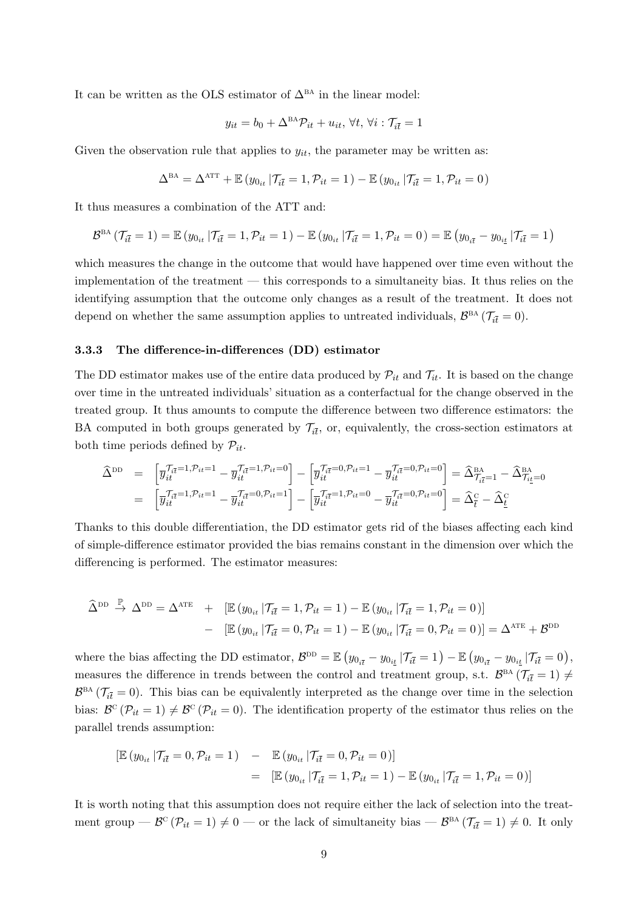It can be written as the OLS estimator of $\Delta^{\text{BA}}$ in the linear model:

$$y_{it} = b_0 + \Delta^{\text{BA}}\mathcal{P}_{it} + u_{it},\ \forall t,\ \forall i : \mathcal{T}_{i\bar{t}} = 1$$

Given the observation rule that applies to $y_{it}$, the parameter may be written as:

$$\Delta^{\text{BA}} = \Delta^{\text{ATT}} + \mathbb{E}\left(y_{0_{it}} \,|\mathcal{T}_{i\bar{t}} = 1, \mathcal{P}_{it} = 1\right) - \mathbb{E}\left(y_{0_{it}} \,|\mathcal{T}_{i\bar{t}} = 1, \mathcal{P}_{it} = 0\right)$$

It thus measures a combination of the ATT and:

$$\mathcal{B}^{\text{BA}}\left(\mathcal{T}_{i\bar{t}} = 1\right) = \mathbb{E}\left(y_{0_{it}} \,|\mathcal{T}_{i\bar{t}} = 1, \mathcal{P}_{it} = 1\right) - \mathbb{E}\left(y_{0_{it}} \,|\mathcal{T}_{i\bar{t}} = 1, \mathcal{P}_{it} = 0\right) = \mathbb{E}\left(y_{0_{i\bar{t}}} - y_{0_{i\underline{t}}} \,|\mathcal{T}_{i\bar{t}} = 1\right)$$

which measures the change in the outcome that would have happened over time even without the implementation of the treatment — this corresponds to a simultaneity bias. It thus relies on the identifying assumption that the outcome only changes as a result of the treatment. It does not depend on whether the same assumption applies to untreated individuals, $\mathcal{B}^{\text{BA}}\left(\mathcal{T}_{i\bar{t}} = 0\right)$.

### 3.3.3 The difference-in-differences (DD) estimator

The DD estimator makes use of the entire data produced by $\mathcal{P}_{it}$ and $\mathcal{T}_{it}$. It is based on the change over time in the untreated individuals' situation as a conterfactual for the change observed in the treated group. It thus amounts to compute the difference between two difference estimators: the BA computed in both groups generated by $\mathcal{T}_{i\bar{t}}$, or, equivalently, the cross-section estimators at both time periods defined by $\mathcal{P}_{it}$.

$$\begin{aligned}
\widehat{\Delta}^{\text{DD}} &= \left[\overline{y}_{it}^{\mathcal{T}_{i\bar{t}}=1,\mathcal{P}_{it}=1} - \overline{y}_{it}^{\mathcal{T}_{i\bar{t}}=1,\mathcal{P}_{it}=0}\right] - \left[\overline{y}_{it}^{\mathcal{T}_{i\bar{t}}=0,\mathcal{P}_{it}=1} - \overline{y}_{it}^{\mathcal{T}_{i\bar{t}}=0,\mathcal{P}_{it}=0}\right] = \widehat{\Delta}^{\text{BA}}_{\mathcal{T}_{i\bar{t}}=1} - \widehat{\Delta}^{\text{BA}}_{\mathcal{T}_{i\underline{t}}=0} \\
&= \left[\overline{y}_{it}^{\mathcal{T}_{i\bar{t}}=1,\mathcal{P}_{it}=1} - \overline{y}_{it}^{\mathcal{T}_{i\bar{t}}=0,\mathcal{P}_{it}=1}\right] - \left[\overline{y}_{it}^{\mathcal{T}_{i\bar{t}}=1,\mathcal{P}_{it}=0} - \overline{y}_{it}^{\mathcal{T}_{i\bar{t}}=0,\mathcal{P}_{it}=0}\right] = \widehat{\Delta}^{\text{C}}_{\bar{t}} - \widehat{\Delta}^{\text{C}}_{\underline{t}}
\end{aligned}$$

Thanks to this double differentiation, the DD estimator gets rid of the biases affecting each kind of simple-difference estimator provided the bias remains constant in the dimension over which the differencing is performed. The estimator measures:

$$\begin{aligned}
\widehat{\Delta}^{\text{DD}} \xrightarrow{\mathbb{P}} \Delta^{\text{DD}} = \Delta^{\text{ATE}} \;&+\; \left[\mathbb{E}\left(y_{0_{it}} \,|\mathcal{T}_{i\bar{t}} = 1, \mathcal{P}_{it} = 1\right) - \mathbb{E}\left(y_{0_{it}} \,|\mathcal{T}_{i\bar{t}} = 1, \mathcal{P}_{it} = 0\right)\right] \\
&-\; \left[\mathbb{E}\left(y_{0_{it}} \,|\mathcal{T}_{i\bar{t}} = 0, \mathcal{P}_{it} = 1\right) - \mathbb{E}\left(y_{0_{it}} \,|\mathcal{T}_{i\bar{t}} = 0, \mathcal{P}_{it} = 0\right)\right] = \Delta^{\text{ATE}} + \mathcal{B}^{\text{DD}}
\end{aligned}$$

where the bias affecting the DD estimator, $\mathcal{B}^{\text{DD}} = \mathbb{E}\left(y_{0_{i\bar{t}}} - y_{0_{i\underline{t}}} \,|\mathcal{T}_{i\bar{t}} = 1\right) - \mathbb{E}\left(y_{0_{i\bar{t}}} - y_{0_{i\underline{t}}} \,|\mathcal{T}_{i\bar{t}} = 0\right)$, measures the difference in trends between the control and treatment group, s.t. $\mathcal{B}^{\text{BA}}\left(\mathcal{T}_{i\bar{t}} = 1\right) \neq \mathcal{B}^{\text{BA}}\left(\mathcal{T}_{i\bar{t}} = 0\right)$. This bias can be equivalently interpreted as the change over time in the selection bias: $\mathcal{B}^{\text{C}}\left(\mathcal{P}_{it} = 1\right) \neq \mathcal{B}^{\text{C}}\left(\mathcal{P}_{it} = 0\right)$. The identification property of the estimator thus relies on the parallel trends assumption:

$$\begin{aligned}
\left[\mathbb{E}\left(y_{0_{it}} \,|\mathcal{T}_{i\bar{t}} = 0, \mathcal{P}_{it} = 1\right) \right. &- \left. \mathbb{E}\left(y_{0_{it}} \,|\mathcal{T}_{i\bar{t}} = 0, \mathcal{P}_{it} = 0\right)\right] \\
&= \left[\mathbb{E}\left(y_{0_{it}} \,|\mathcal{T}_{i\bar{t}} = 1, \mathcal{P}_{it} = 1\right) - \mathbb{E}\left(y_{0_{it}} \,|\mathcal{T}_{i\bar{t}} = 1, \mathcal{P}_{it} = 0\right)\right]
\end{aligned}$$

It is worth noting that this assumption does not require either the lack of selection into the treatment group — $\mathcal{B}^{\text{C}}\left(\mathcal{P}_{it} = 1\right) \neq 0$ — or the lack of simultaneity bias — $\mathcal{B}^{\text{BA}}\left(\mathcal{T}_{i\bar{t}} = 1\right) \neq 0$. It only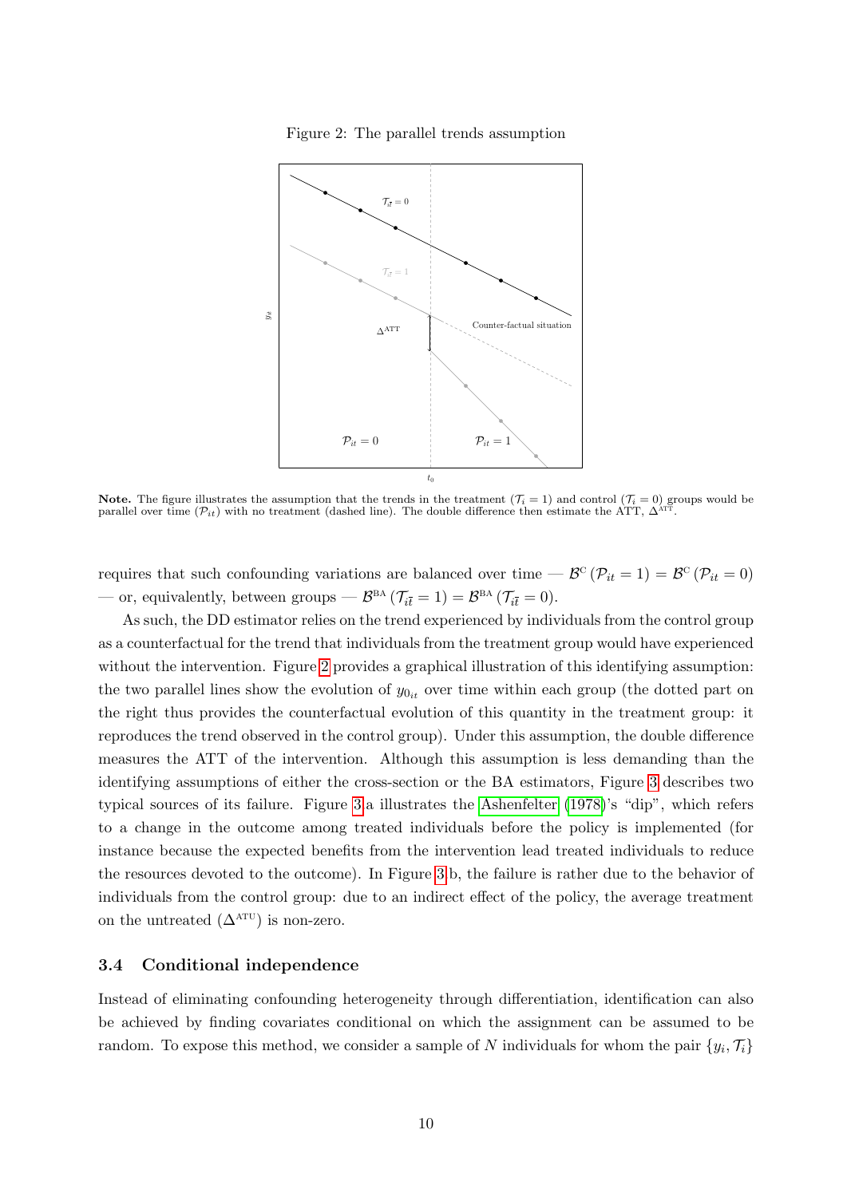Figure 2: The parallel trends assumption

**Note.** The figure illustrates the assumption that the trends in the treatment ($\mathcal{T}_i = 1$) and control ($\mathcal{T}_i = 0$) groups would be parallel over time ($\mathcal{P}_{it}$) with no treatment (dashed line). The double difference then estimate the ATT, $\Delta^{\text{ATT}}$.

requires that such confounding variations are balanced over time — $\mathcal{B}^{\text{C}}(\mathcal{P}_{it} = 1) = \mathcal{B}^{\text{C}}(\mathcal{P}_{it} = 0)$ — or, equivalently, between groups — $\mathcal{B}^{\text{BA}}(\mathcal{T}_{i\bar{t}} = 1) = \mathcal{B}^{\text{BA}}(\mathcal{T}_{i\bar{t}} = 0)$.

As such, the DD estimator relies on the trend experienced by individuals from the control group as a counterfactual for the trend that individuals from the treatment group would have experienced without the intervention. Figure 2 provides a graphical illustration of this identifying assumption: the two parallel lines show the evolution of $y_{0_{it}}$ over time within each group (the dotted part on the right thus provides the counterfactual evolution of this quantity in the treatment group: it reproduces the trend observed in the control group). Under this assumption, the double difference measures the ATT of the intervention. Although this assumption is less demanding than the identifying assumptions of either the cross-section or the BA estimators, Figure 3 describes two typical sources of its failure. Figure 3.a illustrates the Ashenfelter (1978)'s "dip", which refers to a change in the outcome among treated individuals before the policy is implemented (for instance because the expected benefits from the intervention lead treated individuals to reduce the resources devoted to the outcome). In Figure 3.b, the failure is rather due to the behavior of individuals from the control group: due to an indirect effect of the policy, the average treatment on the untreated ($\Delta^{\text{ATU}}$) is non-zero.

### 3.4 Conditional independence

Instead of eliminating confounding heterogeneity through differentiation, identification can also be achieved by finding covariates conditional on which the assignment can be assumed to be random. To expose this method, we consider a sample of $N$ individuals for whom the pair $\{y_i, \mathcal{T}_i\}$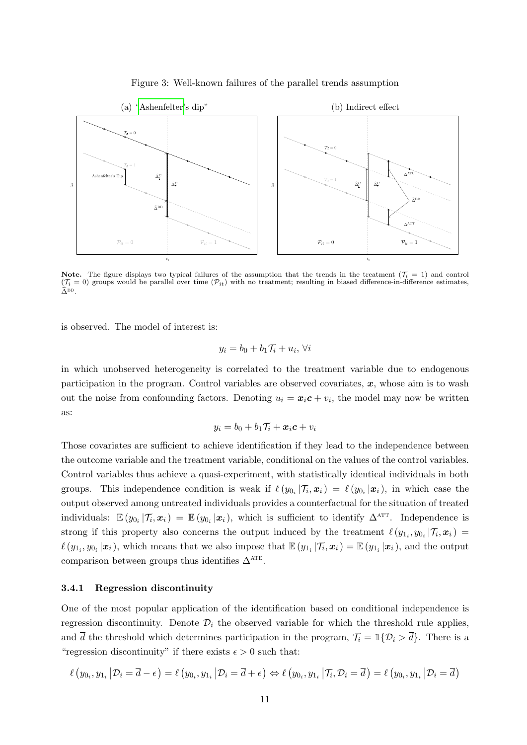Figure 3: Well-known failures of the parallel trends assumption

(a) "Ashenfelter's dip" (b) Indirect effect

**Note.** The figure displays two typical failures of the assumption that the trends in the treatment ($\mathcal{T}_i = 1$) and control ($\mathcal{T}_i = 0$) groups would be parallel over time ($\mathcal{P}_{it}$) with no treatment; resulting in biased difference-in-difference estimates, $\widehat{\Delta}^{\text{DD}}$.

is observed. The model of interest is:

$$y_i = b_0 + b_1 \mathcal{T}_i + u_i, \, \forall i$$

in which unobserved heterogeneity is correlated to the treatment variable due to endogenous participation in the program. Control variables are observed covariates, $\boldsymbol{x}$, whose aim is to wash out the noise from confounding factors. Denoting $u_i = \boldsymbol{x}_i \boldsymbol{c} + v_i$, the model may now be written as:

$$y_i = b_0 + b_1 \mathcal{T}_i + \boldsymbol{x}_i \boldsymbol{c} + v_i$$

Those covariates are sufficient to achieve identification if they lead to the independence between the outcome variable and the treatment variable, conditional on the values of the control variables. Control variables thus achieve a quasi-experiment, with statistically identical individuals in both groups. This independence condition is weak if $\ell\left(y_{0_i} \left| \mathcal{T}_i, \boldsymbol{x}_i\right.\right) = \ell\left(y_{0_i} \left| \boldsymbol{x}_i\right.\right)$, in which case the output observed among untreated individuals provides a counterfactual for the situation of treated individuals: $\mathbb{E}\left(y_{0_i} \left| \mathcal{T}_i, \boldsymbol{x}_i\right.\right) = \mathbb{E}\left(y_{0_i} \left| \boldsymbol{x}_i\right.\right)$, which is sufficient to identify $\Delta^{\text{ATT}}$. Independence is strong if this property also concerns the output induced by the treatment $\ell\left(y_{1_i}, y_{0_i} \left| \mathcal{T}_i, \boldsymbol{x}_i\right.\right) = \ell\left(y_{1_i}, y_{0_i} \left| \boldsymbol{x}_i\right.\right)$, which means that we also impose that $\mathbb{E}\left(y_{1_i} \left| \mathcal{T}_i, \boldsymbol{x}_i\right.\right) = \mathbb{E}\left(y_{1_i} \left| \boldsymbol{x}_i\right.\right)$, and the output comparison between groups thus identifies $\Delta^{\text{ATE}}$.

### 3.4.1 Regression discontinuity

One of the most popular application of the identification based on conditional independence is regression discontinuity. Denote $\mathcal{D}_i$ the observed variable for which the threshold rule applies, and $\overline{d}$ the threshold which determines participation in the program, $\mathcal{T}_i = \mathbb{1}\{\mathcal{D}_i > \overline{d}\}$. There is a "regression discontinuity" if there exists $\epsilon > 0$ such that:

$$\ell\left(y_{0_i}, y_{1_i} \left| \mathcal{D}_i = \overline{d} - \epsilon\right.\right) = \ell\left(y_{0_i}, y_{1_i} \left| \mathcal{D}_i = \overline{d} + \epsilon\right.\right) \Leftrightarrow \ell\left(y_{0_i}, y_{1_i} \left| \mathcal{T}_i, \mathcal{D}_i = \overline{d}\right.\right) = \ell\left(y_{0_i}, y_{1_i} \left| \mathcal{D}_i = \overline{d}\right.\right)$$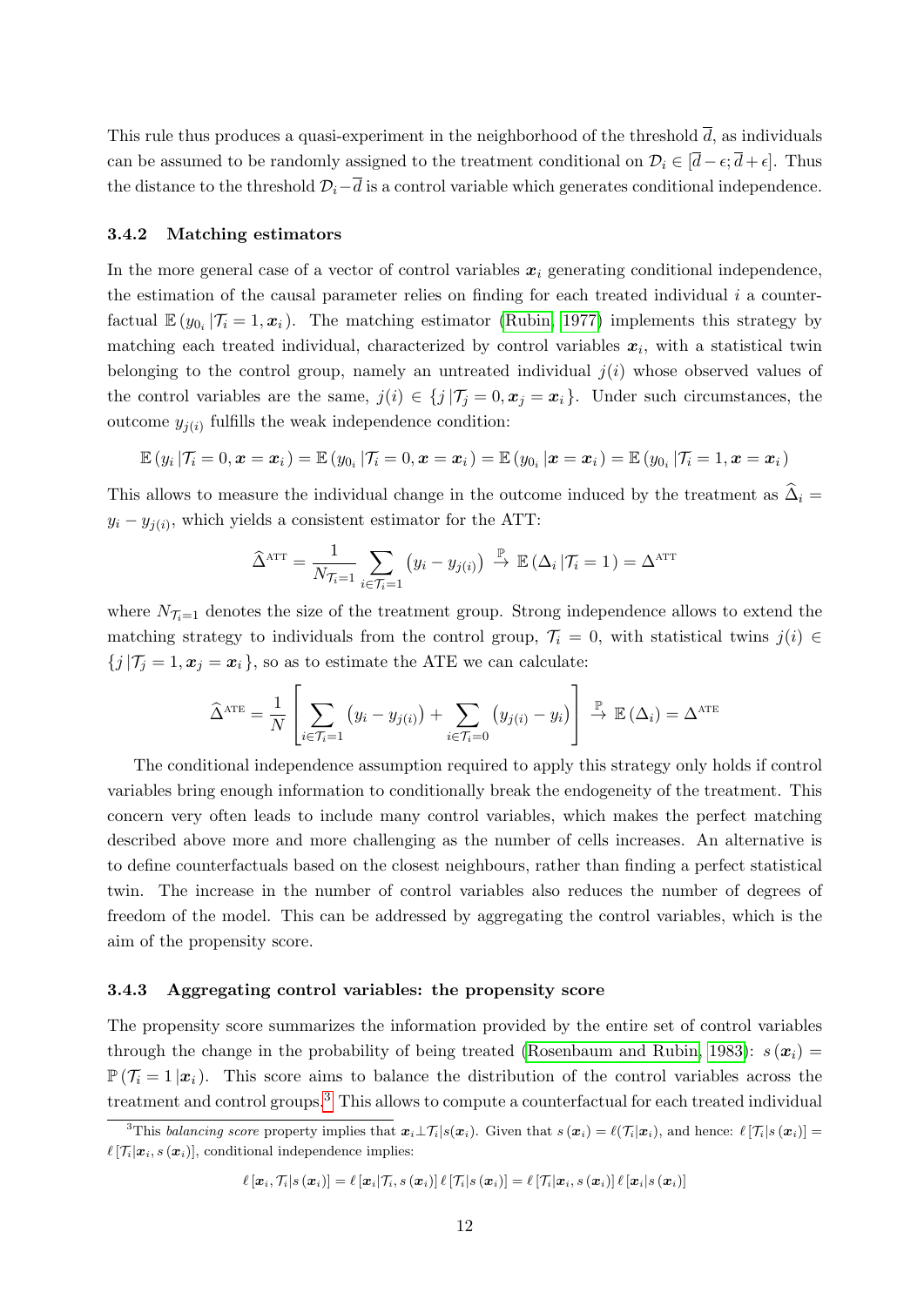This rule thus produces a quasi-experiment in the neighborhood of the threshold $\overline{d}$, as individuals can be assumed to be randomly assigned to the treatment conditional on $\mathcal{D}_i \in [\overline{d} - \epsilon; \overline{d} + \epsilon]$. Thus the distance to the threshold $\mathcal{D}_i - \overline{d}$ is a control variable which generates conditional independence.

### 3.4.2 Matching estimators

In the more general case of a vector of control variables $\boldsymbol{x}_i$ generating conditional independence, the estimation of the causal parameter relies on finding for each treated individual $i$ a counterfactual $\mathbb{E}\left(y_{0_i} \,|\mathcal{T}_i = 1, \boldsymbol{x}_i\right)$. The matching estimator (Rubin, 1977) implements this strategy by matching each treated individual, characterized by control variables $\boldsymbol{x}_i$, with a statistical twin belonging to the control group, namely an untreated individual $j(i)$ whose observed values of the control variables are the same, $j(i) \in \{j \,|\mathcal{T}_j = 0, \boldsymbol{x}_j = \boldsymbol{x}_i\}$. Under such circumstances, the outcome $y_{j(i)}$ fulfills the weak independence condition:

$$\mathbb{E}\left(y_i \,|\mathcal{T}_i = 0, \boldsymbol{x} = \boldsymbol{x}_i\right) = \mathbb{E}\left(y_{0_i} \,|\mathcal{T}_i = 0, \boldsymbol{x} = \boldsymbol{x}_i\right) = \mathbb{E}\left(y_{0_i} \,|\boldsymbol{x} = \boldsymbol{x}_i\right) = \mathbb{E}\left(y_{0_i} \,|\mathcal{T}_i = 1, \boldsymbol{x} = \boldsymbol{x}_i\right)$$

This allows to measure the individual change in the outcome induced by the treatment as $\widehat{\Delta}_i = y_i - y_{j(i)}$, which yields a consistent estimator for the ATT:

$$\widehat{\Delta}^{\text{ATT}} = \frac{1}{N_{\mathcal{T}_i=1}} \sum_{i \in \mathcal{T}_i = 1} \left(y_i - y_{j(i)}\right) \xrightarrow{\mathbb{P}} \mathbb{E}\left(\Delta_i \,|\mathcal{T}_i = 1\right) = \Delta^{\text{ATT}}$$

where $N_{\mathcal{T}_i=1}$ denotes the size of the treatment group. Strong independence allows to extend the matching strategy to individuals from the control group, $\mathcal{T}_i = 0$, with statistical twins $j(i) \in \{j \,|\mathcal{T}_j = 1, \boldsymbol{x}_j = \boldsymbol{x}_i\}$, so as to estimate the ATE we can calculate:

$$\widehat{\Delta}^{\text{ATE}} = \frac{1}{N} \left[\sum_{i \in \mathcal{T}_i = 1} \left(y_i - y_{j(i)}\right) + \sum_{i \in \mathcal{T}_i = 0} \left(y_{j(i)} - y_i\right)\right] \xrightarrow{\mathbb{P}} \mathbb{E}\left(\Delta_i\right) = \Delta^{\text{ATE}}$$

The conditional independence assumption required to apply this strategy only holds if control variables bring enough information to conditionally break the endogeneity of the treatment. This concern very often leads to include many control variables, which makes the perfect matching described above more and more challenging as the number of cells increases. An alternative is to define counterfactuals based on the closest neighbours, rather than finding a perfect statistical twin. The increase in the number of control variables also reduces the number of degrees of freedom of the model. This can be addressed by aggregating the control variables, which is the aim of the propensity score.

### 3.4.3 Aggregating control variables: the propensity score

The propensity score summarizes the information provided by the entire set of control variables through the change in the probability of being treated (Rosenbaum and Rubin, 1983): $s\left(\boldsymbol{x}_i\right) = \mathbb{P}\left(\mathcal{T}_i = 1 \,|\boldsymbol{x}_i\right)$. This score aims to balance the distribution of the control variables across the treatment and control groups.[3] This allows to compute a counterfactual for each treated individual

[3] This *balancing score* property implies that $\boldsymbol{x}_i \perp \mathcal{T}_i | s(\boldsymbol{x}_i)$. Given that $s\left(\boldsymbol{x}_i\right) = \ell(\mathcal{T}_i|\boldsymbol{x}_i)$, and hence: $\ell\left[\mathcal{T}_i|s\left(\boldsymbol{x}_i\right)\right] = \ell\left[\mathcal{T}_i|\boldsymbol{x}_i, s\left(\boldsymbol{x}_i\right)\right]$, conditional independence implies:

$$\ell\left[\boldsymbol{x}_i, \mathcal{T}_i|s\left(\boldsymbol{x}_i\right)\right] = \ell\left[\boldsymbol{x}_i|\mathcal{T}_i, s\left(\boldsymbol{x}_i\right)\right] \ell\left[\mathcal{T}_i|s\left(\boldsymbol{x}_i\right)\right] = \ell\left[\mathcal{T}_i|\boldsymbol{x}_i, s\left(\boldsymbol{x}_i\right)\right] \ell\left[\boldsymbol{x}_i|s\left(\boldsymbol{x}_i\right)\right]$$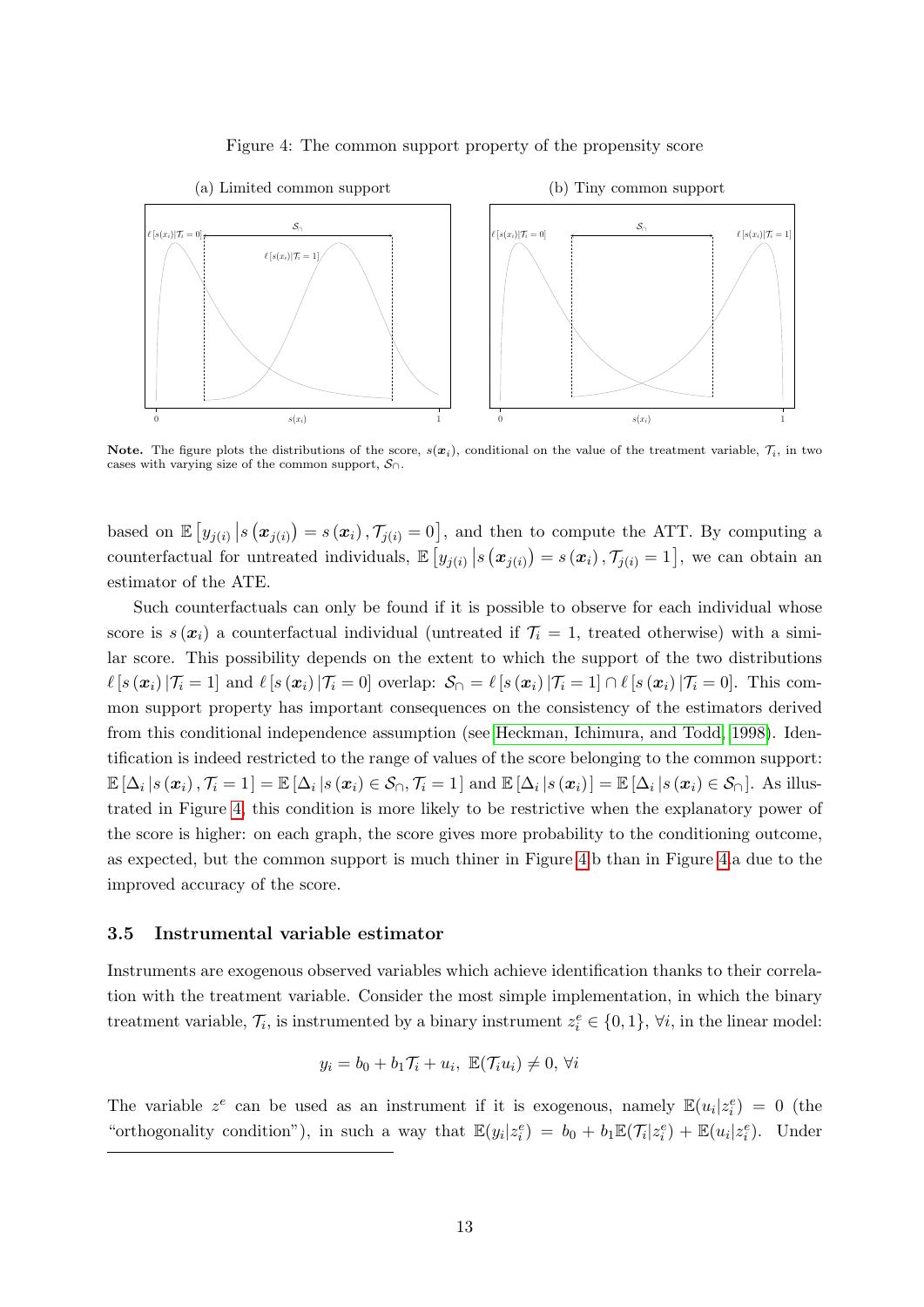Figure 4: The common support property of the propensity score

(a) Limited common support

(b) Tiny common support

**Note.** The figure plots the distributions of the score, $s(\boldsymbol{x}_i)$, conditional on the value of the treatment variable, $\mathcal{T}_i$, in two cases with varying size of the common support, $\mathcal{S}_\cap$.

based on $\mathbb{E}\left[y_{j(i)}\left|s\left(\boldsymbol{x}_{j(i)}\right)=s\left(\boldsymbol{x}_i\right),\mathcal{T}_{j(i)}=0\right.\right]$, and then to compute the ATT. By computing a counterfactual for untreated individuals, $\mathbb{E}\left[y_{j(i)}\left|s\left(\boldsymbol{x}_{j(i)}\right)=s\left(\boldsymbol{x}_i\right),\mathcal{T}_{j(i)}=1\right.\right]$, we can obtain an estimator of the ATE.

Such counterfactuals can only be found if it is possible to observe for each individual whose score is $s\left(\boldsymbol{x}_i\right)$ a counterfactual individual (untreated if $\mathcal{T}_i=1$, treated otherwise) with a similar score. This possibility depends on the extent to which the support of the two distributions $\ell\left[s\left(\boldsymbol{x}_i\right)|\mathcal{T}_i=1\right]$ and $\ell\left[s\left(\boldsymbol{x}_i\right)|\mathcal{T}_i=0\right]$ overlap: $\mathcal{S}_\cap=\ell\left[s\left(\boldsymbol{x}_i\right)|\mathcal{T}_i=1\right]\cap\ell\left[s\left(\boldsymbol{x}_i\right)|\mathcal{T}_i=0\right]$. This common support property has important consequences on the consistency of the estimators derived from this conditional independence assumption (see Heckman, Ichimura, and Todd, 1998). Identification is indeed restricted to the range of values of the score belonging to the common support: $\mathbb{E}\left[\Delta_i\left|s\left(\boldsymbol{x}_i\right),\mathcal{T}_i=1\right.\right]=\mathbb{E}\left[\Delta_i\left|s\left(\boldsymbol{x}_i\right)\in\mathcal{S}_\cap,\mathcal{T}_i=1\right.\right]$ and $\mathbb{E}\left[\Delta_i\left|s\left(\boldsymbol{x}_i\right)\right.\right]=\mathbb{E}\left[\Delta_i\left|s\left(\boldsymbol{x}_i\right)\in\mathcal{S}_\cap\right.\right]$. As illustrated in Figure 4, this condition is more likely to be restrictive when the explanatory power of the score is higher: on each graph, the score gives more probability to the conditioning outcome, as expected, but the common support is much thiner in Figure 4.b than in Figure 4.a due to the improved accuracy of the score.

### 3.5 Instrumental variable estimator

Instruments are exogenous observed variables which achieve identification thanks to their correlation with the treatment variable. Consider the most simple implementation, in which the binary treatment variable, $\mathcal{T}_i$, is instrumented by a binary instrument $z_i^e\in\{0,1\}$, $\forall i$, in the linear model:

$$y_i=b_0+b_1\mathcal{T}_i+u_i,\ \mathbb{E}(\mathcal{T}_iu_i)\neq 0,\ \forall i$$

The variable $z^e$ can be used as an instrument if it is exogenous, namely $\mathbb{E}(u_i|z_i^e)=0$ (the "orthogonality condition"), in such a way that $\mathbb{E}(y_i|z_i^e)=b_0+b_1\mathbb{E}(\mathcal{T}_i|z_i^e)+\mathbb{E}(u_i|z_i^e)$. Under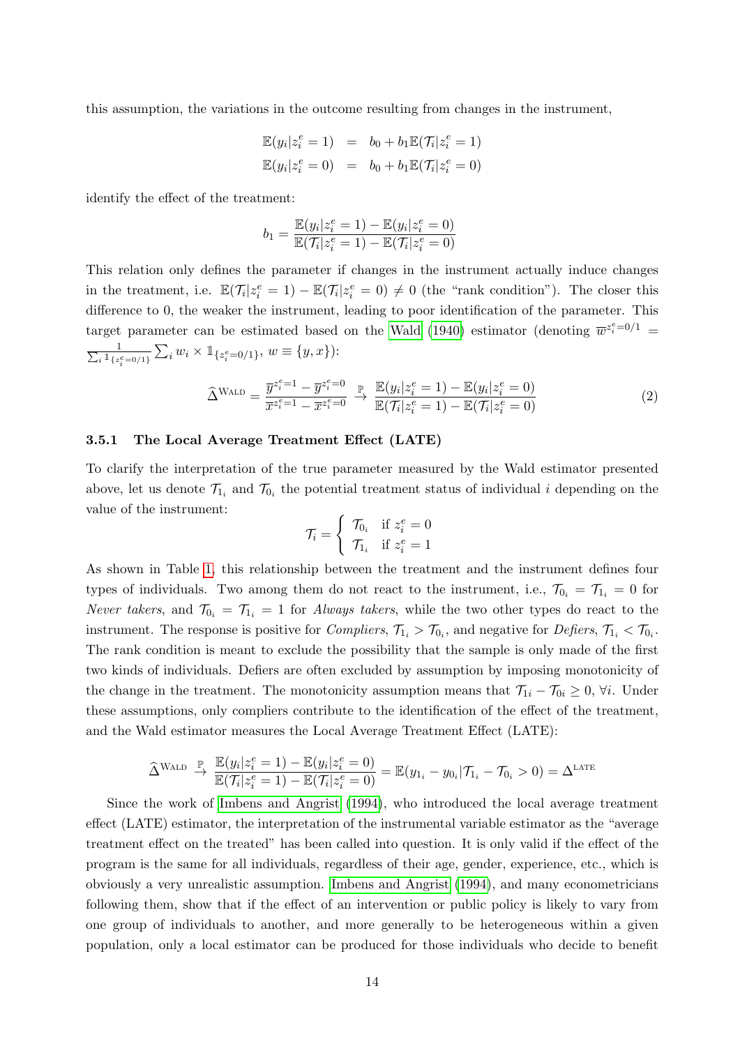this assumption, the variations in the outcome resulting from changes in the instrument,

$$\begin{aligned}
\mathbb{E}(y_i|z_i^e = 1) &= b_0 + b_1 \mathbb{E}(\mathcal{T}_i|z_i^e = 1) \\
\mathbb{E}(y_i|z_i^e = 0) &= b_0 + b_1 \mathbb{E}(\mathcal{T}_i|z_i^e = 0)
\end{aligned}$$

identify the effect of the treatment:

$$b_1 = \frac{\mathbb{E}(y_i|z_i^e = 1) - \mathbb{E}(y_i|z_i^e = 0)}{\mathbb{E}(\mathcal{T}_i|z_i^e = 1) - \mathbb{E}(\mathcal{T}_i|z_i^e = 0)}$$

This relation only defines the parameter if changes in the instrument actually induce changes in the treatment, i.e. $\mathbb{E}(\mathcal{T}_i|z_i^e = 1) - \mathbb{E}(\mathcal{T}_i|z_i^e = 0) \neq 0$ (the "rank condition"). The closer this difference to 0, the weaker the instrument, leading to poor identification of the parameter. This target parameter can be estimated based on the Wald (1940) estimator (denoting $\overline{w}^{z_i^e=0/1} = \frac{1}{\sum_i \mathbb{1}_{\{z_i^e=0/1\}}} \sum_i w_i \times \mathbb{1}_{\{z_i^e=0/1\}}$, $w \equiv \{y, x\}$):

$$\widehat{\Delta}^{\text{WALD}} = \frac{\overline{y}^{z_i^e=1} - \overline{y}^{z_i^e=0}}{\overline{x}^{z_i^e=1} - \overline{x}^{z_i^e=0}} \overset{\mathbb{P}}{\to} \frac{\mathbb{E}(y_i|z_i^e = 1) - \mathbb{E}(y_i|z_i^e = 0)}{\mathbb{E}(\mathcal{T}_i|z_i^e = 1) - \mathbb{E}(\mathcal{T}_i|z_i^e = 0)} \tag{2}$$

### 3.5.1 The Local Average Treatment Effect (LATE)

To clarify the interpretation of the true parameter measured by the Wald estimator presented above, let us denote $\mathcal{T}_{1_i}$ and $\mathcal{T}_{0_i}$ the potential treatment status of individual $i$ depending on the value of the instrument:

$$\mathcal{T}_i = \begin{cases} \mathcal{T}_{0_i} & \text{if } z_i^e = 0 \\ \mathcal{T}_{1_i} & \text{if } z_i^e = 1 \end{cases}$$

As shown in Table 1, this relationship between the treatment and the instrument defines four types of individuals. Two among them do not react to the instrument, i.e., $\mathcal{T}_{0_i} = \mathcal{T}_{1_i} = 0$ for *Never takers*, and $\mathcal{T}_{0_i} = \mathcal{T}_{1_i} = 1$ for *Always takers*, while the two other types do react to the instrument. The response is positive for *Compliers*, $\mathcal{T}_{1_i} > \mathcal{T}_{0_i}$, and negative for *Defiers*, $\mathcal{T}_{1_i} < \mathcal{T}_{0_i}$. The rank condition is meant to exclude the possibility that the sample is only made of the first two kinds of individuals. Defiers are often excluded by assumption by imposing monotonicity of the change in the treatment. The monotonicity assumption means that $\mathcal{T}_{1i} - \mathcal{T}_{0i} \geq 0$, $\forall i$. Under these assumptions, only compliers contribute to the identification of the effect of the treatment, and the Wald estimator measures the Local Average Treatment Effect (LATE):

$$\widehat{\Delta}^{\text{WALD}} \overset{\mathbb{P}}{\to} \frac{\mathbb{E}(y_i|z_i^e = 1) - \mathbb{E}(y_i|z_i^e = 0)}{\mathbb{E}(\mathcal{T}_i|z_i^e = 1) - \mathbb{E}(\mathcal{T}_i|z_i^e = 0)} = \mathbb{E}(y_{1_i} - y_{0_i}|\mathcal{T}_{1_i} - \mathcal{T}_{0_i} > 0) = \Delta^{\text{LATE}}$$

Since the work of Imbens and Angrist (1994), who introduced the local average treatment effect (LATE) estimator, the interpretation of the instrumental variable estimator as the "average treatment effect on the treated" has been called into question. It is only valid if the effect of the program is the same for all individuals, regardless of their age, gender, experience, etc., which is obviously a very unrealistic assumption. Imbens and Angrist (1994), and many econometricians following them, show that if the effect of an intervention or public policy is likely to vary from one group of individuals to another, and more generally to be heterogeneous within a given population, only a local estimator can be produced for those individuals who decide to benefit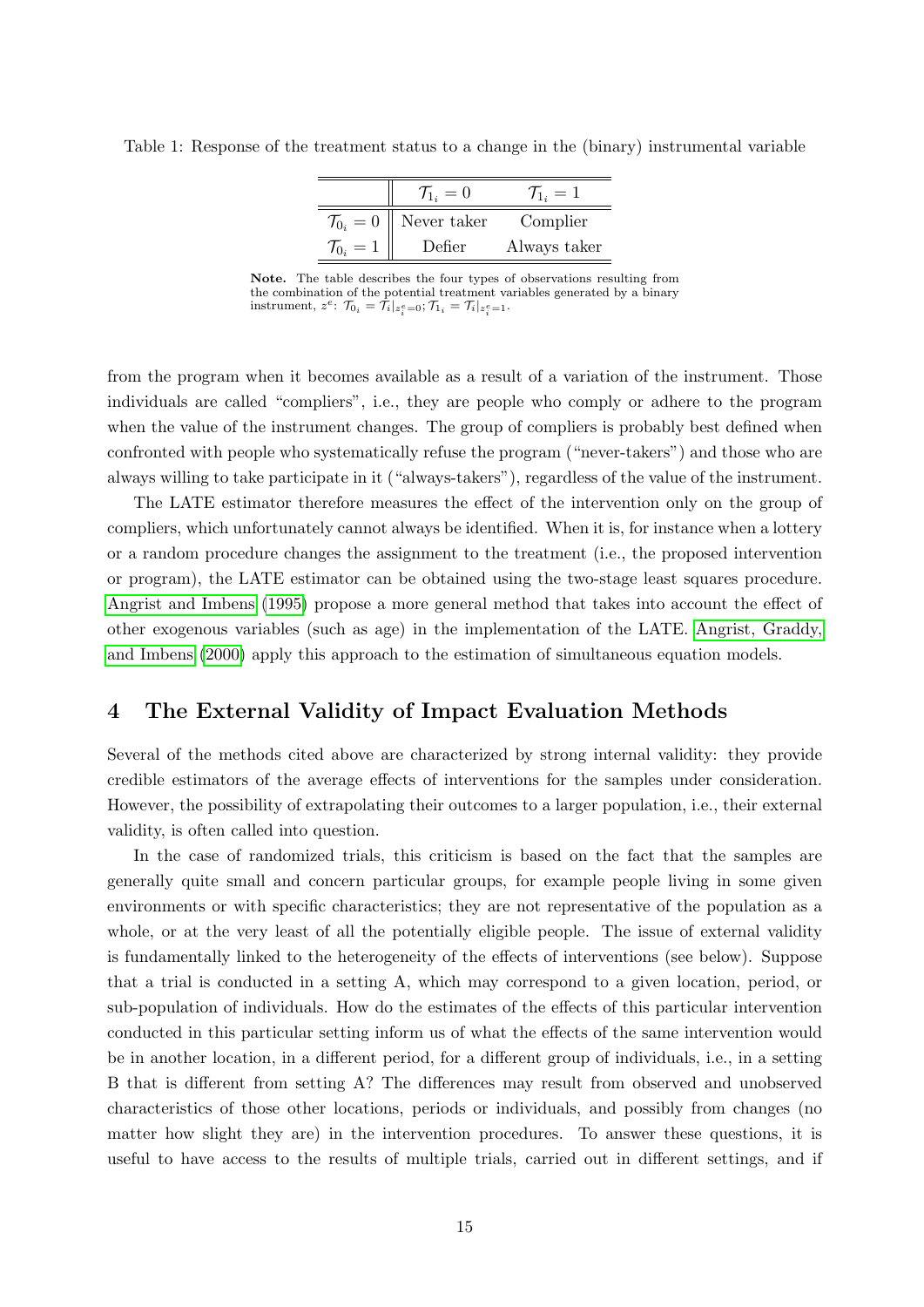Table 1: Response of the treatment status to a change in the (binary) instrumental variable

| | $\mathcal{T}_{1_i} = 0$ | $\mathcal{T}_{1_i} = 1$ |
|---|---|---|
| $\mathcal{T}_{0_i} = 0$ | Never taker | Complier |
| $\mathcal{T}_{0_i} = 1$ | Defier | Always taker |

**Note.** The table describes the four types of observations resulting from the combination of the potential treatment variables generated by a binary instrument, $z^e$: $\mathcal{T}_{0_i} = \mathcal{T}_i|_{z_i^e=0}$; $\mathcal{T}_{1_i} = \mathcal{T}_i|_{z_i^e=1}$.

from the program when it becomes available as a result of a variation of the instrument. Those individuals are called "compliers", i.e., they are people who comply or adhere to the program when the value of the instrument changes. The group of compliers is probably best defined when confronted with people who systematically refuse the program ("never-takers") and those who are always willing to take participate in it ("always-takers"), regardless of the value of the instrument.

The LATE estimator therefore measures the effect of the intervention only on the group of compliers, which unfortunately cannot always be identified. When it is, for instance when a lottery or a random procedure changes the assignment to the treatment (i.e., the proposed intervention or program), the LATE estimator can be obtained using the two-stage least squares procedure. Angrist and Imbens (1995) propose a more general method that takes into account the effect of other exogenous variables (such as age) in the implementation of the LATE. Angrist, Graddy, and Imbens (2000) apply this approach to the estimation of simultaneous equation models.

## 4 The External Validity of Impact Evaluation Methods

Several of the methods cited above are characterized by strong internal validity: they provide credible estimators of the average effects of interventions for the samples under consideration. However, the possibility of extrapolating their outcomes to a larger population, i.e., their external validity, is often called into question.

In the case of randomized trials, this criticism is based on the fact that the samples are generally quite small and concern particular groups, for example people living in some given environments or with specific characteristics; they are not representative of the population as a whole, or at the very least of all the potentially eligible people. The issue of external validity is fundamentally linked to the heterogeneity of the effects of interventions (see below). Suppose that a trial is conducted in a setting A, which may correspond to a given location, period, or sub-population of individuals. How do the estimates of the effects of this particular intervention conducted in this particular setting inform us of what the effects of the same intervention would be in another location, in a different period, for a different group of individuals, i.e., in a setting B that is different from setting A? The differences may result from observed and unobserved characteristics of those other locations, periods or individuals, and possibly from changes (no matter how slight they are) in the intervention procedures. To answer these questions, it is useful to have access to the results of multiple trials, carried out in different settings, and if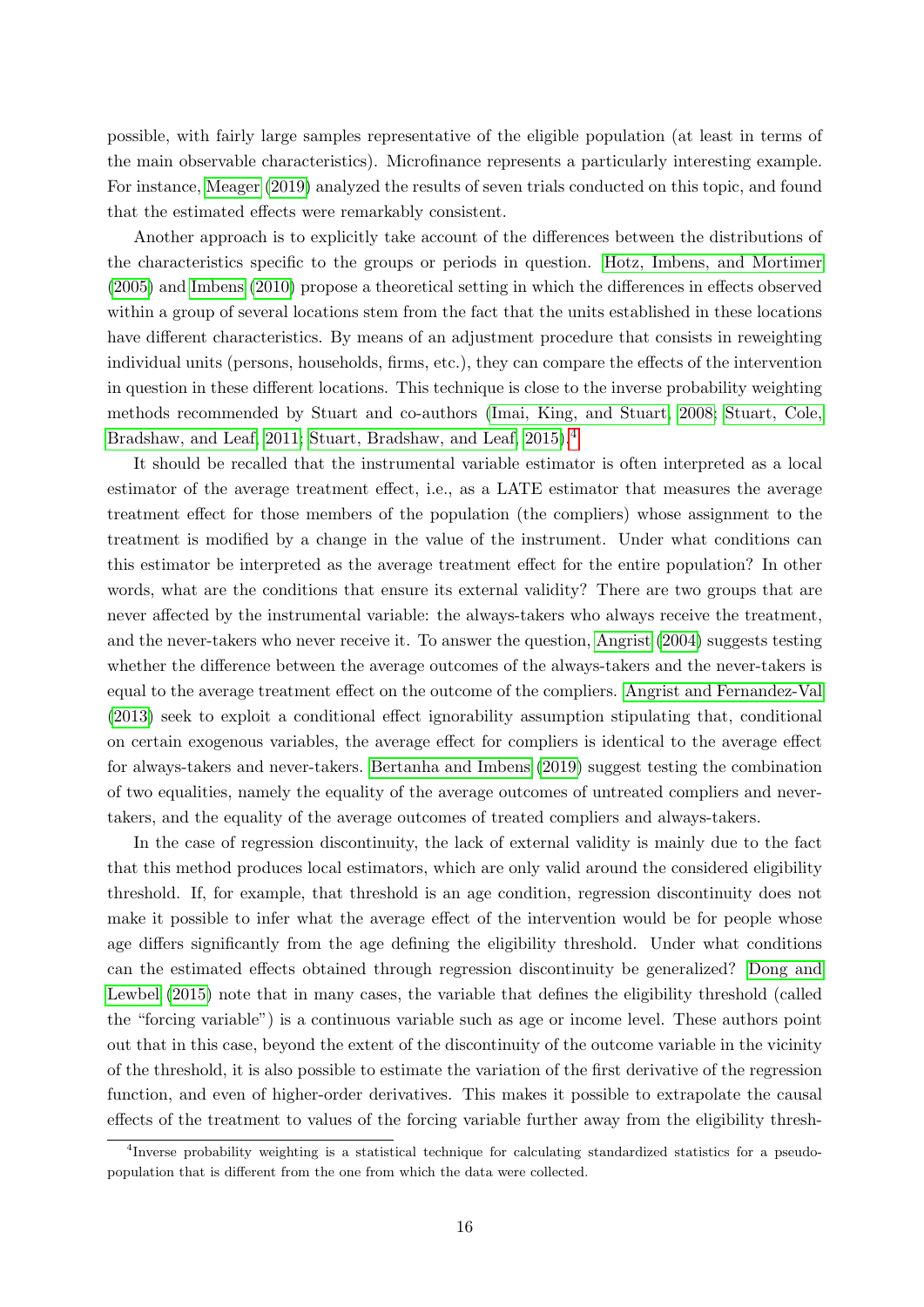possible, with fairly large samples representative of the eligible population (at least in terms of the main observable characteristics). Microfinance represents a particularly interesting example. For instance, Meager (2019) analyzed the results of seven trials conducted on this topic, and found that the estimated effects were remarkably consistent.

Another approach is to explicitly take account of the differences between the distributions of the characteristics specific to the groups or periods in question. Hotz, Imbens, and Mortimer (2005) and Imbens (2010) propose a theoretical setting in which the differences in effects observed within a group of several locations stem from the fact that the units established in these locations have different characteristics. By means of an adjustment procedure that consists in reweighting individual units (persons, households, firms, etc.), they can compare the effects of the intervention in question in these different locations. This technique is close to the inverse probability weighting methods recommended by Stuart and co-authors (Imai, King, and Stuart, 2008; Stuart, Cole, Bradshaw, and Leaf, 2011; Stuart, Bradshaw, and Leaf, 2015).[4]

It should be recalled that the instrumental variable estimator is often interpreted as a local estimator of the average treatment effect, i.e., as a LATE estimator that measures the average treatment effect for those members of the population (the compliers) whose assignment to the treatment is modified by a change in the value of the instrument. Under what conditions can this estimator be interpreted as the average treatment effect for the entire population? In other words, what are the conditions that ensure its external validity? There are two groups that are never affected by the instrumental variable: the always-takers who always receive the treatment, and the never-takers who never receive it. To answer the question, Angrist (2004) suggests testing whether the difference between the average outcomes of the always-takers and the never-takers is equal to the average treatment effect on the outcome of the compliers. Angrist and Fernandez-Val (2013) seek to exploit a conditional effect ignorability assumption stipulating that, conditional on certain exogenous variables, the average effect for compliers is identical to the average effect for always-takers and never-takers. Bertanha and Imbens (2019) suggest testing the combination of two equalities, namely the equality of the average outcomes of untreated compliers and never-takers, and the equality of the average outcomes of treated compliers and always-takers.

In the case of regression discontinuity, the lack of external validity is mainly due to the fact that this method produces local estimators, which are only valid around the considered eligibility threshold. If, for example, that threshold is an age condition, regression discontinuity does not make it possible to infer what the average effect of the intervention would be for people whose age differs significantly from the age defining the eligibility threshold. Under what conditions can the estimated effects obtained through regression discontinuity be generalized? Dong and Lewbel (2015) note that in many cases, the variable that defines the eligibility threshold (called the "forcing variable") is a continuous variable such as age or income level. These authors point out that in this case, beyond the extent of the discontinuity of the outcome variable in the vicinity of the threshold, it is also possible to estimate the variation of the first derivative of the regression function, and even of higher-order derivatives. This makes it possible to extrapolate the causal effects of the treatment to values of the forcing variable further away from the eligibility thresh-

[4] Inverse probability weighting is a statistical technique for calculating standardized statistics for a pseudo-population that is different from the one from which the data were collected.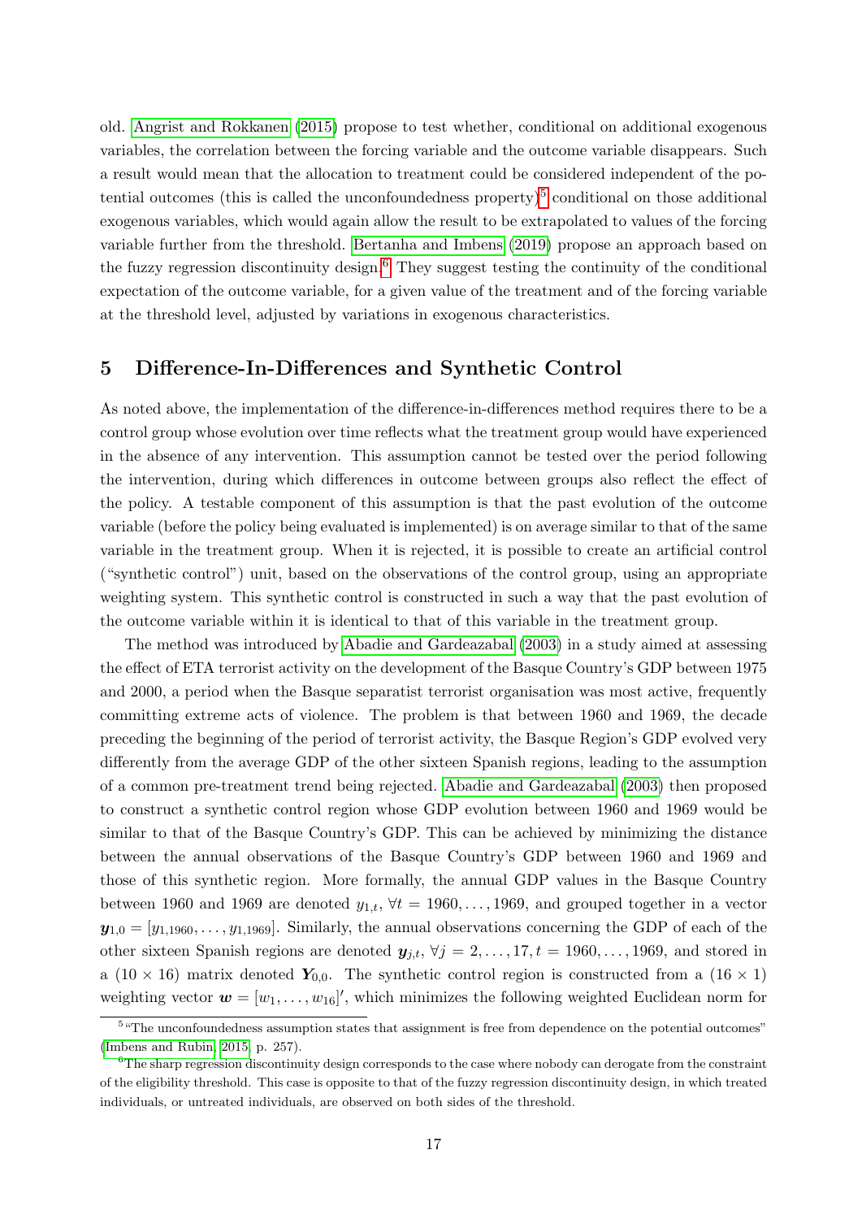old. Angrist and Rokkanen (2015) propose to test whether, conditional on additional exogenous variables, the correlation between the forcing variable and the outcome variable disappears. Such a result would mean that the allocation to treatment could be considered independent of the potential outcomes (this is called the unconfoundedness property)[5] conditional on those additional exogenous variables, which would again allow the result to be extrapolated to values of the forcing variable further from the threshold. Bertanha and Imbens (2019) propose an approach based on the fuzzy regression discontinuity design.[6] They suggest testing the continuity of the conditional expectation of the outcome variable, for a given value of the treatment and of the forcing variable at the threshold level, adjusted by variations in exogenous characteristics.

## 5 Difference-In-Differences and Synthetic Control

As noted above, the implementation of the difference-in-differences method requires there to be a control group whose evolution over time reflects what the treatment group would have experienced in the absence of any intervention. This assumption cannot be tested over the period following the intervention, during which differences in outcome between groups also reflect the effect of the policy. A testable component of this assumption is that the past evolution of the outcome variable (before the policy being evaluated is implemented) is on average similar to that of the same variable in the treatment group. When it is rejected, it is possible to create an artificial control ("synthetic control") unit, based on the observations of the control group, using an appropriate weighting system. This synthetic control is constructed in such a way that the past evolution of the outcome variable within it is identical to that of this variable in the treatment group.

The method was introduced by Abadie and Gardeazabal (2003) in a study aimed at assessing the effect of ETA terrorist activity on the development of the Basque Country's GDP between 1975 and 2000, a period when the Basque separatist terrorist organisation was most active, frequently committing extreme acts of violence. The problem is that between 1960 and 1969, the decade preceding the beginning of the period of terrorist activity, the Basque Region's GDP evolved very differently from the average GDP of the other sixteen Spanish regions, leading to the assumption of a common pre-treatment trend being rejected. Abadie and Gardeazabal (2003) then proposed to construct a synthetic control region whose GDP evolution between 1960 and 1969 would be similar to that of the Basque Country's GDP. This can be achieved by minimizing the distance between the annual observations of the Basque Country's GDP between 1960 and 1969 and those of this synthetic region. More formally, the annual GDP values in the Basque Country between 1960 and 1969 are denoted $y_{1,t}$, $\forall t = 1960, \ldots, 1969$, and grouped together in a vector $\boldsymbol{y}_{1,0} = [y_{1,1960}, \ldots, y_{1,1969}]$. Similarly, the annual observations concerning the GDP of each of the other sixteen Spanish regions are denoted $\boldsymbol{y}_{j,t}$, $\forall j = 2, \ldots, 17, t = 1960, \ldots, 1969$, and stored in a $(10 \times 16)$ matrix denoted $\boldsymbol{Y}_{0,0}$. The synthetic control region is constructed from a $(16 \times 1)$ weighting vector $\boldsymbol{w} = [w_1, \ldots, w_{16}]'$, which minimizes the following weighted Euclidean norm for

[5] "The unconfoundedness assumption states that assignment is free from dependence on the potential outcomes" (Imbens and Rubin, 2015, p. 257).

[6] The sharp regression discontinuity design corresponds to the case where nobody can derogate from the constraint of the eligibility threshold. This case is opposite to that of the fuzzy regression discontinuity design, in which treated individuals, or untreated individuals, are observed on both sides of the threshold.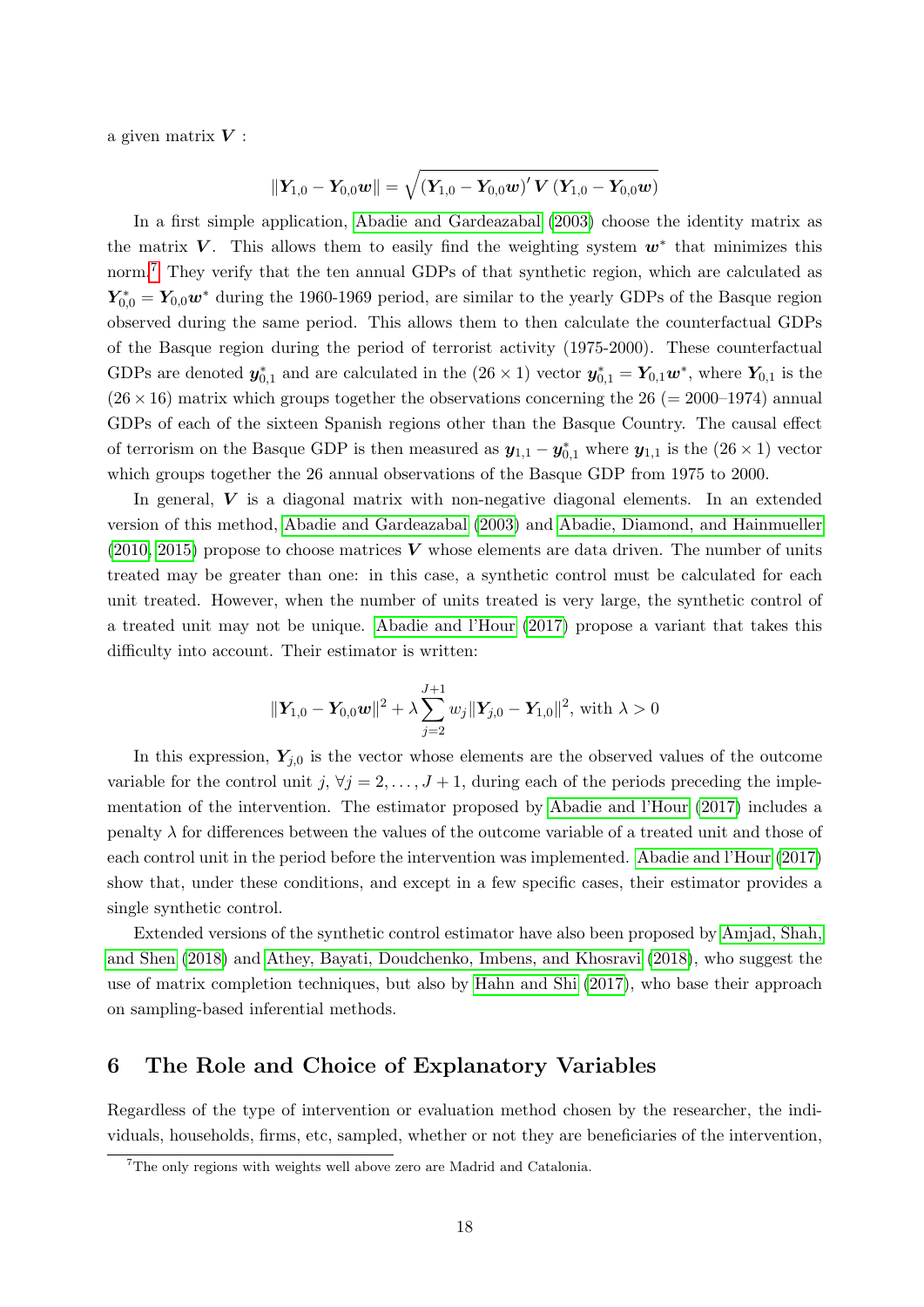a given matrix $\boldsymbol{V}$ :

$$\|\boldsymbol{Y}_{1,0} - \boldsymbol{Y}_{0,0}\boldsymbol{w}\| = \sqrt{(\boldsymbol{Y}_{1,0} - \boldsymbol{Y}_{0,0}\boldsymbol{w})' \, \boldsymbol{V} \, (\boldsymbol{Y}_{1,0} - \boldsymbol{Y}_{0,0}\boldsymbol{w})}$$

In a first simple application, Abadie and Gardeazabal (2003) choose the identity matrix as the matrix $\boldsymbol{V}$. This allows them to easily find the weighting system $\boldsymbol{w}^*$ that minimizes this norm.[7] They verify that the ten annual GDPs of that synthetic region, which are calculated as $\boldsymbol{Y}_{0,0}^* = \boldsymbol{Y}_{0,0}\boldsymbol{w}^*$ during the 1960-1969 period, are similar to the yearly GDPs of the Basque region observed during the same period. This allows them to then calculate the counterfactual GDPs of the Basque region during the period of terrorist activity (1975-2000). These counterfactual GDPs are denoted $\boldsymbol{y}_{0,1}^*$ and are calculated in the $(26 \times 1)$ vector $\boldsymbol{y}_{0,1}^* = \boldsymbol{Y}_{0,1}\boldsymbol{w}^*$, where $\boldsymbol{Y}_{0,1}$ is the $(26 \times 16)$ matrix which groups together the observations concerning the 26 (= 2000–1974) annual GDPs of each of the sixteen Spanish regions other than the Basque Country. The causal effect of terrorism on the Basque GDP is then measured as $\boldsymbol{y}_{1,1} - \boldsymbol{y}_{0,1}^*$ where $\boldsymbol{y}_{1,1}$ is the $(26 \times 1)$ vector which groups together the 26 annual observations of the Basque GDP from 1975 to 2000.

In general, $\boldsymbol{V}$ is a diagonal matrix with non-negative diagonal elements. In an extended version of this method, Abadie and Gardeazabal (2003) and Abadie, Diamond, and Hainmueller (2010, 2015) propose to choose matrices $\boldsymbol{V}$ whose elements are data driven. The number of units treated may be greater than one: in this case, a synthetic control must be calculated for each unit treated. However, when the number of units treated is very large, the synthetic control of a treated unit may not be unique. Abadie and l'Hour (2017) propose a variant that takes this difficulty into account. Their estimator is written:

$$\|\boldsymbol{Y}_{1,0} - \boldsymbol{Y}_{0,0}\boldsymbol{w}\|^2 + \lambda \sum_{j=2}^{J+1} w_j \|\boldsymbol{Y}_{j,0} - \boldsymbol{Y}_{1,0}\|^2, \text{ with } \lambda > 0$$

In this expression, $\boldsymbol{Y}_{j,0}$ is the vector whose elements are the observed values of the outcome variable for the control unit $j$, $\forall j = 2, \ldots, J+1$, during each of the periods preceding the implementation of the intervention. The estimator proposed by Abadie and l'Hour (2017) includes a penalty $\lambda$ for differences between the values of the outcome variable of a treated unit and those of each control unit in the period before the intervention was implemented. Abadie and l'Hour (2017) show that, under these conditions, and except in a few specific cases, their estimator provides a single synthetic control.

Extended versions of the synthetic control estimator have also been proposed by Amjad, Shah, and Shen (2018) and Athey, Bayati, Doudchenko, Imbens, and Khosravi (2018), who suggest the use of matrix completion techniques, but also by Hahn and Shi (2017), who base their approach on sampling-based inferential methods.

## 6 The Role and Choice of Explanatory Variables

Regardless of the type of intervention or evaluation method chosen by the researcher, the individuals, households, firms, etc, sampled, whether or not they are beneficiaries of the intervention,

[7] The only regions with weights well above zero are Madrid and Catalonia.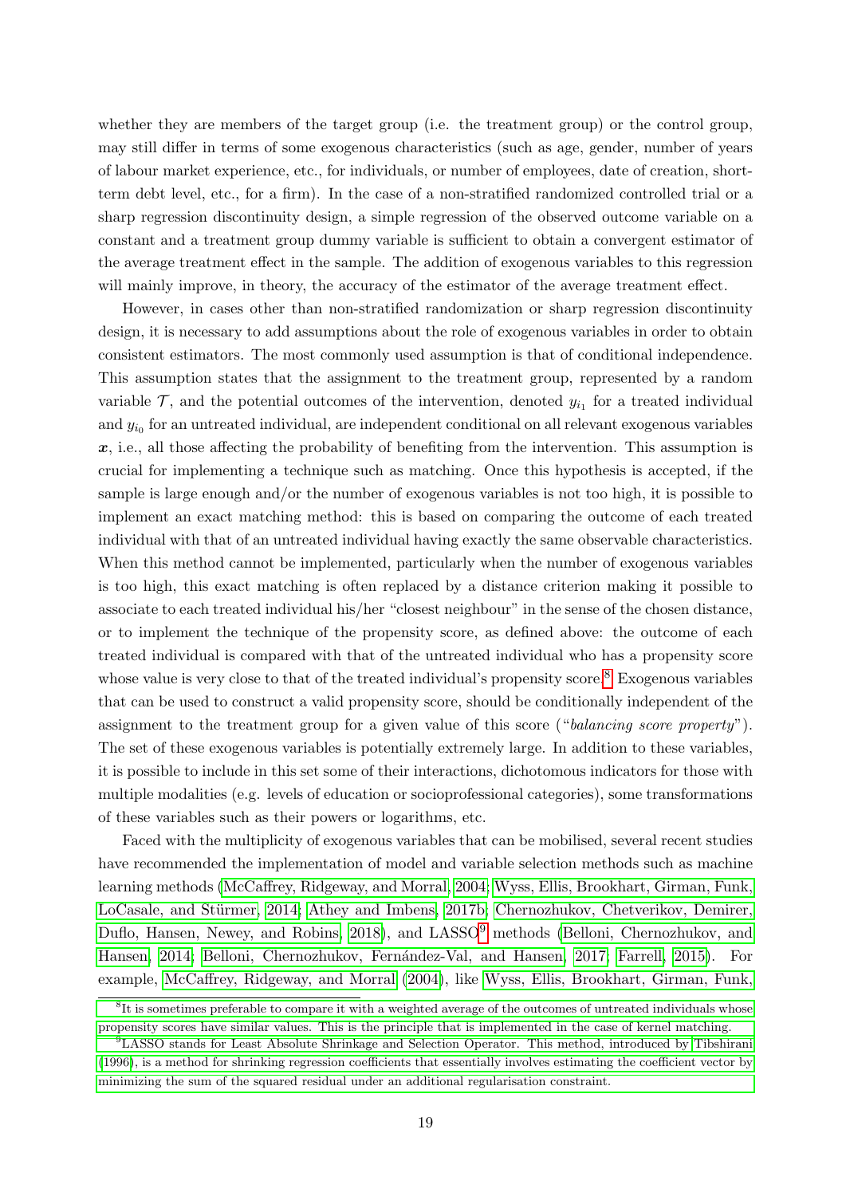whether they are members of the target group (i.e. the treatment group) or the control group, may still differ in terms of some exogenous characteristics (such as age, gender, number of years of labour market experience, etc., for individuals, or number of employees, date of creation, short-term debt level, etc., for a firm). In the case of a non-stratified randomized controlled trial or a sharp regression discontinuity design, a simple regression of the observed outcome variable on a constant and a treatment group dummy variable is sufficient to obtain a convergent estimator of the average treatment effect in the sample. The addition of exogenous variables to this regression will mainly improve, in theory, the accuracy of the estimator of the average treatment effect.

However, in cases other than non-stratified randomization or sharp regression discontinuity design, it is necessary to add assumptions about the role of exogenous variables in order to obtain consistent estimators. The most commonly used assumption is that of conditional independence. This assumption states that the assignment to the treatment group, represented by a random variable $\mathcal{T}$, and the potential outcomes of the intervention, denoted $y_{i_1}$ for a treated individual and $y_{i_0}$ for an untreated individual, are independent conditional on all relevant exogenous variables $\boldsymbol{x}$, i.e., all those affecting the probability of benefiting from the intervention. This assumption is crucial for implementing a technique such as matching. Once this hypothesis is accepted, if the sample is large enough and/or the number of exogenous variables is not too high, it is possible to implement an exact matching method: this is based on comparing the outcome of each treated individual with that of an untreated individual having exactly the same observable characteristics. When this method cannot be implemented, particularly when the number of exogenous variables is too high, this exact matching is often replaced by a distance criterion making it possible to associate to each treated individual his/her "closest neighbour" in the sense of the chosen distance, or to implement the technique of the propensity score, as defined above: the outcome of each treated individual is compared with that of the untreated individual who has a propensity score whose value is very close to that of the treated individual's propensity score.[8] Exogenous variables that can be used to construct a valid propensity score, should be conditionally independent of the assignment to the treatment group for a given value of this score ("*balancing score property*"). The set of these exogenous variables is potentially extremely large. In addition to these variables, it is possible to include in this set some of their interactions, dichotomous indicators for those with multiple modalities (e.g. levels of education or socioprofessional categories), some transformations of these variables such as their powers or logarithms, etc.

Faced with the multiplicity of exogenous variables that can be mobilised, several recent studies have recommended the implementation of model and variable selection methods such as machine learning methods (McCaffrey, Ridgeway, and Morral, 2004; Wyss, Ellis, Brookhart, Girman, Funk, LoCasale, and Stürmer, 2014; Athey and Imbens, 2017b; Chernozhukov, Chetverikov, Demirer, Duflo, Hansen, Newey, and Robins, 2018), and LASSO[9] methods (Belloni, Chernozhukov, and Hansen, 2014; Belloni, Chernozhukov, Fernández-Val, and Hansen, 2017; Farrell, 2015). For example, McCaffrey, Ridgeway, and Morral (2004), like Wyss, Ellis, Brookhart, Girman, Funk,

[8] It is sometimes preferable to compare it with a weighted average of the outcomes of untreated individuals whose propensity scores have similar values. This is the principle that is implemented in the case of kernel matching.

[9] LASSO stands for Least Absolute Shrinkage and Selection Operator. This method, introduced by Tibshirani (1996), is a method for shrinking regression coefficients that essentially involves estimating the coefficient vector by minimizing the sum of the squared residual under an additional regularisation constraint.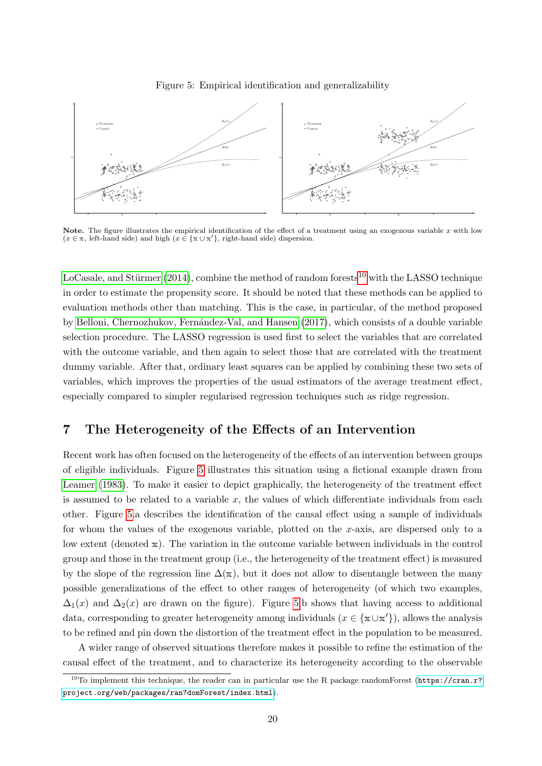Figure 5: Empirical identification and generalizability

**Note.** The figure illustrates the empirical identification of the effect of a treatment using an exogenous variable $x$ with low ($x \in \mathbb{x}$, left-hand side) and high ($x \in \{\mathbb{x} \cup \mathbb{x}'\}$, right-hand side) dispersion.

LoCasale, and Stürmer (2014), combine the method of random forests[10] with the LASSO technique in order to estimate the propensity score. It should be noted that these methods can be applied to evaluation methods other than matching. This is the case, in particular, of the method proposed by Belloni, Chernozhukov, Fernández-Val, and Hansen (2017), which consists of a double variable selection procedure. The LASSO regression is used first to select the variables that are correlated with the outcome variable, and then again to select those that are correlated with the treatment dummy variable. After that, ordinary least squares can be applied by combining these two sets of variables, which improves the properties of the usual estimators of the average treatment effect, especially compared to simpler regularised regression techniques such as ridge regression.

## 7 The Heterogeneity of the Effects of an Intervention

Recent work has often focused on the heterogeneity of the effects of an intervention between groups of eligible individuals. Figure 5 illustrates this situation using a fictional example drawn from Leamer (1983). To make it easier to depict graphically, the heterogeneity of the treatment effect is assumed to be related to a variable $x$, the values of which differentiate individuals from each other. Figure 5.a describes the identification of the causal effect using a sample of individuals for whom the values of the exogenous variable, plotted on the $x$-axis, are dispersed only to a low extent (denoted $\mathbb{x}$). The variation in the outcome variable between individuals in the control group and those in the treatment group (i.e., the heterogeneity of the treatment effect) is measured by the slope of the regression line $\Delta(\mathbb{x})$, but it does not allow to disentangle between the many possible generalizations of the effect to other ranges of heterogeneity (of which two examples, $\Delta_1(x)$ and $\Delta_2(x)$ are drawn on the figure). Figure 5.b shows that having access to additional data, corresponding to greater heterogeneity among individuals ($x \in \{\mathbb{x} \cup \mathbb{x}'\}$), allows the analysis to be refined and pin down the distortion of the treatment effect in the population to be measured.

A wider range of observed situations therefore makes it possible to refine the estimation of the causal effect of the treatment, and to characterize its heterogeneity according to the observable

[10] To implement this technique, the reader can in particular use the R package randomForest (https://cran.r?project.org/web/packages/ran?domForest/index.html).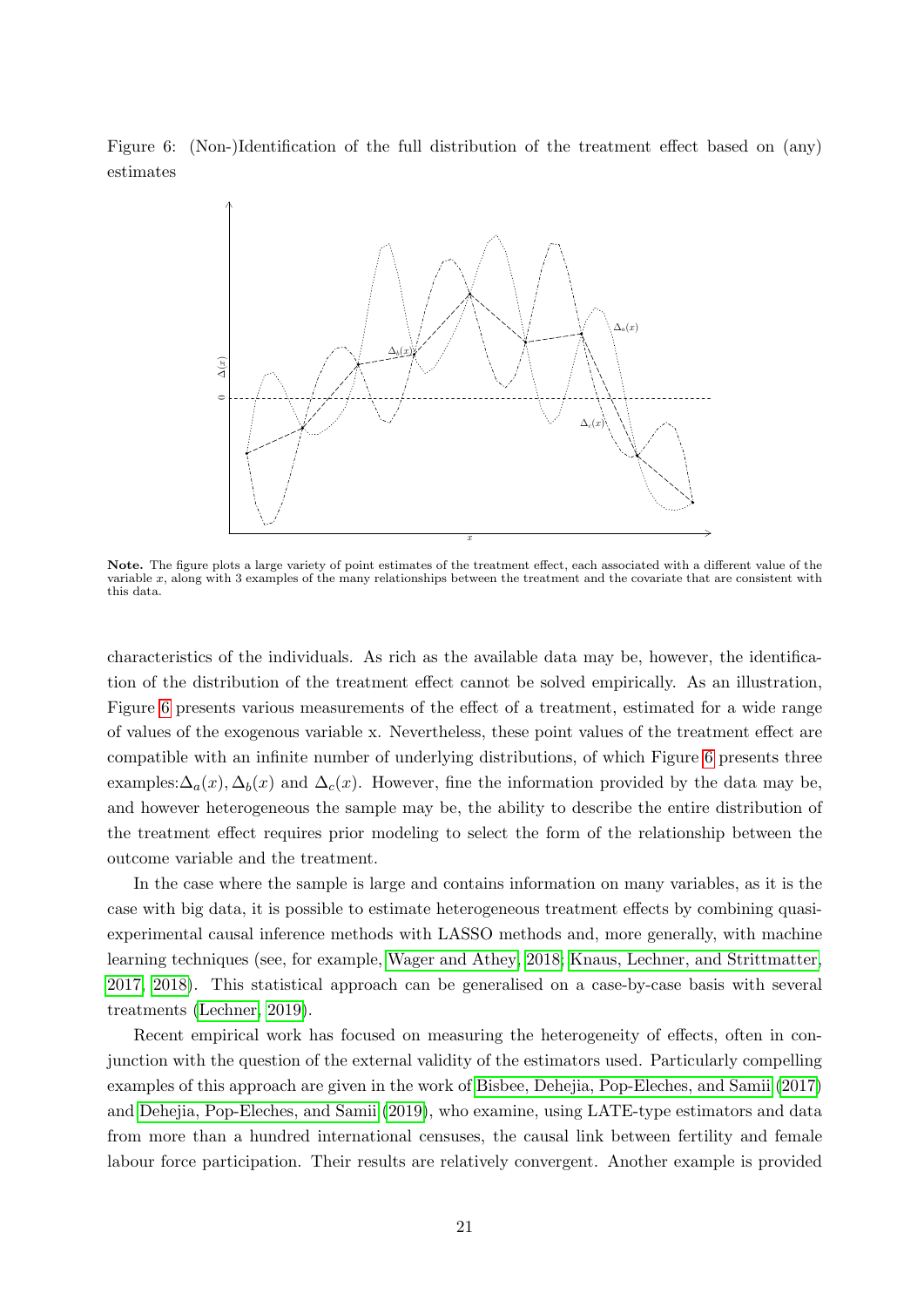Figure 6: (Non-)Identification of the full distribution of the treatment effect based on (any) estimates

**Note.** The figure plots a large variety of point estimates of the treatment effect, each associated with a different value of the variable $x$, along with 3 examples of the many relationships between the treatment and the covariate that are consistent with this data.

characteristics of the individuals. As rich as the available data may be, however, the identification of the distribution of the treatment effect cannot be solved empirically. As an illustration, Figure 6 presents various measurements of the effect of a treatment, estimated for a wide range of values of the exogenous variable x. Nevertheless, these point values of the treatment effect are compatible with an infinite number of underlying distributions, of which Figure 6 presents three examples:$\Delta_a(x), \Delta_b(x)$ and $\Delta_c(x)$. However, fine the information provided by the data may be, and however heterogeneous the sample may be, the ability to describe the entire distribution of the treatment effect requires prior modeling to select the form of the relationship between the outcome variable and the treatment.

In the case where the sample is large and contains information on many variables, as it is the case with big data, it is possible to estimate heterogeneous treatment effects by combining quasi-experimental causal inference methods with LASSO methods and, more generally, with machine learning techniques (see, for example, Wager and Athey, 2018; Knaus, Lechner, and Strittmatter, 2017, 2018). This statistical approach can be generalised on a case-by-case basis with several treatments (Lechner, 2019).

Recent empirical work has focused on measuring the heterogeneity of effects, often in conjunction with the question of the external validity of the estimators used. Particularly compelling examples of this approach are given in the work of Bisbee, Dehejia, Pop-Eleches, and Samii (2017) and Dehejia, Pop-Eleches, and Samii (2019), who examine, using LATE-type estimators and data from more than a hundred international censuses, the causal link between fertility and female labour force participation. Their results are relatively convergent. Another example is provided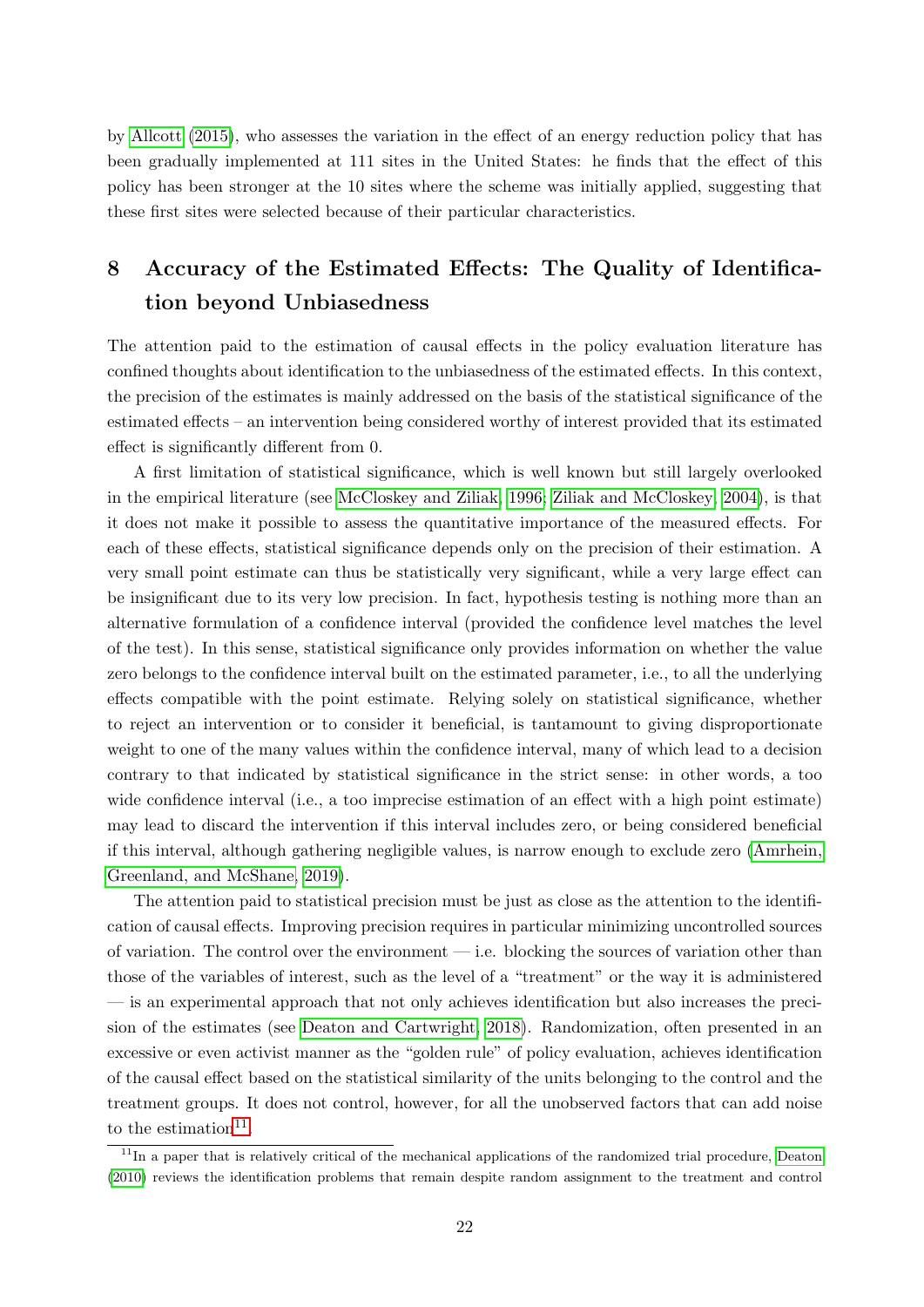by Allcott (2015), who assesses the variation in the effect of an energy reduction policy that has been gradually implemented at 111 sites in the United States: he finds that the effect of this policy has been stronger at the 10 sites where the scheme was initially applied, suggesting that these first sites were selected because of their particular characteristics.

# 8 Accuracy of the Estimated Effects: The Quality of Identification beyond Unbiasedness

The attention paid to the estimation of causal effects in the policy evaluation literature has confined thoughts about identification to the unbiasedness of the estimated effects. In this context, the precision of the estimates is mainly addressed on the basis of the statistical significance of the estimated effects – an intervention being considered worthy of interest provided that its estimated effect is significantly different from 0.

A first limitation of statistical significance, which is well known but still largely overlooked in the empirical literature (see McCloskey and Ziliak, 1996; Ziliak and McCloskey, 2004), is that it does not make it possible to assess the quantitative importance of the measured effects. For each of these effects, statistical significance depends only on the precision of their estimation. A very small point estimate can thus be statistically very significant, while a very large effect can be insignificant due to its very low precision. In fact, hypothesis testing is nothing more than an alternative formulation of a confidence interval (provided the confidence level matches the level of the test). In this sense, statistical significance only provides information on whether the value zero belongs to the confidence interval built on the estimated parameter, i.e., to all the underlying effects compatible with the point estimate. Relying solely on statistical significance, whether to reject an intervention or to consider it beneficial, is tantamount to giving disproportionate weight to one of the many values within the confidence interval, many of which lead to a decision contrary to that indicated by statistical significance in the strict sense: in other words, a too wide confidence interval (i.e., a too imprecise estimation of an effect with a high point estimate) may lead to discard the intervention if this interval includes zero, or being considered beneficial if this interval, although gathering negligible values, is narrow enough to exclude zero (Amrhein, Greenland, and McShane, 2019).

The attention paid to statistical precision must be just as close as the attention to the identification of causal effects. Improving precision requires in particular minimizing uncontrolled sources of variation. The control over the environment — i.e. blocking the sources of variation other than those of the variables of interest, such as the level of a "treatment" or the way it is administered — is an experimental approach that not only achieves identification but also increases the precision of the estimates (see Deaton and Cartwright, 2018). Randomization, often presented in an excessive or even activist manner as the "golden rule" of policy evaluation, achieves identification of the causal effect based on the statistical similarity of the units belonging to the control and the treatment groups. It does not control, however, for all the unobserved factors that can add noise to the estimation[11].

[11] In a paper that is relatively critical of the mechanical applications of the randomized trial procedure, Deaton (2010) reviews the identification problems that remain despite random assignment to the treatment and control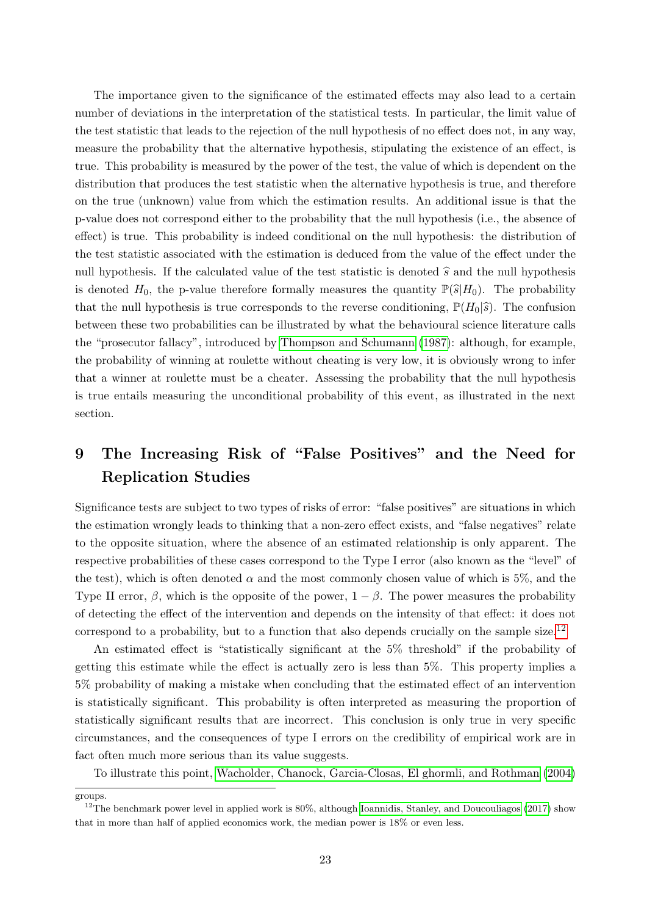The importance given to the significance of the estimated effects may also lead to a certain number of deviations in the interpretation of the statistical tests. In particular, the limit value of the test statistic that leads to the rejection of the null hypothesis of no effect does not, in any way, measure the probability that the alternative hypothesis, stipulating the existence of an effect, is true. This probability is measured by the power of the test, the value of which is dependent on the distribution that produces the test statistic when the alternative hypothesis is true, and therefore on the true (unknown) value from which the estimation results. An additional issue is that the p-value does not correspond either to the probability that the null hypothesis (i.e., the absence of effect) is true. This probability is indeed conditional on the null hypothesis: the distribution of the test statistic associated with the estimation is deduced from the value of the effect under the null hypothesis. If the calculated value of the test statistic is denoted $\widehat{s}$ and the null hypothesis is denoted $H_0$, the p-value therefore formally measures the quantity $\mathbb{P}(\widehat{s}|H_0)$. The probability that the null hypothesis is true corresponds to the reverse conditioning, $\mathbb{P}(H_0|\widehat{s})$. The confusion between these two probabilities can be illustrated by what the behavioural science literature calls the "prosecutor fallacy", introduced by Thompson and Schumann (1987): although, for example, the probability of winning at roulette without cheating is very low, it is obviously wrong to infer that a winner at roulette must be a cheater. Assessing the probability that the null hypothesis is true entails measuring the unconditional probability of this event, as illustrated in the next section.

# 9 The Increasing Risk of "False Positives" and the Need for Replication Studies

Significance tests are subject to two types of risks of error: "false positives" are situations in which the estimation wrongly leads to thinking that a non-zero effect exists, and "false negatives" relate to the opposite situation, where the absence of an estimated relationship is only apparent. The respective probabilities of these cases correspond to the Type I error (also known as the "level" of the test), which is often denoted $\alpha$ and the most commonly chosen value of which is 5%, and the Type II error, $\beta$, which is the opposite of the power, $1-\beta$. The power measures the probability of detecting the effect of the intervention and depends on the intensity of that effect: it does not correspond to a probability, but to a function that also depends crucially on the sample size.[12]

An estimated effect is "statistically significant at the 5% threshold" if the probability of getting this estimate while the effect is actually zero is less than 5%. This property implies a 5% probability of making a mistake when concluding that the estimated effect of an intervention is statistically significant. This probability is often interpreted as measuring the proportion of statistically significant results that are incorrect. This conclusion is only true in very specific circumstances, and the consequences of type I errors on the credibility of empirical work are in fact often much more serious than its value suggests.

To illustrate this point, Wacholder, Chanock, Garcia-Closas, El ghormli, and Rothman (2004)

groups.

[12] The benchmark power level in applied work is 80%, although Ioannidis, Stanley, and Doucouliagos (2017) show that in more than half of applied economics work, the median power is 18% or even less.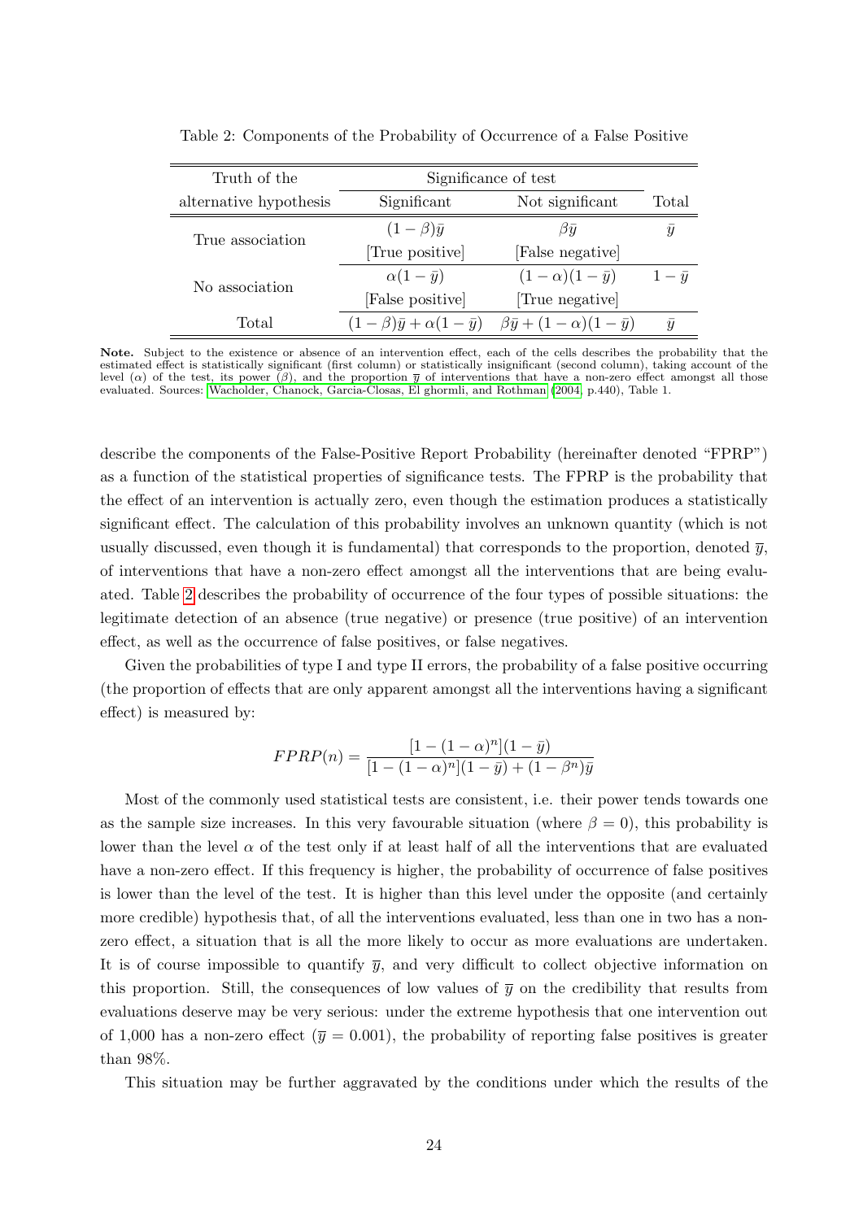Table 2: Components of the Probability of Occurrence of a False Positive

| Truth of the alternative hypothesis | Significance of test | | Total |
|---|---|---|---|
| | Significant | Not significant | |
| True association | $(1-\beta)\bar{y}$ [True positive] | $\beta\bar{y}$ [False negative] | $\bar{y}$ |
| No association | $\alpha(1-\bar{y})$ [False positive] | $(1-\alpha)(1-\bar{y})$ [True negative] | $1-\bar{y}$ |
| Total | $(1-\beta)\bar{y}+\alpha(1-\bar{y})$ | $\beta\bar{y}+(1-\alpha)(1-\bar{y})$ | $\bar{y}$ |

**Note.** Subject to the existence or absence of an intervention effect, each of the cells describes the probability that the estimated effect is statistically significant (first column) or statistically insignificant (second column), taking account of the level ($\alpha$) of the test, its power ($\beta$), and the proportion $\bar{y}$ of interventions that have a non-zero effect amongst all those evaluated. Sources: Wacholder, Chanock, Garcia-Closas, El ghormli, and Rothman (2004, p.440), Table 1.

describe the components of the False-Positive Report Probability (hereinafter denoted "FPRP") as a function of the statistical properties of significance tests. The FPRP is the probability that the effect of an intervention is actually zero, even though the estimation produces a statistically significant effect. The calculation of this probability involves an unknown quantity (which is not usually discussed, even though it is fundamental) that corresponds to the proportion, denoted $\bar{y}$, of interventions that have a non-zero effect amongst all the interventions that are being evaluated. Table 2 describes the probability of occurrence of the four types of possible situations: the legitimate detection of an absence (true negative) or presence (true positive) of an intervention effect, as well as the occurrence of false positives, or false negatives.

Given the probabilities of type I and type II errors, the probability of a false positive occurring (the proportion of effects that are only apparent amongst all the interventions having a significant effect) is measured by:

$$FPRP(n) = \frac{[1-(1-\alpha)^n](1-\bar{y})}{[1-(1-\alpha)^n](1-\bar{y})+(1-\beta^n)\bar{y}}$$

Most of the commonly used statistical tests are consistent, i.e. their power tends towards one as the sample size increases. In this very favourable situation (where $\beta = 0$), this probability is lower than the level $\alpha$ of the test only if at least half of all the interventions that are evaluated have a non-zero effect. If this frequency is higher, the probability of occurrence of false positives is lower than the level of the test. It is higher than this level under the opposite (and certainly more credible) hypothesis that, of all the interventions evaluated, less than one in two has a non-zero effect, a situation that is all the more likely to occur as more evaluations are undertaken. It is of course impossible to quantify $\bar{y}$, and very difficult to collect objective information on this proportion. Still, the consequences of low values of $\bar{y}$ on the credibility that results from evaluations deserve may be very serious: under the extreme hypothesis that one intervention out of 1,000 has a non-zero effect ($\bar{y} = 0.001$), the probability of reporting false positives is greater than 98%.

This situation may be further aggravated by the conditions under which the results of the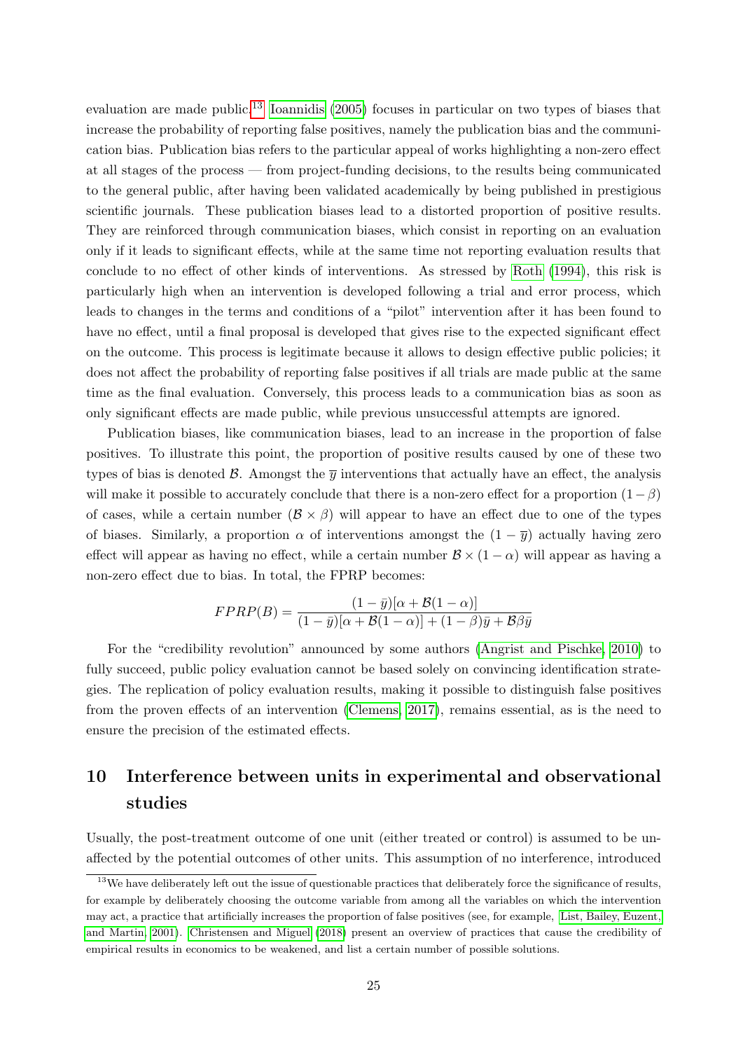evaluation are made public.[13] Ioannidis (2005) focuses in particular on two types of biases that increase the probability of reporting false positives, namely the publication bias and the communication bias. Publication bias refers to the particular appeal of works highlighting a non-zero effect at all stages of the process — from project-funding decisions, to the results being communicated to the general public, after having been validated academically by being published in prestigious scientific journals. These publication biases lead to a distorted proportion of positive results. They are reinforced through communication biases, which consist in reporting on an evaluation only if it leads to significant effects, while at the same time not reporting evaluation results that conclude to no effect of other kinds of interventions. As stressed by Roth (1994), this risk is particularly high when an intervention is developed following a trial and error process, which leads to changes in the terms and conditions of a "pilot" intervention after it has been found to have no effect, until a final proposal is developed that gives rise to the expected significant effect on the outcome. This process is legitimate because it allows to design effective public policies; it does not affect the probability of reporting false positives if all trials are made public at the same time as the final evaluation. Conversely, this process leads to a communication bias as soon as only significant effects are made public, while previous unsuccessful attempts are ignored.

Publication biases, like communication biases, lead to an increase in the proportion of false positives. To illustrate this point, the proportion of positive results caused by one of these two types of bias is denoted $\mathcal{B}$. Amongst the $\overline{y}$ interventions that actually have an effect, the analysis will make it possible to accurately conclude that there is a non-zero effect for a proportion $(1-\beta)$ of cases, while a certain number $(\mathcal{B} \times \beta)$ will appear to have an effect due to one of the types of biases. Similarly, a proportion $\alpha$ of interventions amongst the $(1-\overline{y})$ actually having zero effect will appear as having no effect, while a certain number $\mathcal{B} \times (1-\alpha)$ will appear as having a non-zero effect due to bias. In total, the FPRP becomes:

$$FPRP(B) = \frac{(1-\bar{y})[\alpha + \mathcal{B}(1-\alpha)]}{(1-\bar{y})[\alpha + \mathcal{B}(1-\alpha)] + (1-\beta)\bar{y} + \mathcal{B}\beta\bar{y}}$$

For the "credibility revolution" announced by some authors (Angrist and Pischke, 2010) to fully succeed, public policy evaluation cannot be based solely on convincing identification strategies. The replication of policy evaluation results, making it possible to distinguish false positives from the proven effects of an intervention (Clemens, 2017), remains essential, as is the need to ensure the precision of the estimated effects.

## 10 Interference between units in experimental and observational studies

Usually, the post-treatment outcome of one unit (either treated or control) is assumed to be unaffected by the potential outcomes of other units. This assumption of no interference, introduced

[13] We have deliberately left out the issue of questionable practices that deliberately force the significance of results, for example by deliberately choosing the outcome variable from among all the variables on which the intervention may act, a practice that artificially increases the proportion of false positives (see, for example, List, Bailey, Euzent, and Martin, 2001). Christensen and Miguel (2018) present an overview of practices that cause the credibility of empirical results in economics to be weakened, and list a certain number of possible solutions.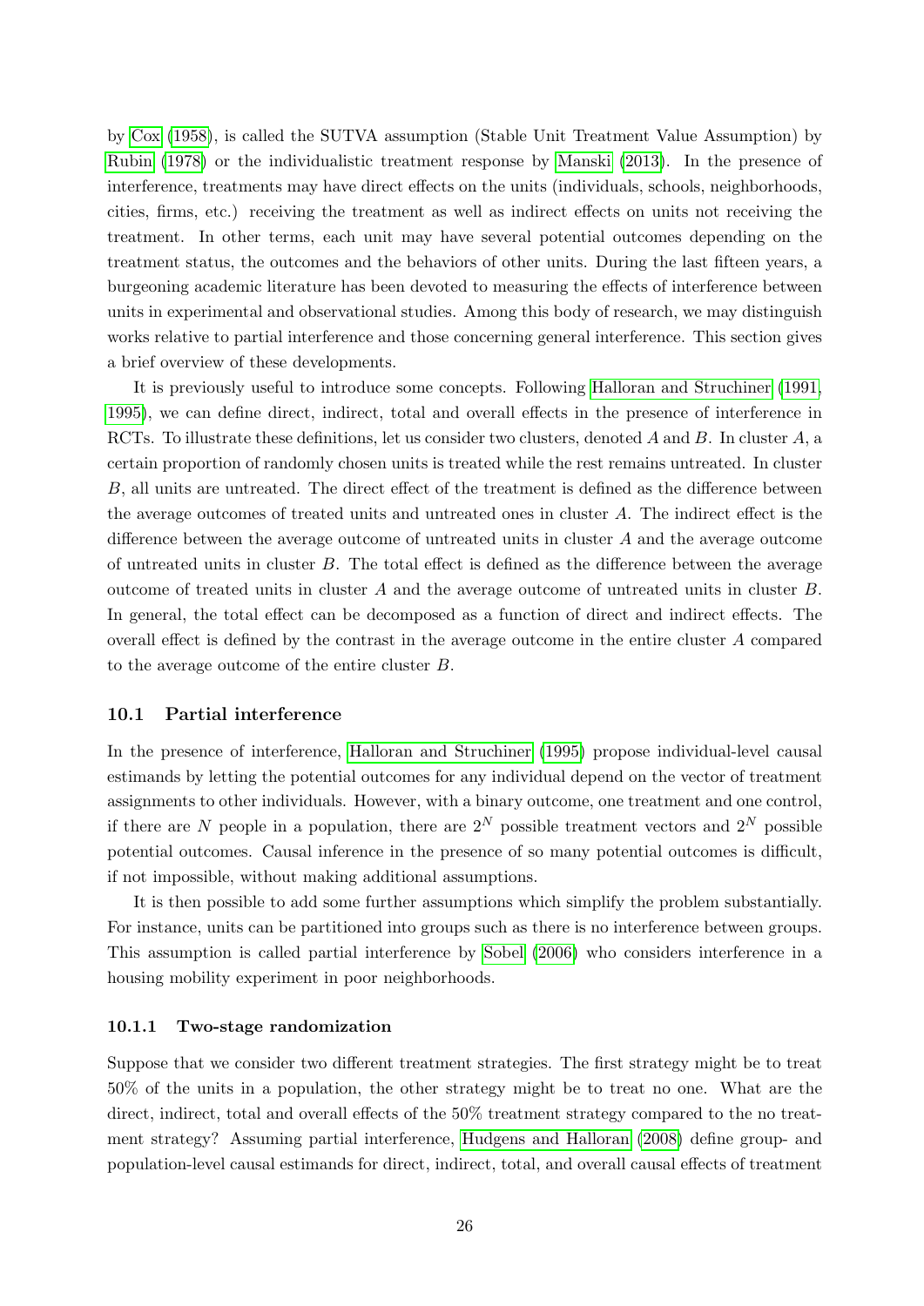by Cox (1958), is called the SUTVA assumption (Stable Unit Treatment Value Assumption) by Rubin (1978) or the individualistic treatment response by Manski (2013). In the presence of interference, treatments may have direct effects on the units (individuals, schools, neighborhoods, cities, firms, etc.) receiving the treatment as well as indirect effects on units not receiving the treatment. In other terms, each unit may have several potential outcomes depending on the treatment status, the outcomes and the behaviors of other units. During the last fifteen years, a burgeoning academic literature has been devoted to measuring the effects of interference between units in experimental and observational studies. Among this body of research, we may distinguish works relative to partial interference and those concerning general interference. This section gives a brief overview of these developments.

It is previously useful to introduce some concepts. Following Halloran and Struchiner (1991, 1995), we can define direct, indirect, total and overall effects in the presence of interference in RCTs. To illustrate these definitions, let us consider two clusters, denoted $A$ and $B$. In cluster $A$, a certain proportion of randomly chosen units is treated while the rest remains untreated. In cluster $B$, all units are untreated. The direct effect of the treatment is defined as the difference between the average outcomes of treated units and untreated ones in cluster $A$. The indirect effect is the difference between the average outcome of untreated units in cluster $A$ and the average outcome of untreated units in cluster $B$. The total effect is defined as the difference between the average outcome of treated units in cluster $A$ and the average outcome of untreated units in cluster $B$. In general, the total effect can be decomposed as a function of direct and indirect effects. The overall effect is defined by the contrast in the average outcome in the entire cluster $A$ compared to the average outcome of the entire cluster $B$.

### 10.1 Partial interference

In the presence of interference, Halloran and Struchiner (1995) propose individual-level causal estimands by letting the potential outcomes for any individual depend on the vector of treatment assignments to other individuals. However, with a binary outcome, one treatment and one control, if there are $N$ people in a population, there are $2^N$ possible treatment vectors and $2^N$ possible potential outcomes. Causal inference in the presence of so many potential outcomes is difficult, if not impossible, without making additional assumptions.

It is then possible to add some further assumptions which simplify the problem substantially. For instance, units can be partitioned into groups such as there is no interference between groups. This assumption is called partial interference by Sobel (2006) who considers interference in a housing mobility experiment in poor neighborhoods.

#### 10.1.1 Two-stage randomization

Suppose that we consider two different treatment strategies. The first strategy might be to treat 50% of the units in a population, the other strategy might be to treat no one. What are the direct, indirect, total and overall effects of the 50% treatment strategy compared to the no treatment strategy? Assuming partial interference, Hudgens and Halloran (2008) define group- and population-level causal estimands for direct, indirect, total, and overall causal effects of treatment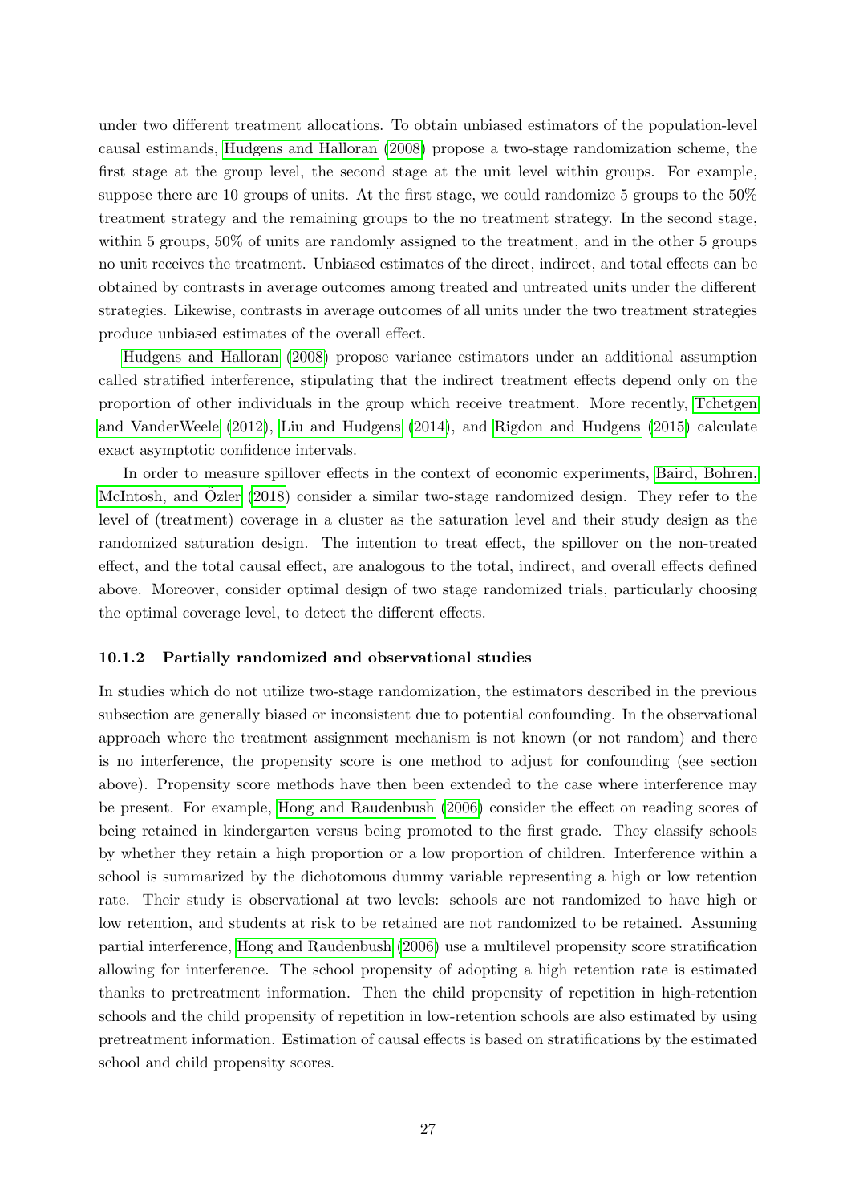under two different treatment allocations. To obtain unbiased estimators of the population-level causal estimands, Hudgens and Halloran (2008) propose a two-stage randomization scheme, the first stage at the group level, the second stage at the unit level within groups. For example, suppose there are 10 groups of units. At the first stage, we could randomize 5 groups to the 50% treatment strategy and the remaining groups to the no treatment strategy. In the second stage, within 5 groups, 50% of units are randomly assigned to the treatment, and in the other 5 groups no unit receives the treatment. Unbiased estimates of the direct, indirect, and total effects can be obtained by contrasts in average outcomes among treated and untreated units under the different strategies. Likewise, contrasts in average outcomes of all units under the two treatment strategies produce unbiased estimates of the overall effect.

Hudgens and Halloran (2008) propose variance estimators under an additional assumption called stratified interference, stipulating that the indirect treatment effects depend only on the proportion of other individuals in the group which receive treatment. More recently, Tchetgen and VanderWeele (2012), Liu and Hudgens (2014), and Rigdon and Hudgens (2015) calculate exact asymptotic confidence intervals.

In order to measure spillover effects in the context of economic experiments, Baird, Bohren, McIntosh, and Özler (2018) consider a similar two-stage randomized design. They refer to the level of (treatment) coverage in a cluster as the saturation level and their study design as the randomized saturation design. The intention to treat effect, the spillover on the non-treated effect, and the total causal effect, are analogous to the total, indirect, and overall effects defined above. Moreover, consider optimal design of two stage randomized trials, particularly choosing the optimal coverage level, to detect the different effects.

#### 10.1.2 Partially randomized and observational studies

In studies which do not utilize two-stage randomization, the estimators described in the previous subsection are generally biased or inconsistent due to potential confounding. In the observational approach where the treatment assignment mechanism is not known (or not random) and there is no interference, the propensity score is one method to adjust for confounding (see section above). Propensity score methods have then been extended to the case where interference may be present. For example, Hong and Raudenbush (2006) consider the effect on reading scores of being retained in kindergarten versus being promoted to the first grade. They classify schools by whether they retain a high proportion or a low proportion of children. Interference within a school is summarized by the dichotomous dummy variable representing a high or low retention rate. Their study is observational at two levels: schools are not randomized to have high or low retention, and students at risk to be retained are not randomized to be retained. Assuming partial interference, Hong and Raudenbush (2006) use a multilevel propensity score stratification allowing for interference. The school propensity of adopting a high retention rate is estimated thanks to pretreatment information. Then the child propensity of repetition in high-retention schools and the child propensity of repetition in low-retention schools are also estimated by using pretreatment information. Estimation of causal effects is based on stratifications by the estimated school and child propensity scores.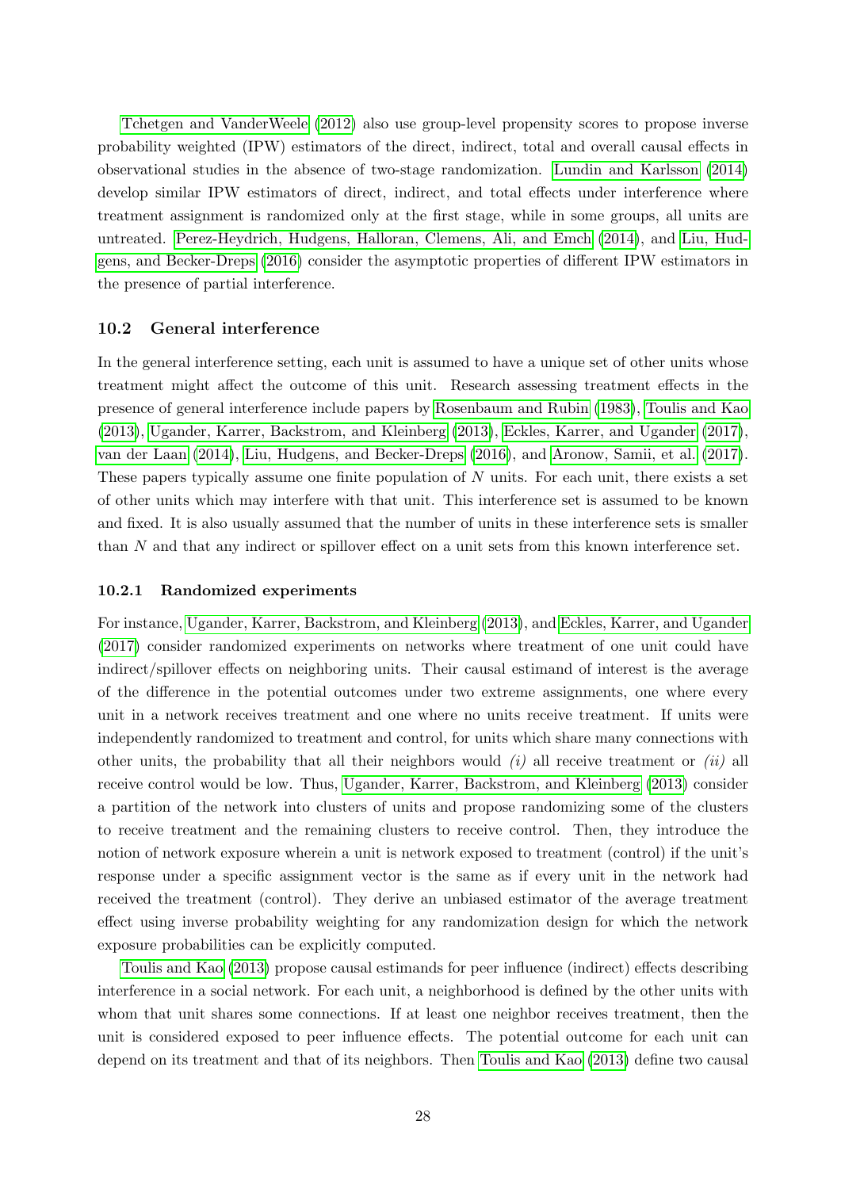Tchetgen and VanderWeele (2012) also use group-level propensity scores to propose inverse probability weighted (IPW) estimators of the direct, indirect, total and overall causal effects in observational studies in the absence of two-stage randomization. Lundin and Karlsson (2014) develop similar IPW estimators of direct, indirect, and total effects under interference where treatment assignment is randomized only at the first stage, while in some groups, all units are untreated. Perez-Heydrich, Hudgens, Halloran, Clemens, Ali, and Emch (2014), and Liu, Hudgens, and Becker-Dreps (2016) consider the asymptotic properties of different IPW estimators in the presence of partial interference.

### 10.2 General interference

In the general interference setting, each unit is assumed to have a unique set of other units whose treatment might affect the outcome of this unit. Research assessing treatment effects in the presence of general interference include papers by Rosenbaum and Rubin (1983), Toulis and Kao (2013), Ugander, Karrer, Backstrom, and Kleinberg (2013), Eckles, Karrer, and Ugander (2017), van der Laan (2014), Liu, Hudgens, and Becker-Dreps (2016), and Aronow, Samii, et al. (2017). These papers typically assume one finite population of $N$ units. For each unit, there exists a set of other units which may interfere with that unit. This interference set is assumed to be known and fixed. It is also usually assumed that the number of units in these interference sets is smaller than $N$ and that any indirect or spillover effect on a unit sets from this known interference set.

#### 10.2.1 Randomized experiments

For instance, Ugander, Karrer, Backstrom, and Kleinberg (2013), and Eckles, Karrer, and Ugander (2017) consider randomized experiments on networks where treatment of one unit could have indirect/spillover effects on neighboring units. Their causal estimand of interest is the average of the difference in the potential outcomes under two extreme assignments, one where every unit in a network receives treatment and one where no units receive treatment. If units were independently randomized to treatment and control, for units which share many connections with other units, the probability that all their neighbors would *(i)* all receive treatment or *(ii)* all receive control would be low. Thus, Ugander, Karrer, Backstrom, and Kleinberg (2013) consider a partition of the network into clusters of units and propose randomizing some of the clusters to receive treatment and the remaining clusters to receive control. Then, they introduce the notion of network exposure wherein a unit is network exposed to treatment (control) if the unit's response under a specific assignment vector is the same as if every unit in the network had received the treatment (control). They derive an unbiased estimator of the average treatment effect using inverse probability weighting for any randomization design for which the network exposure probabilities can be explicitly computed.

Toulis and Kao (2013) propose causal estimands for peer influence (indirect) effects describing interference in a social network. For each unit, a neighborhood is defined by the other units with whom that unit shares some connections. If at least one neighbor receives treatment, then the unit is considered exposed to peer influence effects. The potential outcome for each unit can depend on its treatment and that of its neighbors. Then Toulis and Kao (2013) define two causal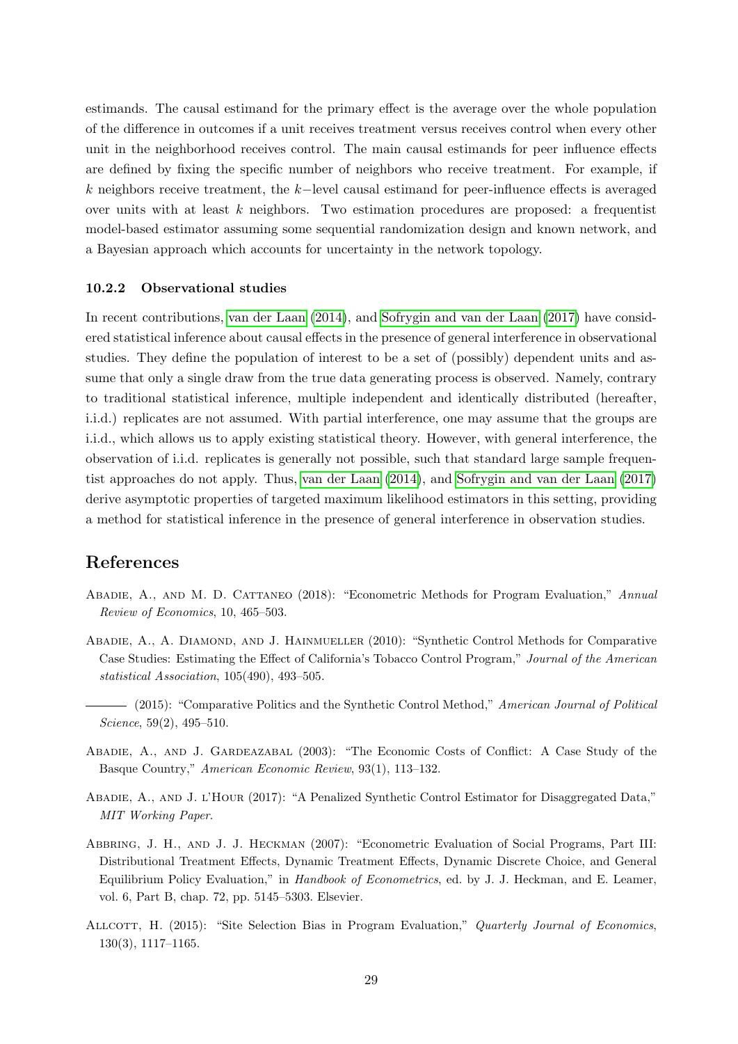estimands. The causal estimand for the primary effect is the average over the whole population of the difference in outcomes if a unit receives treatment versus receives control when every other unit in the neighborhood receives control. The main causal estimands for peer influence effects are defined by fixing the specific number of neighbors who receive treatment. For example, if $k$ neighbors receive treatment, the $k-$level causal estimand for peer-influence effects is averaged over units with at least $k$ neighbors. Two estimation procedures are proposed: a frequentist model-based estimator assuming some sequential randomization design and known network, and a Bayesian approach which accounts for uncertainty in the network topology.

#### 10.2.2 Observational studies

In recent contributions, van der Laan (2014), and Sofrygin and van der Laan (2017) have considered statistical inference about causal effects in the presence of general interference in observational studies. They define the population of interest to be a set of (possibly) dependent units and assume that only a single draw from the true data generating process is observed. Namely, contrary to traditional statistical inference, multiple independent and identically distributed (hereafter, i.i.d.) replicates are not assumed. With partial interference, one may assume that the groups are i.i.d., which allows us to apply existing statistical theory. However, with general interference, the observation of i.i.d. replicates is generally not possible, such that standard large sample frequentist approaches do not apply. Thus, van der Laan (2014), and Sofrygin and van der Laan (2017) derive asymptotic properties of targeted maximum likelihood estimators in this setting, providing a method for statistical inference in the presence of general interference in observation studies.

## References

Abadie, A., and M. D. Cattaneo (2018): "Econometric Methods for Program Evaluation," *Annual Review of Economics*, 10, 465–503.

Abadie, A., A. Diamond, and J. Hainmueller (2010): "Synthetic Control Methods for Comparative Case Studies: Estimating the Effect of California's Tobacco Control Program," *Journal of the American statistical Association*, 105(490), 493–505.

——— (2015): "Comparative Politics and the Synthetic Control Method," *American Journal of Political Science*, 59(2), 495–510.

Abadie, A., and J. Gardeazabal (2003): "The Economic Costs of Conflict: A Case Study of the Basque Country," *American Economic Review*, 93(1), 113–132.

Abadie, A., and J. l'Hour (2017): "A Penalized Synthetic Control Estimator for Disaggregated Data," *MIT Working Paper*.

Abbring, J. H., and J. J. Heckman (2007): "Econometric Evaluation of Social Programs, Part III: Distributional Treatment Effects, Dynamic Treatment Effects, Dynamic Discrete Choice, and General Equilibrium Policy Evaluation," in *Handbook of Econometrics*, ed. by J. J. Heckman, and E. Leamer, vol. 6, Part B, chap. 72, pp. 5145–5303. Elsevier.

Allcott, H. (2015): "Site Selection Bias in Program Evaluation," *Quarterly Journal of Economics*, 130(3), 1117–1165.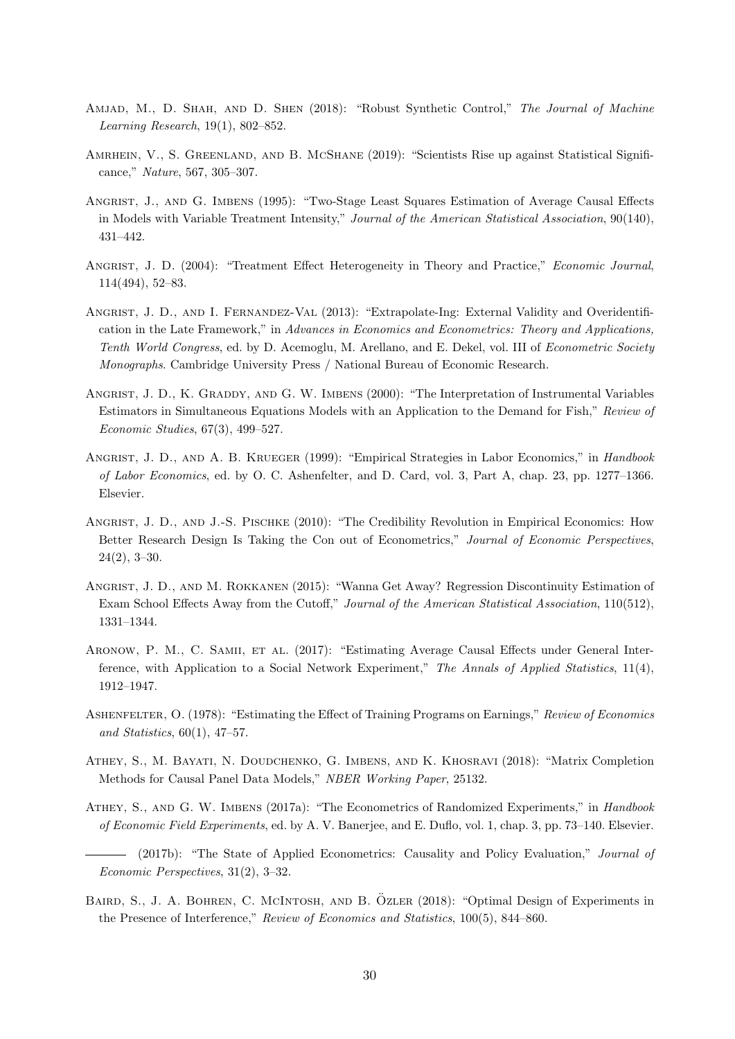Amjad, M., D. Shah, and D. Shen (2018): "Robust Synthetic Control," *The Journal of Machine Learning Research*, 19(1), 802–852.

Amrhein, V., S. Greenland, and B. McShane (2019): "Scientists Rise up against Statistical Significance," *Nature*, 567, 305–307.

Angrist, J., and G. Imbens (1995): "Two-Stage Least Squares Estimation of Average Causal Effects in Models with Variable Treatment Intensity," *Journal of the American Statistical Association*, 90(140), 431–442.

Angrist, J. D. (2004): "Treatment Effect Heterogeneity in Theory and Practice," *Economic Journal*, 114(494), 52–83.

Angrist, J. D., and I. Fernandez-Val (2013): "Extrapolate-Ing: External Validity and Overidentification in the Late Framework," in *Advances in Economics and Econometrics: Theory and Applications, Tenth World Congress*, ed. by D. Acemoglu, M. Arellano, and E. Dekel, vol. III of *Econometric Society Monographs*. Cambridge University Press / National Bureau of Economic Research.

Angrist, J. D., K. Graddy, and G. W. Imbens (2000): "The Interpretation of Instrumental Variables Estimators in Simultaneous Equations Models with an Application to the Demand for Fish," *Review of Economic Studies*, 67(3), 499–527.

Angrist, J. D., and A. B. Krueger (1999): "Empirical Strategies in Labor Economics," in *Handbook of Labor Economics*, ed. by O. C. Ashenfelter, and D. Card, vol. 3, Part A, chap. 23, pp. 1277–1366. Elsevier.

Angrist, J. D., and J.-S. Pischke (2010): "The Credibility Revolution in Empirical Economics: How Better Research Design Is Taking the Con out of Econometrics," *Journal of Economic Perspectives*, 24(2), 3–30.

Angrist, J. D., and M. Rokkanen (2015): "Wanna Get Away? Regression Discontinuity Estimation of Exam School Effects Away from the Cutoff," *Journal of the American Statistical Association*, 110(512), 1331–1344.

Aronow, P. M., C. Samii, et al. (2017): "Estimating Average Causal Effects under General Interference, with Application to a Social Network Experiment," *The Annals of Applied Statistics*, 11(4), 1912–1947.

Ashenfelter, O. (1978): "Estimating the Effect of Training Programs on Earnings," *Review of Economics and Statistics*, 60(1), 47–57.

Athey, S., M. Bayati, N. Doudchenko, G. Imbens, and K. Khosravi (2018): "Matrix Completion Methods for Causal Panel Data Models," *NBER Working Paper*, 25132.

Athey, S., and G. W. Imbens (2017a): "The Econometrics of Randomized Experiments," in *Handbook of Economic Field Experiments*, ed. by A. V. Banerjee, and E. Duflo, vol. 1, chap. 3, pp. 73–140. Elsevier.

——— (2017b): "The State of Applied Econometrics: Causality and Policy Evaluation," *Journal of Economic Perspectives*, 31(2), 3–32.

Baird, S., J. A. Bohren, C. McIntosh, and B. Özler (2018): "Optimal Design of Experiments in the Presence of Interference," *Review of Economics and Statistics*, 100(5), 844–860.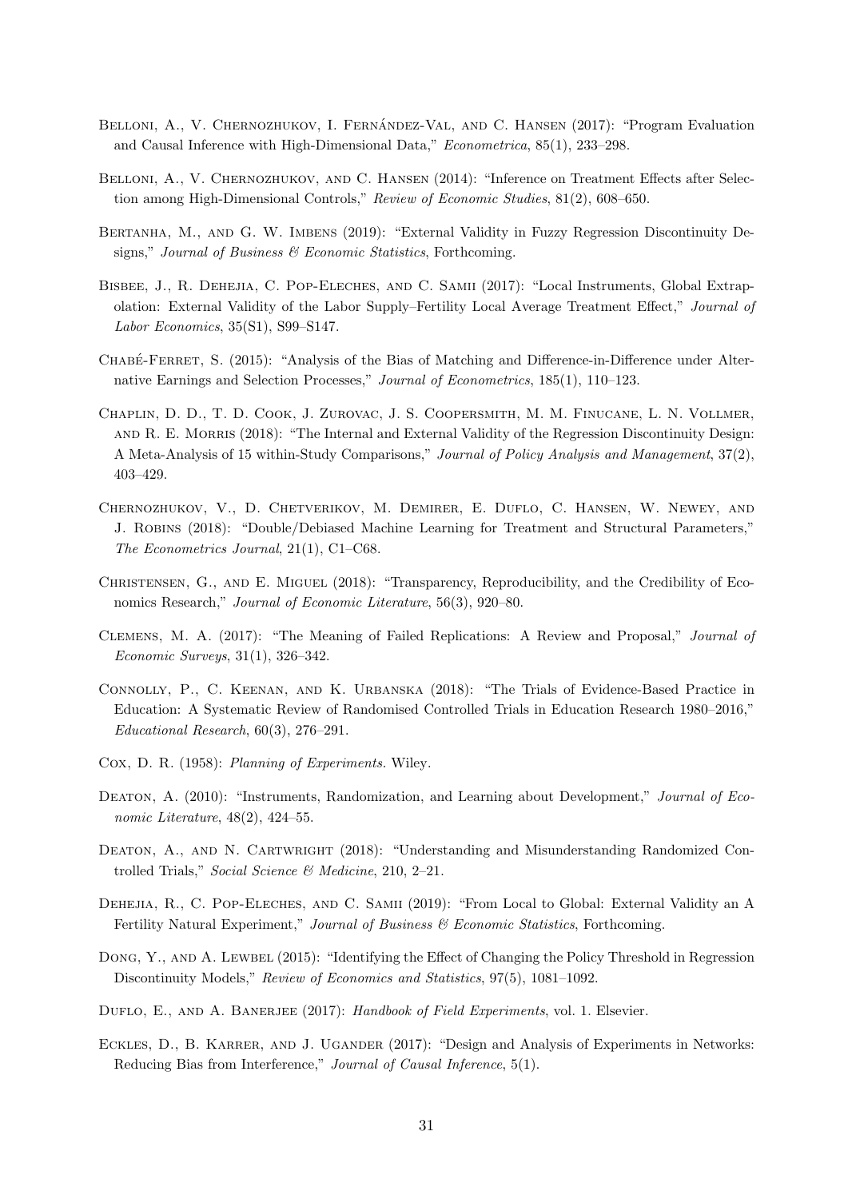Belloni, A., V. Chernozhukov, I. Fernández-Val, and C. Hansen (2017): "Program Evaluation and Causal Inference with High-Dimensional Data," *Econometrica*, 85(1), 233–298.

Belloni, A., V. Chernozhukov, and C. Hansen (2014): "Inference on Treatment Effects after Selection among High-Dimensional Controls," *Review of Economic Studies*, 81(2), 608–650.

Bertanha, M., and G. W. Imbens (2019): "External Validity in Fuzzy Regression Discontinuity Designs," *Journal of Business & Economic Statistics*, Forthcoming.

Bisbee, J., R. Dehejia, C. Pop-Eleches, and C. Samii (2017): "Local Instruments, Global Extrapolation: External Validity of the Labor Supply–Fertility Local Average Treatment Effect," *Journal of Labor Economics*, 35(S1), S99–S147.

Chabé-Ferret, S. (2015): "Analysis of the Bias of Matching and Difference-in-Difference under Alternative Earnings and Selection Processes," *Journal of Econometrics*, 185(1), 110–123.

Chaplin, D. D., T. D. Cook, J. Zurovac, J. S. Coopersmith, M. M. Finucane, L. N. Vollmer, and R. E. Morris (2018): "The Internal and External Validity of the Regression Discontinuity Design: A Meta-Analysis of 15 within-Study Comparisons," *Journal of Policy Analysis and Management*, 37(2), 403–429.

Chernozhukov, V., D. Chetverikov, M. Demirer, E. Duflo, C. Hansen, W. Newey, and J. Robins (2018): "Double/Debiased Machine Learning for Treatment and Structural Parameters," *The Econometrics Journal*, 21(1), C1–C68.

Christensen, G., and E. Miguel (2018): "Transparency, Reproducibility, and the Credibility of Economics Research," *Journal of Economic Literature*, 56(3), 920–80.

Clemens, M. A. (2017): "The Meaning of Failed Replications: A Review and Proposal," *Journal of Economic Surveys*, 31(1), 326–342.

Connolly, P., C. Keenan, and K. Urbanska (2018): "The Trials of Evidence-Based Practice in Education: A Systematic Review of Randomised Controlled Trials in Education Research 1980–2016," *Educational Research*, 60(3), 276–291.

Cox, D. R. (1958): *Planning of Experiments*. Wiley.

Deaton, A. (2010): "Instruments, Randomization, and Learning about Development," *Journal of Economic Literature*, 48(2), 424–55.

Deaton, A., and N. Cartwright (2018): "Understanding and Misunderstanding Randomized Controlled Trials," *Social Science & Medicine*, 210, 2–21.

Dehejia, R., C. Pop-Eleches, and C. Samii (2019): "From Local to Global: External Validity an A Fertility Natural Experiment," *Journal of Business & Economic Statistics*, Forthcoming.

Dong, Y., and A. Lewbel (2015): "Identifying the Effect of Changing the Policy Threshold in Regression Discontinuity Models," *Review of Economics and Statistics*, 97(5), 1081–1092.

Duflo, E., and A. Banerjee (2017): *Handbook of Field Experiments*, vol. 1. Elsevier.

Eckles, D., B. Karrer, and J. Ugander (2017): "Design and Analysis of Experiments in Networks: Reducing Bias from Interference," *Journal of Causal Inference*, 5(1).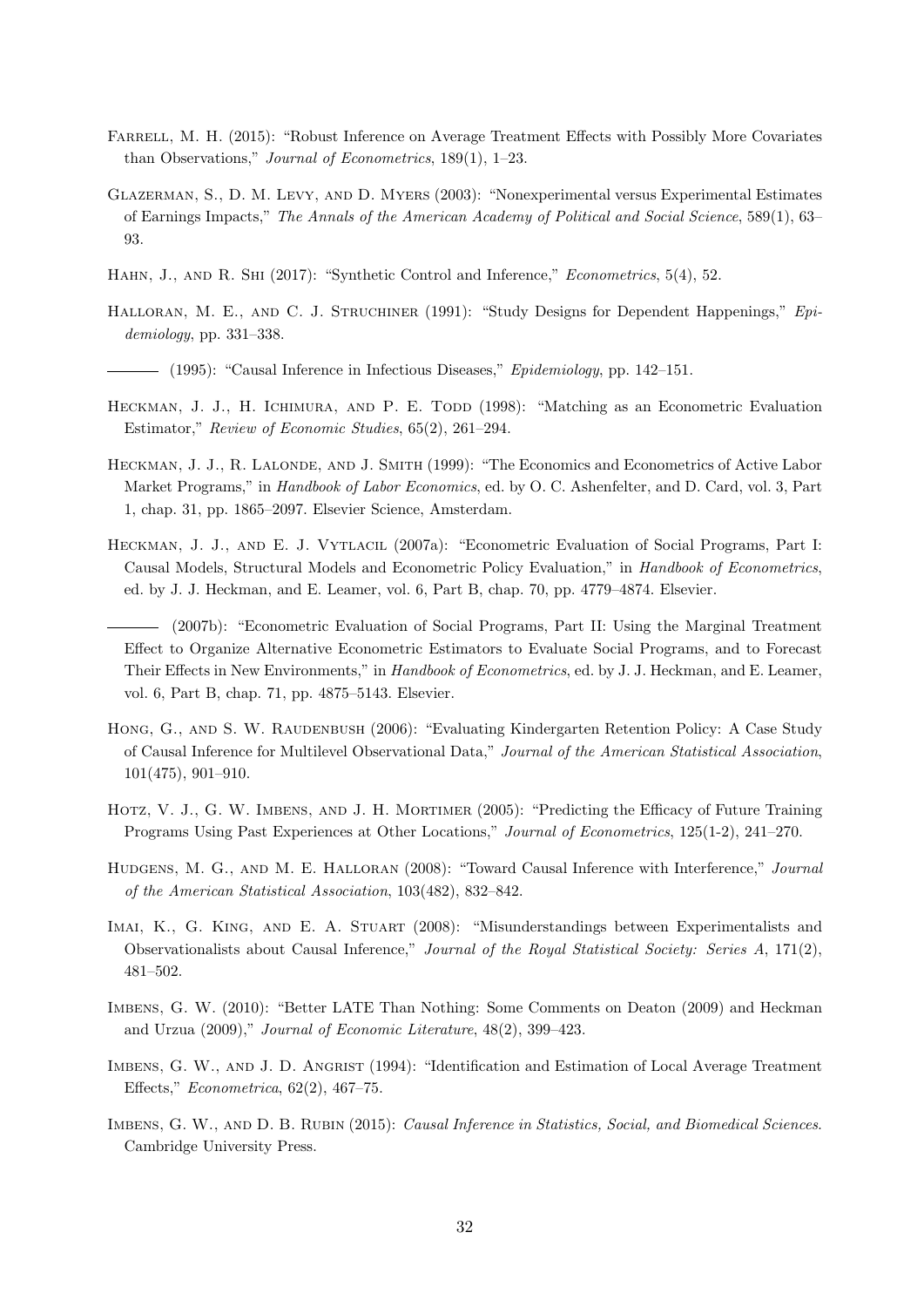Farrell, M. H. (2015): "Robust Inference on Average Treatment Effects with Possibly More Covariates than Observations," *Journal of Econometrics*, 189(1), 1–23.

Glazerman, S., D. M. Levy, and D. Myers (2003): "Nonexperimental versus Experimental Estimates of Earnings Impacts," *The Annals of the American Academy of Political and Social Science*, 589(1), 63–93.

Hahn, J., and R. Shi (2017): "Synthetic Control and Inference," *Econometrics*, 5(4), 52.

Halloran, M. E., and C. J. Struchiner (1991): "Study Designs for Dependent Happenings," *Epidemiology*, pp. 331–338.

——— (1995): "Causal Inference in Infectious Diseases," *Epidemiology*, pp. 142–151.

Heckman, J. J., H. Ichimura, and P. E. Todd (1998): "Matching as an Econometric Evaluation Estimator," *Review of Economic Studies*, 65(2), 261–294.

Heckman, J. J., R. Lalonde, and J. Smith (1999): "The Economics and Econometrics of Active Labor Market Programs," in *Handbook of Labor Economics*, ed. by O. C. Ashenfelter, and D. Card, vol. 3, Part 1, chap. 31, pp. 1865–2097. Elsevier Science, Amsterdam.

Heckman, J. J., and E. J. Vytlacil (2007a): "Econometric Evaluation of Social Programs, Part I: Causal Models, Structural Models and Econometric Policy Evaluation," in *Handbook of Econometrics*, ed. by J. J. Heckman, and E. Leamer, vol. 6, Part B, chap. 70, pp. 4779–4874. Elsevier.

——— (2007b): "Econometric Evaluation of Social Programs, Part II: Using the Marginal Treatment Effect to Organize Alternative Econometric Estimators to Evaluate Social Programs, and to Forecast Their Effects in New Environments," in *Handbook of Econometrics*, ed. by J. J. Heckman, and E. Leamer, vol. 6, Part B, chap. 71, pp. 4875–5143. Elsevier.

Hong, G., and S. W. Raudenbush (2006): "Evaluating Kindergarten Retention Policy: A Case Study of Causal Inference for Multilevel Observational Data," *Journal of the American Statistical Association*, 101(475), 901–910.

Hotz, V. J., G. W. Imbens, and J. H. Mortimer (2005): "Predicting the Efficacy of Future Training Programs Using Past Experiences at Other Locations," *Journal of Econometrics*, 125(1-2), 241–270.

Hudgens, M. G., and M. E. Halloran (2008): "Toward Causal Inference with Interference," *Journal of the American Statistical Association*, 103(482), 832–842.

Imai, K., G. King, and E. A. Stuart (2008): "Misunderstandings between Experimentalists and Observationalists about Causal Inference," *Journal of the Royal Statistical Society: Series A*, 171(2), 481–502.

Imbens, G. W. (2010): "Better LATE Than Nothing: Some Comments on Deaton (2009) and Heckman and Urzua (2009)," *Journal of Economic Literature*, 48(2), 399–423.

Imbens, G. W., and J. D. Angrist (1994): "Identification and Estimation of Local Average Treatment Effects," *Econometrica*, 62(2), 467–75.

Imbens, G. W., and D. B. Rubin (2015): *Causal Inference in Statistics, Social, and Biomedical Sciences*. Cambridge University Press.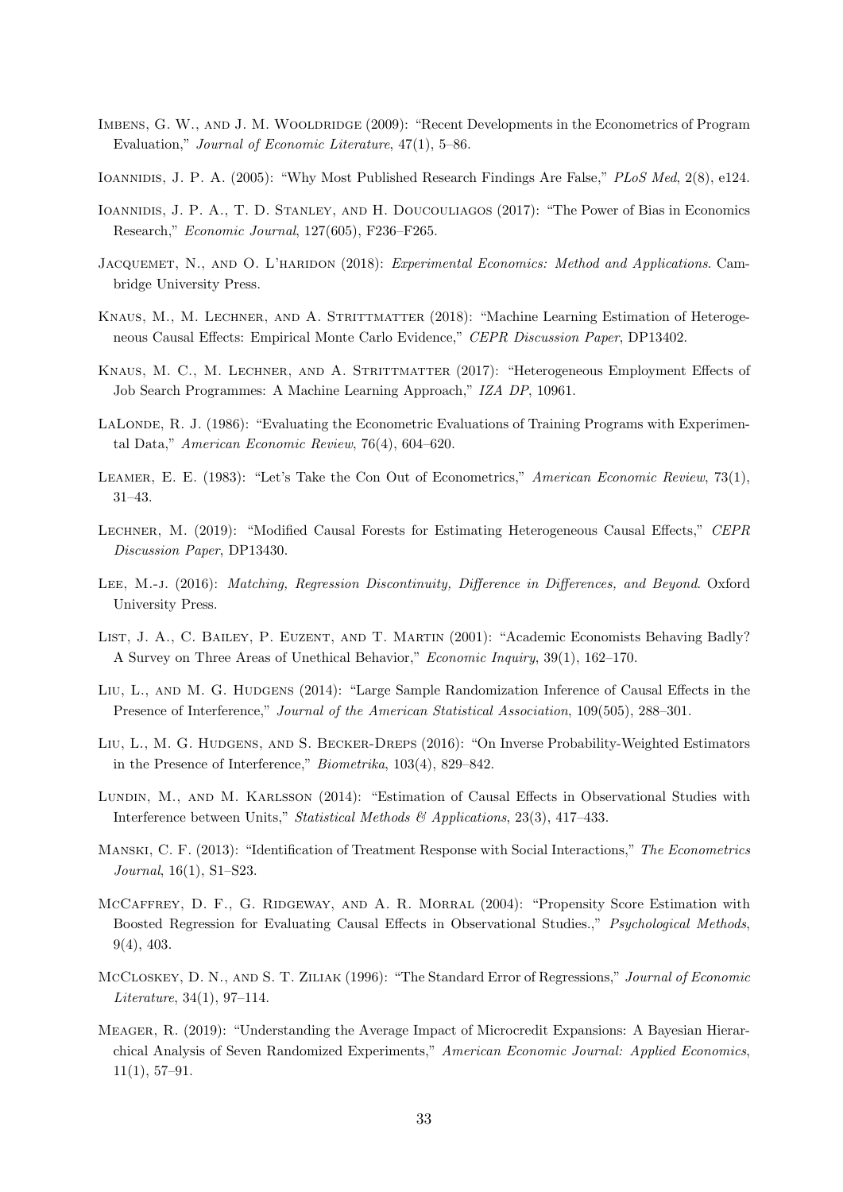Imbens, G. W., and J. M. Wooldridge (2009): "Recent Developments in the Econometrics of Program Evaluation," *Journal of Economic Literature*, 47(1), 5–86.

Ioannidis, J. P. A. (2005): "Why Most Published Research Findings Are False," *PLoS Med*, 2(8), e124.

Ioannidis, J. P. A., T. D. Stanley, and H. Doucouliagos (2017): "The Power of Bias in Economics Research," *Economic Journal*, 127(605), F236–F265.

Jacquemet, N., and O. L'haridon (2018): *Experimental Economics: Method and Applications*. Cambridge University Press.

Knaus, M., M. Lechner, and A. Strittmatter (2018): "Machine Learning Estimation of Heterogeneous Causal Effects: Empirical Monte Carlo Evidence," *CEPR Discussion Paper*, DP13402.

Knaus, M. C., M. Lechner, and A. Strittmatter (2017): "Heterogeneous Employment Effects of Job Search Programmes: A Machine Learning Approach," *IZA DP*, 10961.

LaLonde, R. J. (1986): "Evaluating the Econometric Evaluations of Training Programs with Experimental Data," *American Economic Review*, 76(4), 604–620.

Leamer, E. E. (1983): "Let's Take the Con Out of Econometrics," *American Economic Review*, 73(1), 31–43.

Lechner, M. (2019): "Modified Causal Forests for Estimating Heterogeneous Causal Effects," *CEPR Discussion Paper*, DP13430.

Lee, M.-J. (2016): *Matching, Regression Discontinuity, Difference in Differences, and Beyond*. Oxford University Press.

List, J. A., C. Bailey, P. Euzent, and T. Martin (2001): "Academic Economists Behaving Badly? A Survey on Three Areas of Unethical Behavior," *Economic Inquiry*, 39(1), 162–170.

Liu, L., and M. G. Hudgens (2014): "Large Sample Randomization Inference of Causal Effects in the Presence of Interference," *Journal of the American Statistical Association*, 109(505), 288–301.

Liu, L., M. G. Hudgens, and S. Becker-Dreps (2016): "On Inverse Probability-Weighted Estimators in the Presence of Interference," *Biometrika*, 103(4), 829–842.

Lundin, M., and M. Karlsson (2014): "Estimation of Causal Effects in Observational Studies with Interference between Units," *Statistical Methods & Applications*, 23(3), 417–433.

Manski, C. F. (2013): "Identification of Treatment Response with Social Interactions," *The Econometrics Journal*, 16(1), S1–S23.

McCaffrey, D. F., G. Ridgeway, and A. R. Morral (2004): "Propensity Score Estimation with Boosted Regression for Evaluating Causal Effects in Observational Studies.," *Psychological Methods*, 9(4), 403.

McCloskey, D. N., and S. T. Ziliak (1996): "The Standard Error of Regressions," *Journal of Economic Literature*, 34(1), 97–114.

Meager, R. (2019): "Understanding the Average Impact of Microcredit Expansions: A Bayesian Hierarchical Analysis of Seven Randomized Experiments," *American Economic Journal: Applied Economics*, 11(1), 57–91.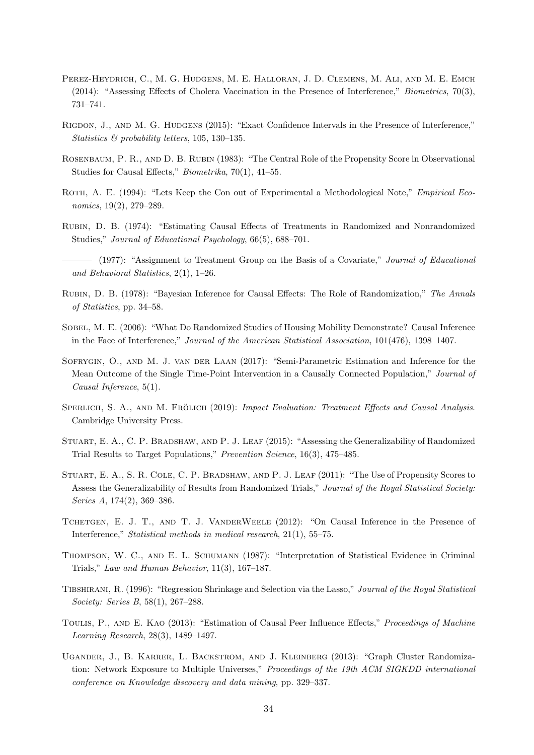Perez-Heydrich, C., M. G. Hudgens, M. E. Halloran, J. D. Clemens, M. Ali, and M. E. Emch (2014): "Assessing Effects of Cholera Vaccination in the Presence of Interference," *Biometrics*, 70(3), 731–741.

Rigdon, J., and M. G. Hudgens (2015): "Exact Confidence Intervals in the Presence of Interference," *Statistics & probability letters*, 105, 130–135.

Rosenbaum, P. R., and D. B. Rubin (1983): "The Central Role of the Propensity Score in Observational Studies for Causal Effects," *Biometrika*, 70(1), 41–55.

Roth, A. E. (1994): "Lets Keep the Con out of Experimental a Methodological Note," *Empirical Economics*, 19(2), 279–289.

Rubin, D. B. (1974): "Estimating Causal Effects of Treatments in Randomized and Nonrandomized Studies," *Journal of Educational Psychology*, 66(5), 688–701.

——— (1977): "Assignment to Treatment Group on the Basis of a Covariate," *Journal of Educational and Behavioral Statistics*, 2(1), 1–26.

Rubin, D. B. (1978): "Bayesian Inference for Causal Effects: The Role of Randomization," *The Annals of Statistics*, pp. 34–58.

Sobel, M. E. (2006): "What Do Randomized Studies of Housing Mobility Demonstrate? Causal Inference in the Face of Interference," *Journal of the American Statistical Association*, 101(476), 1398–1407.

Sofrygin, O., and M. J. van der Laan (2017): "Semi-Parametric Estimation and Inference for the Mean Outcome of the Single Time-Point Intervention in a Causally Connected Population," *Journal of Causal Inference*, 5(1).

Sperlich, S. A., and M. Frölich (2019): *Impact Evaluation: Treatment Effects and Causal Analysis*. Cambridge University Press.

Stuart, E. A., C. P. Bradshaw, and P. J. Leaf (2015): "Assessing the Generalizability of Randomized Trial Results to Target Populations," *Prevention Science*, 16(3), 475–485.

Stuart, E. A., S. R. Cole, C. P. Bradshaw, and P. J. Leaf (2011): "The Use of Propensity Scores to Assess the Generalizability of Results from Randomized Trials," *Journal of the Royal Statistical Society: Series A*, 174(2), 369–386.

Tchetgen, E. J. T., and T. J. VanderWeele (2012): "On Causal Inference in the Presence of Interference," *Statistical methods in medical research*, 21(1), 55–75.

Thompson, W. C., and E. L. Schumann (1987): "Interpretation of Statistical Evidence in Criminal Trials," *Law and Human Behavior*, 11(3), 167–187.

Tibshirani, R. (1996): "Regression Shrinkage and Selection via the Lasso," *Journal of the Royal Statistical Society: Series B*, 58(1), 267–288.

Toulis, P., and E. Kao (2013): "Estimation of Causal Peer Influence Effects," *Proceedings of Machine Learning Research*, 28(3), 1489–1497.

Ugander, J., B. Karrer, L. Backstrom, and J. Kleinberg (2013): "Graph Cluster Randomization: Network Exposure to Multiple Universes," *Proceedings of the 19th ACM SIGKDD international conference on Knowledge discovery and data mining*, pp. 329–337.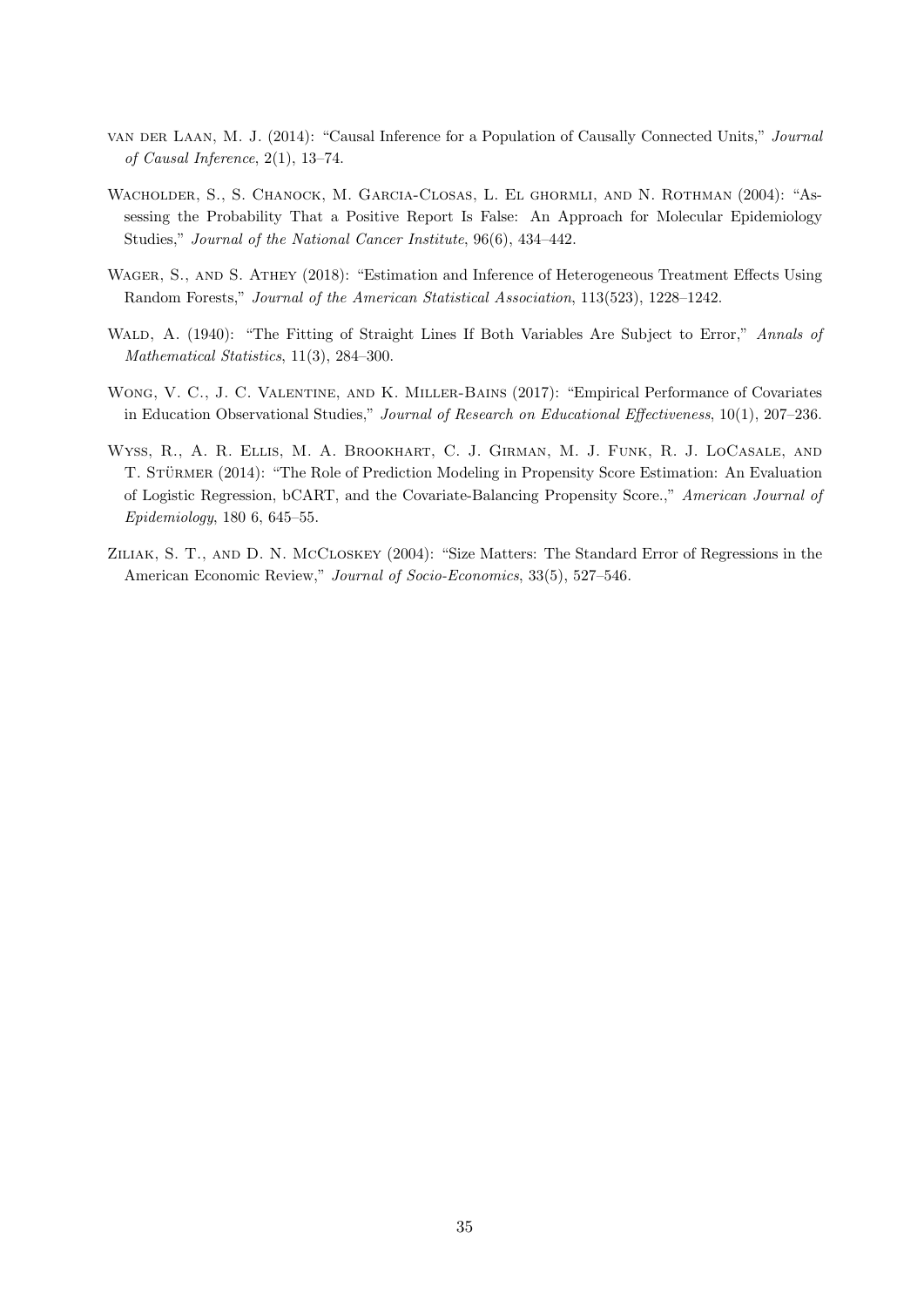van der Laan, M. J. (2014): "Causal Inference for a Population of Causally Connected Units," *Journal of Causal Inference*, 2(1), 13–74.

Wacholder, S., S. Chanock, M. Garcia-Closas, L. El ghormli, and N. Rothman (2004): "Assessing the Probability That a Positive Report Is False: An Approach for Molecular Epidemiology Studies," *Journal of the National Cancer Institute*, 96(6), 434–442.

Wager, S., and S. Athey (2018): "Estimation and Inference of Heterogeneous Treatment Effects Using Random Forests," *Journal of the American Statistical Association*, 113(523), 1228–1242.

Wald, A. (1940): "The Fitting of Straight Lines If Both Variables Are Subject to Error," *Annals of Mathematical Statistics*, 11(3), 284–300.

Wong, V. C., J. C. Valentine, and K. Miller-Bains (2017): "Empirical Performance of Covariates in Education Observational Studies," *Journal of Research on Educational Effectiveness*, 10(1), 207–236.

Wyss, R., A. R. Ellis, M. A. Brookhart, C. J. Girman, M. J. Funk, R. J. LoCasale, and T. Stürmer (2014): "The Role of Prediction Modeling in Propensity Score Estimation: An Evaluation of Logistic Regression, bCART, and the Covariate-Balancing Propensity Score.," *American Journal of Epidemiology*, 180 6, 645–55.

Ziliak, S. T., and D. N. McCloskey (2004): "Size Matters: The Standard Error of Regressions in the American Economic Review," *Journal of Socio-Economics*, 33(5), 527–546.